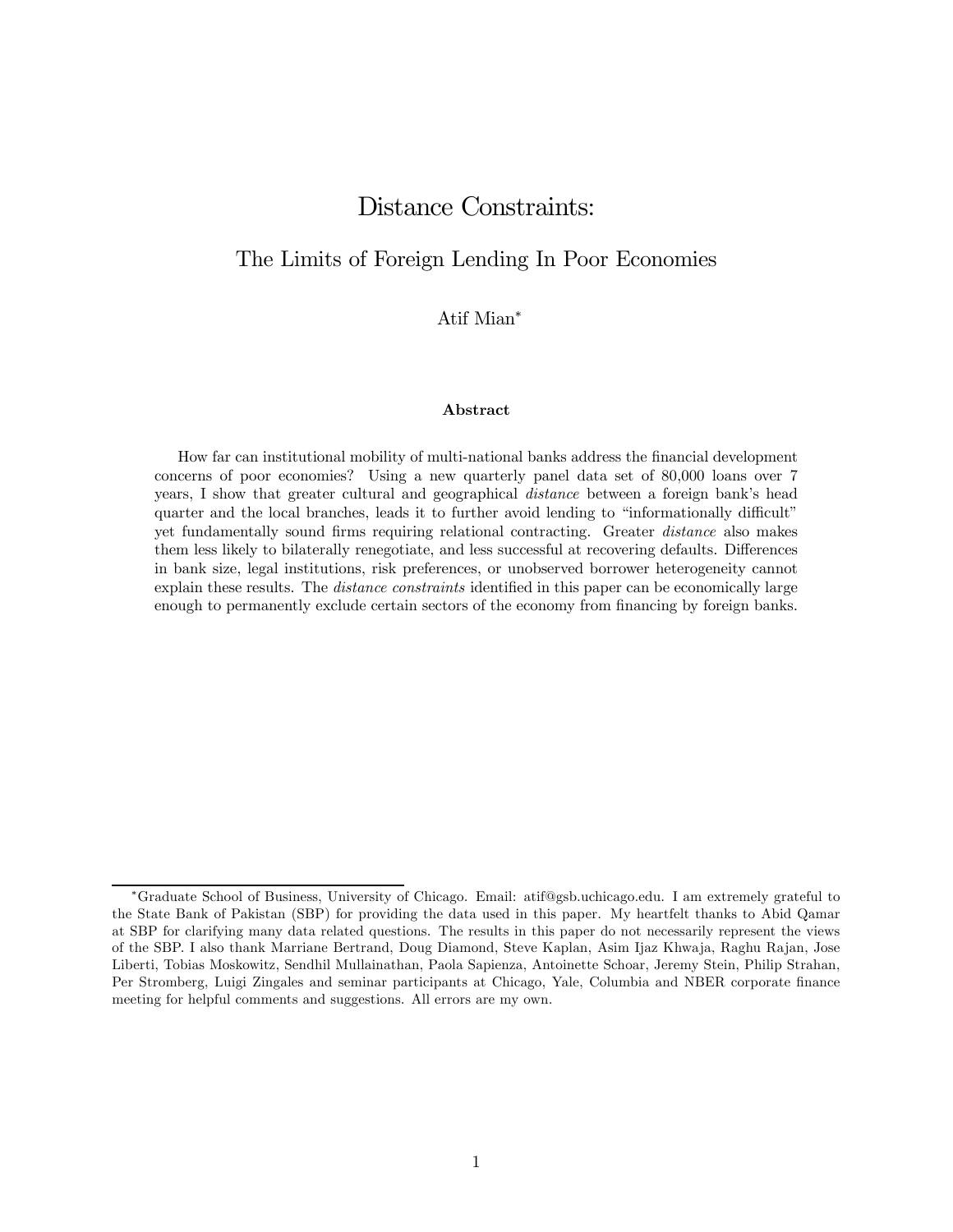# Distance Constraints:

## The Limits of Foreign Lending In Poor Economies

Atif Mian*

### Abstract

How far can institutional mobility of multi-national banks address the financial development concerns of poor economies? Using a new quarterly panel data set of 80,000 loans over 7 years, I show that greater cultural and geographical *distance* between a foreign bank's head quarter and the local branches, leads it to further avoid lending to "informationally difficult" yet fundamentally sound firms requiring relational contracting. Greater *distance* also makes them less likely to bilaterally renegotiate, and less successful at recovering defaults. Differences in bank size, legal institutions, risk preferences, or unobserved borrower heterogeneity cannot explain these results. The *distance constraints* identified in this paper can be economically large enough to permanently exclude certain sectors of the economy from financing by foreign banks.

---

*Graduate School of Business, University of Chicago. Email: atif@gsb.uchicago.edu. I am extremely grateful to the State Bank of Pakistan (SBP) for providing the data used in this paper. My heartfelt thanks to Abid Qamar at SBP for clarifying many data related questions. The results in this paper do not necessarily represent the views of the SBP. I also thank Marriane Bertrand, Doug Diamond, Steve Kaplan, Asim Ijaz Khwaja, Raghu Rajan, Jose Liberti, Tobias Moskowitz, Sendhil Mullainathan, Paola Sapienza, Antoinette Schoar, Jeremy Stein, Philip Strahan, Per Stromberg, Luigi Zingales and seminar participants at Chicago, Yale, Columbia and NBER corporate finance meeting for helpful comments and suggestions. All errors are my own.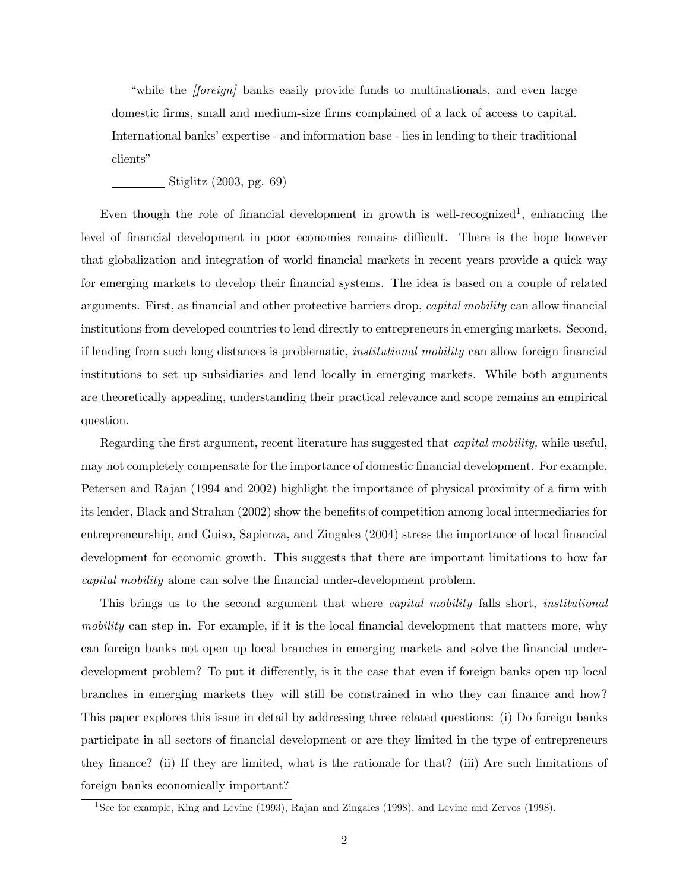> "while the *[foreign]* banks easily provide funds to multinationals, and even large domestic firms, small and medium-size firms complained of a lack of access to capital. International banks' expertise - and information base - lies in lending to their traditional clients"
>
> \_\_\_\_\_\_\_\_\_ Stiglitz (2003, pg. 69)

Even though the role of financial development in growth is well-recognized[1], enhancing the level of financial development in poor economies remains difficult. There is the hope however that globalization and integration of world financial markets in recent years provide a quick way for emerging markets to develop their financial systems. The idea is based on a couple of related arguments. First, as financial and other protective barriers drop, *capital mobility* can allow financial institutions from developed countries to lend directly to entrepreneurs in emerging markets. Second, if lending from such long distances is problematic, *institutional mobility* can allow foreign financial institutions to set up subsidiaries and lend locally in emerging markets. While both arguments are theoretically appealing, understanding their practical relevance and scope remains an empirical question.

Regarding the first argument, recent literature has suggested that *capital mobility,* while useful, may not completely compensate for the importance of domestic financial development. For example, Petersen and Rajan (1994 and 2002) highlight the importance of physical proximity of a firm with its lender, Black and Strahan (2002) show the benefits of competition among local intermediaries for entrepreneurship, and Guiso, Sapienza, and Zingales (2004) stress the importance of local financial development for economic growth. This suggests that there are important limitations to how far *capital mobility* alone can solve the financial under-development problem.

This brings us to the second argument that where *capital mobility* falls short, *institutional mobility* can step in. For example, if it is the local financial development that matters more, why can foreign banks not open up local branches in emerging markets and solve the financial under-development problem? To put it differently, is it the case that even if foreign banks open up local branches in emerging markets they will still be constrained in who they can finance and how? This paper explores this issue in detail by addressing three related questions: (i) Do foreign banks participate in all sectors of financial development or are they limited in the type of entrepreneurs they finance? (ii) If they are limited, what is the rationale for that? (iii) Are such limitations of foreign banks economically important?

[1] See for example, King and Levine (1993), Rajan and Zingales (1998), and Levine and Zervos (1998).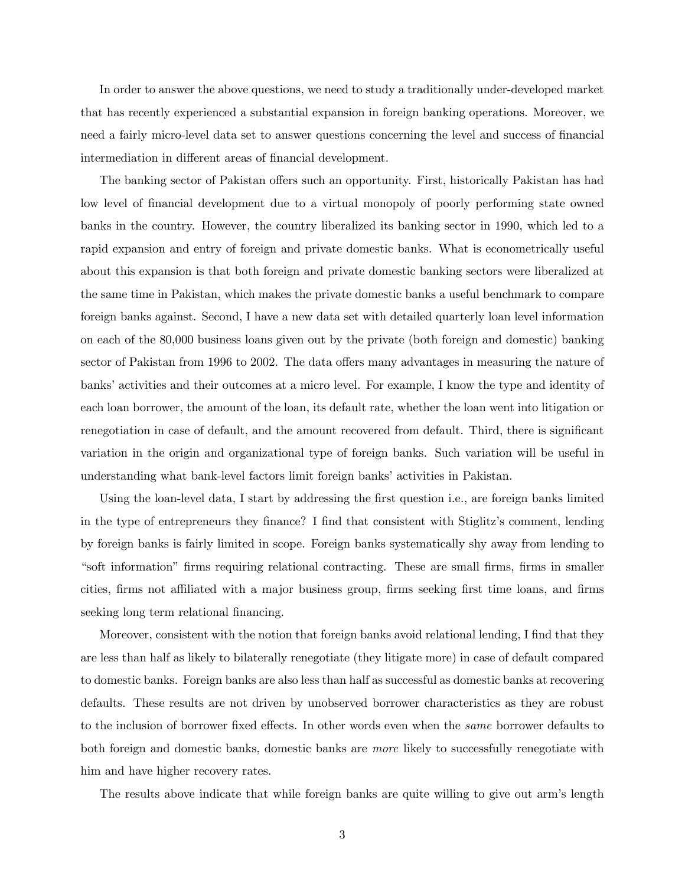In order to answer the above questions, we need to study a traditionally under-developed market that has recently experienced a substantial expansion in foreign banking operations. Moreover, we need a fairly micro-level data set to answer questions concerning the level and success of financial intermediation in different areas of financial development.

The banking sector of Pakistan offers such an opportunity. First, historically Pakistan has had low level of financial development due to a virtual monopoly of poorly performing state owned banks in the country. However, the country liberalized its banking sector in 1990, which led to a rapid expansion and entry of foreign and private domestic banks. What is econometrically useful about this expansion is that both foreign and private domestic banking sectors were liberalized at the same time in Pakistan, which makes the private domestic banks a useful benchmark to compare foreign banks against. Second, I have a new data set with detailed quarterly loan level information on each of the 80,000 business loans given out by the private (both foreign and domestic) banking sector of Pakistan from 1996 to 2002. The data offers many advantages in measuring the nature of banks' activities and their outcomes at a micro level. For example, I know the type and identity of each loan borrower, the amount of the loan, its default rate, whether the loan went into litigation or renegotiation in case of default, and the amount recovered from default. Third, there is significant variation in the origin and organizational type of foreign banks. Such variation will be useful in understanding what bank-level factors limit foreign banks' activities in Pakistan.

Using the loan-level data, I start by addressing the first question i.e., are foreign banks limited in the type of entrepreneurs they finance? I find that consistent with Stiglitz's comment, lending by foreign banks is fairly limited in scope. Foreign banks systematically shy away from lending to "soft information" firms requiring relational contracting. These are small firms, firms in smaller cities, firms not affiliated with a major business group, firms seeking first time loans, and firms seeking long term relational financing.

Moreover, consistent with the notion that foreign banks avoid relational lending, I find that they are less than half as likely to bilaterally renegotiate (they litigate more) in case of default compared to domestic banks. Foreign banks are also less than half as successful as domestic banks at recovering defaults. These results are not driven by unobserved borrower characteristics as they are robust to the inclusion of borrower fixed effects. In other words even when the *same* borrower defaults to both foreign and domestic banks, domestic banks are *more* likely to successfully renegotiate with him and have higher recovery rates.

The results above indicate that while foreign banks are quite willing to give out arm's length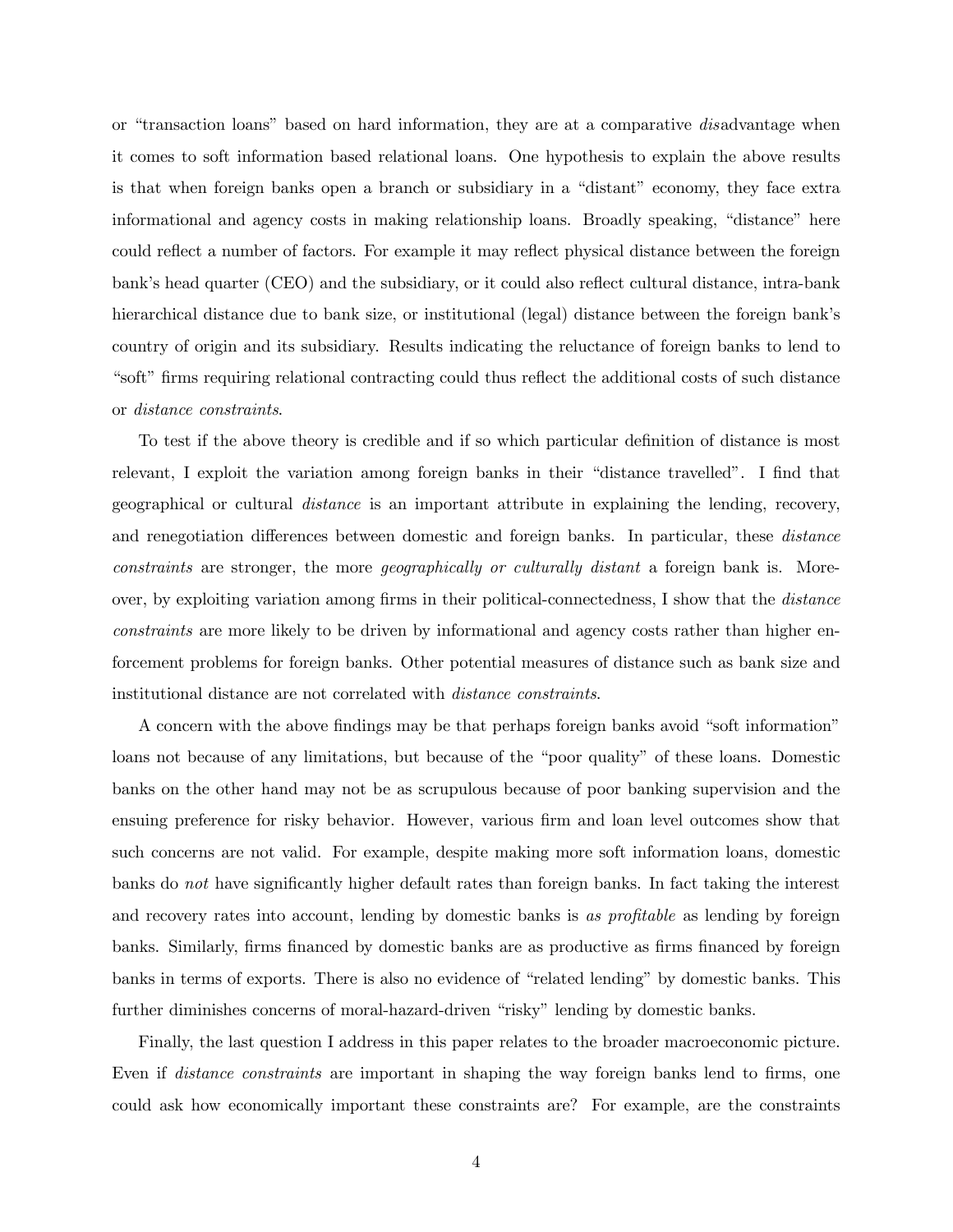or "transaction loans" based on hard information, they are at a comparative *dis*advantage when it comes to soft information based relational loans. One hypothesis to explain the above results is that when foreign banks open a branch or subsidiary in a "distant" economy, they face extra informational and agency costs in making relationship loans. Broadly speaking, "distance" here could reflect a number of factors. For example it may reflect physical distance between the foreign bank's head quarter (CEO) and the subsidiary, or it could also reflect cultural distance, intra-bank hierarchical distance due to bank size, or institutional (legal) distance between the foreign bank's country of origin and its subsidiary. Results indicating the reluctance of foreign banks to lend to "soft" firms requiring relational contracting could thus reflect the additional costs of such distance or *distance constraints*.

To test if the above theory is credible and if so which particular definition of distance is most relevant, I exploit the variation among foreign banks in their "distance travelled". I find that geographical or cultural *distance* is an important attribute in explaining the lending, recovery, and renegotiation differences between domestic and foreign banks. In particular, these *distance constraints* are stronger, the more *geographically or culturally distant* a foreign bank is. Moreover, by exploiting variation among firms in their political-connectedness, I show that the *distance constraints* are more likely to be driven by informational and agency costs rather than higher enforcement problems for foreign banks. Other potential measures of distance such as bank size and institutional distance are not correlated with *distance constraints*.

A concern with the above findings may be that perhaps foreign banks avoid "soft information" loans not because of any limitations, but because of the "poor quality" of these loans. Domestic banks on the other hand may not be as scrupulous because of poor banking supervision and the ensuing preference for risky behavior. However, various firm and loan level outcomes show that such concerns are not valid. For example, despite making more soft information loans, domestic banks do *not* have significantly higher default rates than foreign banks. In fact taking the interest and recovery rates into account, lending by domestic banks is *as profitable* as lending by foreign banks. Similarly, firms financed by domestic banks are as productive as firms financed by foreign banks in terms of exports. There is also no evidence of "related lending" by domestic banks. This further diminishes concerns of moral-hazard-driven "risky" lending by domestic banks.

Finally, the last question I address in this paper relates to the broader macroeconomic picture. Even if *distance constraints* are important in shaping the way foreign banks lend to firms, one could ask how economically important these constraints are? For example, are the constraints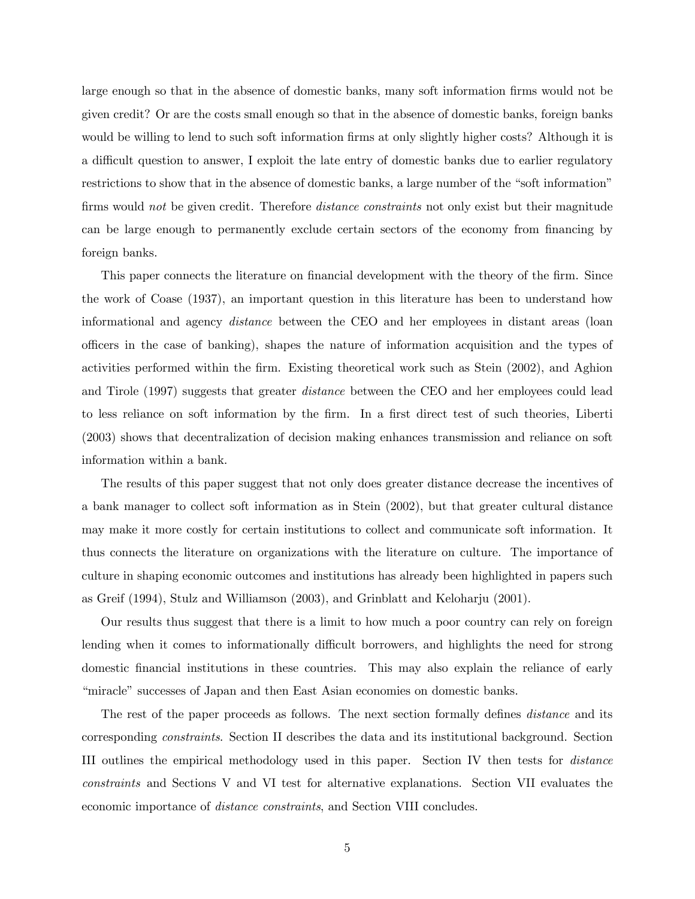large enough so that in the absence of domestic banks, many soft information firms would not be given credit? Or are the costs small enough so that in the absence of domestic banks, foreign banks would be willing to lend to such soft information firms at only slightly higher costs? Although it is a difficult question to answer, I exploit the late entry of domestic banks due to earlier regulatory restrictions to show that in the absence of domestic banks, a large number of the "soft information" firms would *not* be given credit. Therefore *distance constraints* not only exist but their magnitude can be large enough to permanently exclude certain sectors of the economy from financing by foreign banks.

This paper connects the literature on financial development with the theory of the firm. Since the work of Coase (1937), an important question in this literature has been to understand how informational and agency *distance* between the CEO and her employees in distant areas (loan officers in the case of banking), shapes the nature of information acquisition and the types of activities performed within the firm. Existing theoretical work such as Stein (2002), and Aghion and Tirole (1997) suggests that greater *distance* between the CEO and her employees could lead to less reliance on soft information by the firm. In a first direct test of such theories, Liberti (2003) shows that decentralization of decision making enhances transmission and reliance on soft information within a bank.

The results of this paper suggest that not only does greater distance decrease the incentives of a bank manager to collect soft information as in Stein (2002), but that greater cultural distance may make it more costly for certain institutions to collect and communicate soft information. It thus connects the literature on organizations with the literature on culture. The importance of culture in shaping economic outcomes and institutions has already been highlighted in papers such as Greif (1994), Stulz and Williamson (2003), and Grinblatt and Keloharju (2001).

Our results thus suggest that there is a limit to how much a poor country can rely on foreign lending when it comes to informationally difficult borrowers, and highlights the need for strong domestic financial institutions in these countries. This may also explain the reliance of early "miracle" successes of Japan and then East Asian economies on domestic banks.

The rest of the paper proceeds as follows. The next section formally defines *distance* and its corresponding *constraints*. Section II describes the data and its institutional background. Section III outlines the empirical methodology used in this paper. Section IV then tests for *distance constraints* and Sections V and VI test for alternative explanations. Section VII evaluates the economic importance of *distance constraints*, and Section VIII concludes.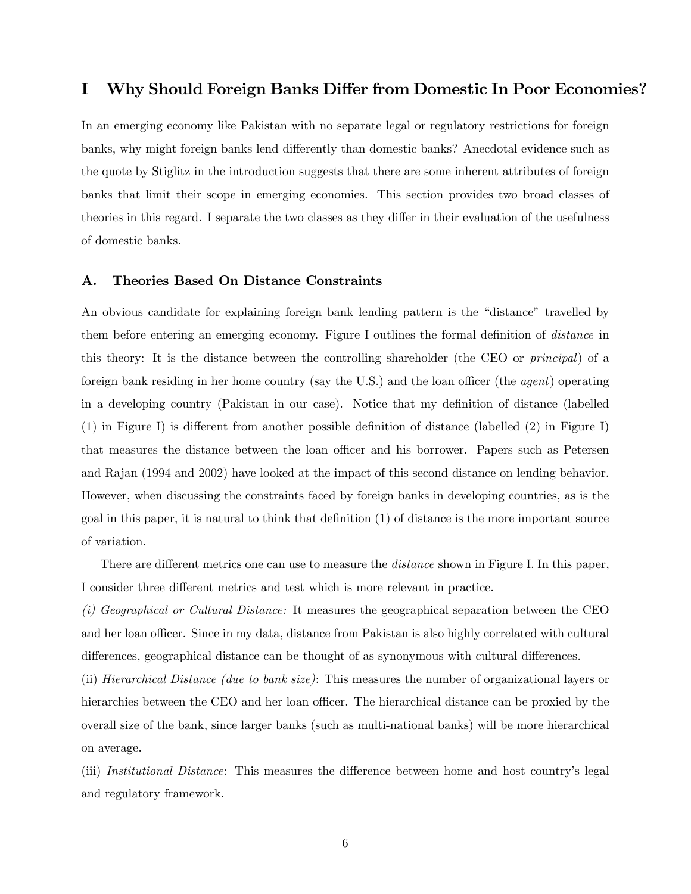# I Why Should Foreign Banks Differ from Domestic In Poor Economies?

In an emerging economy like Pakistan with no separate legal or regulatory restrictions for foreign banks, why might foreign banks lend differently than domestic banks? Anecdotal evidence such as the quote by Stiglitz in the introduction suggests that there are some inherent attributes of foreign banks that limit their scope in emerging economies. This section provides two broad classes of theories in this regard. I separate the two classes as they differ in their evaluation of the usefulness of domestic banks.

## A. Theories Based On Distance Constraints

An obvious candidate for explaining foreign bank lending pattern is the "distance" travelled by them before entering an emerging economy. Figure I outlines the formal definition of *distance* in this theory: It is the distance between the controlling shareholder (the CEO or *principal*) of a foreign bank residing in her home country (say the U.S.) and the loan officer (the *agent*) operating in a developing country (Pakistan in our case). Notice that my definition of distance (labelled (1) in Figure I) is different from another possible definition of distance (labelled (2) in Figure I) that measures the distance between the loan officer and his borrower. Papers such as Petersen and Rajan (1994 and 2002) have looked at the impact of this second distance on lending behavior. However, when discussing the constraints faced by foreign banks in developing countries, as is the goal in this paper, it is natural to think that definition (1) of distance is the more important source of variation.

There are different metrics one can use to measure the *distance* shown in Figure I. In this paper, I consider three different metrics and test which is more relevant in practice.

*(i) Geographical or Cultural Distance:* It measures the geographical separation between the CEO and her loan officer. Since in my data, distance from Pakistan is also highly correlated with cultural differences, geographical distance can be thought of as synonymous with cultural differences.

(ii) *Hierarchical Distance (due to bank size)*: This measures the number of organizational layers or hierarchies between the CEO and her loan officer. The hierarchical distance can be proxied by the overall size of the bank, since larger banks (such as multi-national banks) will be more hierarchical on average.

(iii) *Institutional Distance*: This measures the difference between home and host country's legal and regulatory framework.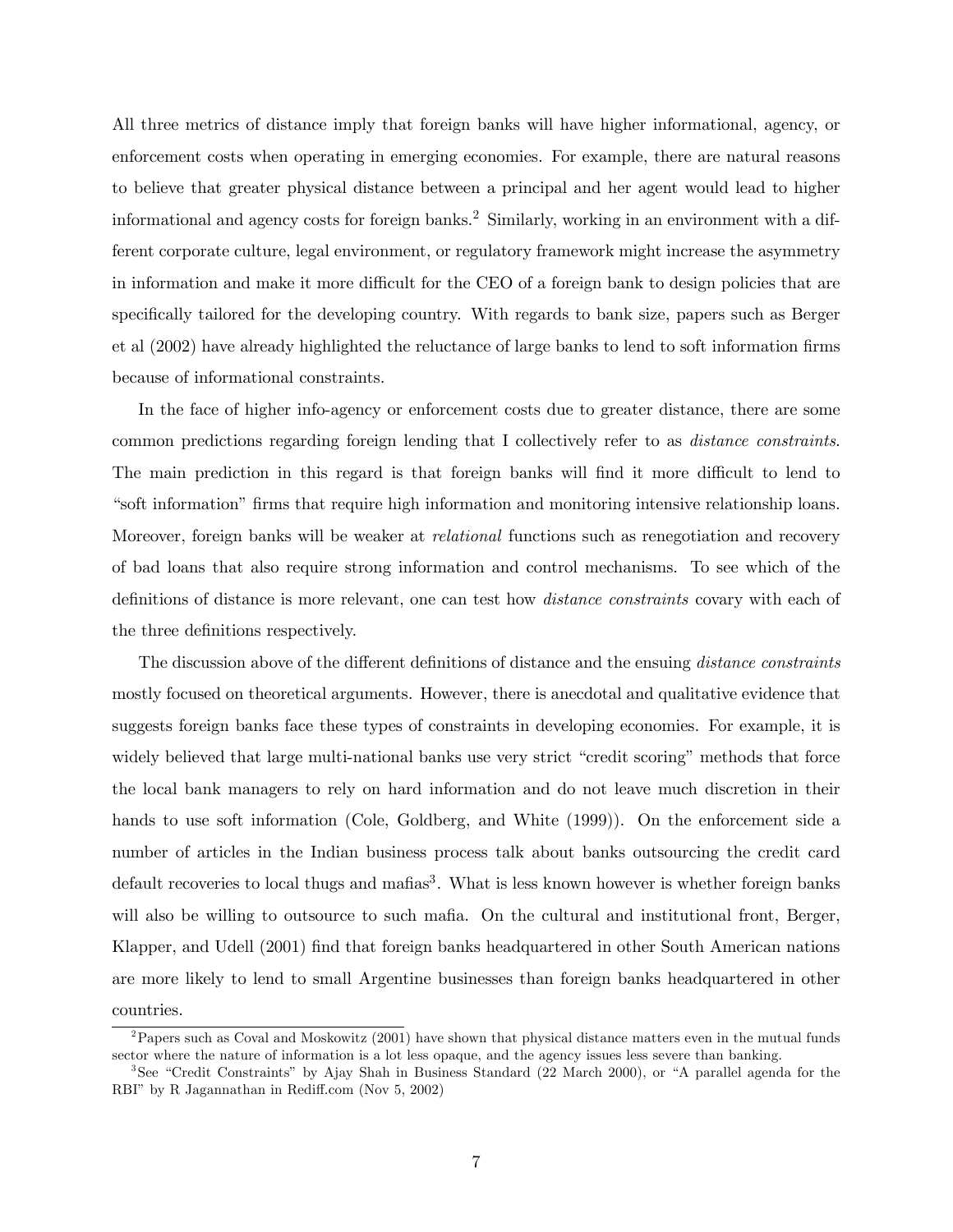All three metrics of distance imply that foreign banks will have higher informational, agency, or enforcement costs when operating in emerging economies. For example, there are natural reasons to believe that greater physical distance between a principal and her agent would lead to higher informational and agency costs for foreign banks.[2] Similarly, working in an environment with a different corporate culture, legal environment, or regulatory framework might increase the asymmetry in information and make it more difficult for the CEO of a foreign bank to design policies that are specifically tailored for the developing country. With regards to bank size, papers such as Berger et al (2002) have already highlighted the reluctance of large banks to lend to soft information firms because of informational constraints.

In the face of higher info-agency or enforcement costs due to greater distance, there are some common predictions regarding foreign lending that I collectively refer to as *distance constraints*. The main prediction in this regard is that foreign banks will find it more difficult to lend to "soft information" firms that require high information and monitoring intensive relationship loans. Moreover, foreign banks will be weaker at *relational* functions such as renegotiation and recovery of bad loans that also require strong information and control mechanisms. To see which of the definitions of distance is more relevant, one can test how *distance constraints* covary with each of the three definitions respectively.

The discussion above of the different definitions of distance and the ensuing *distance constraints* mostly focused on theoretical arguments. However, there is anecdotal and qualitative evidence that suggests foreign banks face these types of constraints in developing economies. For example, it is widely believed that large multi-national banks use very strict "credit scoring" methods that force the local bank managers to rely on hard information and do not leave much discretion in their hands to use soft information (Cole, Goldberg, and White (1999)). On the enforcement side a number of articles in the Indian business process talk about banks outsourcing the credit card default recoveries to local thugs and mafias[3]. What is less known however is whether foreign banks will also be willing to outsource to such mafia. On the cultural and institutional front, Berger, Klapper, and Udell (2001) find that foreign banks headquartered in other South American nations are more likely to lend to small Argentine businesses than foreign banks headquartered in other countries.

[2] Papers such as Coval and Moskowitz (2001) have shown that physical distance matters even in the mutual funds sector where the nature of information is a lot less opaque, and the agency issues less severe than banking.

[3] See "Credit Constraints" by Ajay Shah in Business Standard (22 March 2000), or "A parallel agenda for the RBI" by R Jagannathan in Rediff.com (Nov 5, 2002)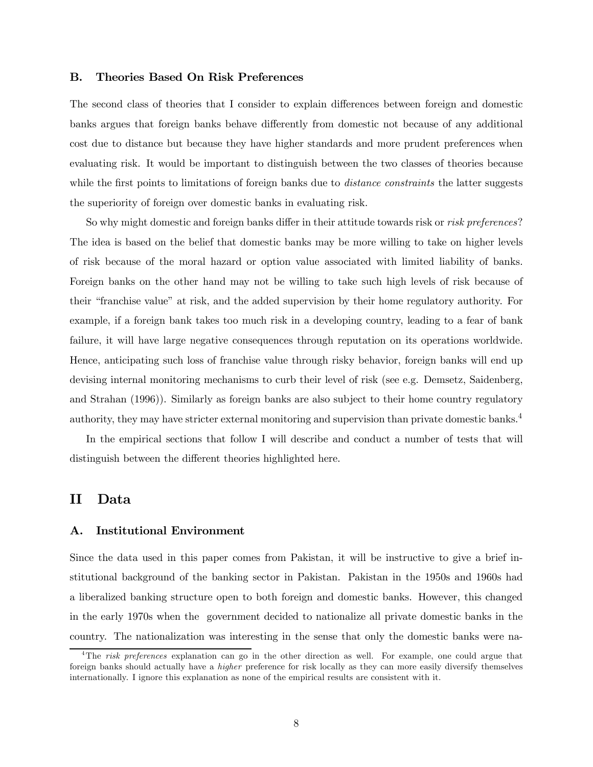### B. Theories Based On Risk Preferences

The second class of theories that I consider to explain differences between foreign and domestic banks argues that foreign banks behave differently from domestic not because of any additional cost due to distance but because they have higher standards and more prudent preferences when evaluating risk. It would be important to distinguish between the two classes of theories because while the first points to limitations of foreign banks due to *distance constraints* the latter suggests the superiority of foreign over domestic banks in evaluating risk.

So why might domestic and foreign banks differ in their attitude towards risk or *risk preferences*? The idea is based on the belief that domestic banks may be more willing to take on higher levels of risk because of the moral hazard or option value associated with limited liability of banks. Foreign banks on the other hand may not be willing to take such high levels of risk because of their "franchise value" at risk, and the added supervision by their home regulatory authority. For example, if a foreign bank takes too much risk in a developing country, leading to a fear of bank failure, it will have large negative consequences through reputation on its operations worldwide. Hence, anticipating such loss of franchise value through risky behavior, foreign banks will end up devising internal monitoring mechanisms to curb their level of risk (see e.g. Demsetz, Saidenberg, and Strahan (1996)). Similarly as foreign banks are also subject to their home country regulatory authority, they may have stricter external monitoring and supervision than private domestic banks.[4]

In the empirical sections that follow I will describe and conduct a number of tests that will distinguish between the different theories highlighted here.

## II Data

### A. Institutional Environment

Since the data used in this paper comes from Pakistan, it will be instructive to give a brief institutional background of the banking sector in Pakistan. Pakistan in the 1950s and 1960s had a liberalized banking structure open to both foreign and domestic banks. However, this changed in the early 1970s when the government decided to nationalize all private domestic banks in the country. The nationalization was interesting in the sense that only the domestic banks were na-

[4] The *risk preferences* explanation can go in the other direction as well. For example, one could argue that foreign banks should actually have a *higher* preference for risk locally as they can more easily diversify themselves internationally. I ignore this explanation as none of the empirical results are consistent with it.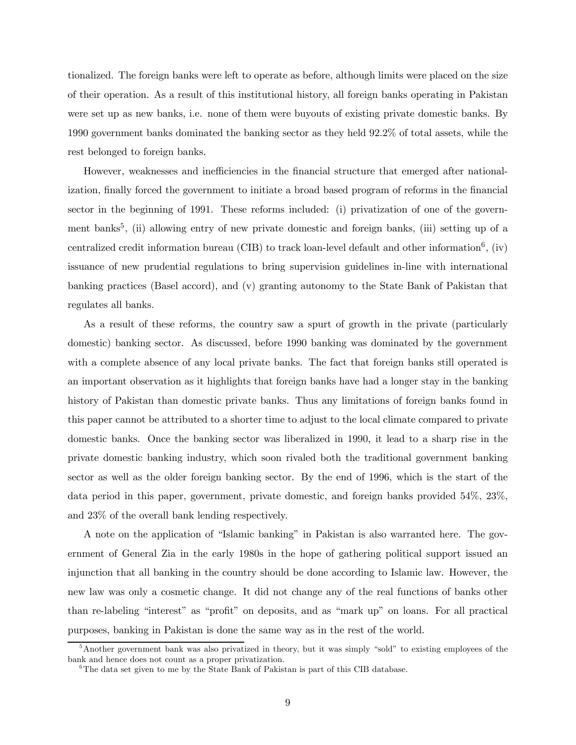tionalized. The foreign banks were left to operate as before, although limits were placed on the size of their operation. As a result of this institutional history, all foreign banks operating in Pakistan were set up as new banks, i.e. none of them were buyouts of existing private domestic banks. By 1990 government banks dominated the banking sector as they held 92.2% of total assets, while the rest belonged to foreign banks.

However, weaknesses and inefficiencies in the financial structure that emerged after nationalization, finally forced the government to initiate a broad based program of reforms in the financial sector in the beginning of 1991. These reforms included: (i) privatization of one of the government banks[5], (ii) allowing entry of new private domestic and foreign banks, (iii) setting up of a centralized credit information bureau (CIB) to track loan-level default and other information[6], (iv) issuance of new prudential regulations to bring supervision guidelines in-line with international banking practices (Basel accord), and (v) granting autonomy to the State Bank of Pakistan that regulates all banks.

As a result of these reforms, the country saw a spurt of growth in the private (particularly domestic) banking sector. As discussed, before 1990 banking was dominated by the government with a complete absence of any local private banks. The fact that foreign banks still operated is an important observation as it highlights that foreign banks have had a longer stay in the banking history of Pakistan than domestic private banks. Thus any limitations of foreign banks found in this paper cannot be attributed to a shorter time to adjust to the local climate compared to private domestic banks. Once the banking sector was liberalized in 1990, it lead to a sharp rise in the private domestic banking industry, which soon rivaled both the traditional government banking sector as well as the older foreign banking sector. By the end of 1996, which is the start of the data period in this paper, government, private domestic, and foreign banks provided 54%, 23%, and 23% of the overall bank lending respectively.

A note on the application of "Islamic banking" in Pakistan is also warranted here. The government of General Zia in the early 1980s in the hope of gathering political support issued an injunction that all banking in the country should be done according to Islamic law. However, the new law was only a cosmetic change. It did not change any of the real functions of banks other than re-labeling "interest" as "profit" on deposits, and as "mark up" on loans. For all practical purposes, banking in Pakistan is done the same way as in the rest of the world.

[5] Another government bank was also privatized in theory, but it was simply "sold" to existing employees of the bank and hence does not count as a proper privatization.

[6] The data set given to me by the State Bank of Pakistan is part of this CIB database.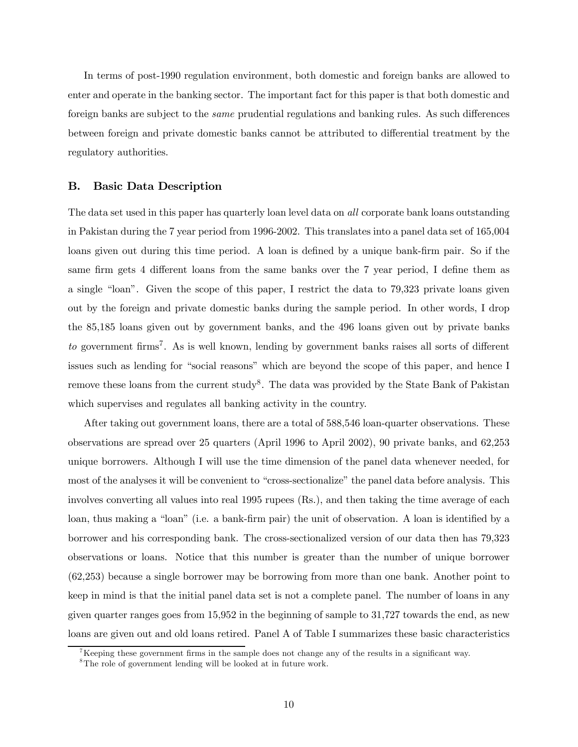In terms of post-1990 regulation environment, both domestic and foreign banks are allowed to enter and operate in the banking sector. The important fact for this paper is that both domestic and foreign banks are subject to the *same* prudential regulations and banking rules. As such differences between foreign and private domestic banks cannot be attributed to differential treatment by the regulatory authorities.

## B. Basic Data Description

The data set used in this paper has quarterly loan level data on *all* corporate bank loans outstanding in Pakistan during the 7 year period from 1996-2002. This translates into a panel data set of 165,004 loans given out during this time period. A loan is defined by a unique bank-firm pair. So if the same firm gets 4 different loans from the same banks over the 7 year period, I define them as a single "loan". Given the scope of this paper, I restrict the data to 79,323 private loans given out by the foreign and private domestic banks during the sample period. In other words, I drop the 85,185 loans given out by government banks, and the 496 loans given out by private banks *to* government firms[7]. As is well known, lending by government banks raises all sorts of different issues such as lending for "social reasons" which are beyond the scope of this paper, and hence I remove these loans from the current study[8]. The data was provided by the State Bank of Pakistan which supervises and regulates all banking activity in the country.

After taking out government loans, there are a total of 588,546 loan-quarter observations. These observations are spread over 25 quarters (April 1996 to April 2002), 90 private banks, and 62,253 unique borrowers. Although I will use the time dimension of the panel data whenever needed, for most of the analyses it will be convenient to "cross-sectionalize" the panel data before analysis. This involves converting all values into real 1995 rupees (Rs.), and then taking the time average of each loan, thus making a "loan" (i.e. a bank-firm pair) the unit of observation. A loan is identified by a borrower and his corresponding bank. The cross-sectionalized version of our data then has 79,323 observations or loans. Notice that this number is greater than the number of unique borrower (62,253) because a single borrower may be borrowing from more than one bank. Another point to keep in mind is that the initial panel data set is not a complete panel. The number of loans in any given quarter ranges goes from 15,952 in the beginning of sample to 31,727 towards the end, as new loans are given out and old loans retired. Panel A of Table I summarizes these basic characteristics

[7] Keeping these government firms in the sample does not change any of the results in a significant way.

[8] The role of government lending will be looked at in future work.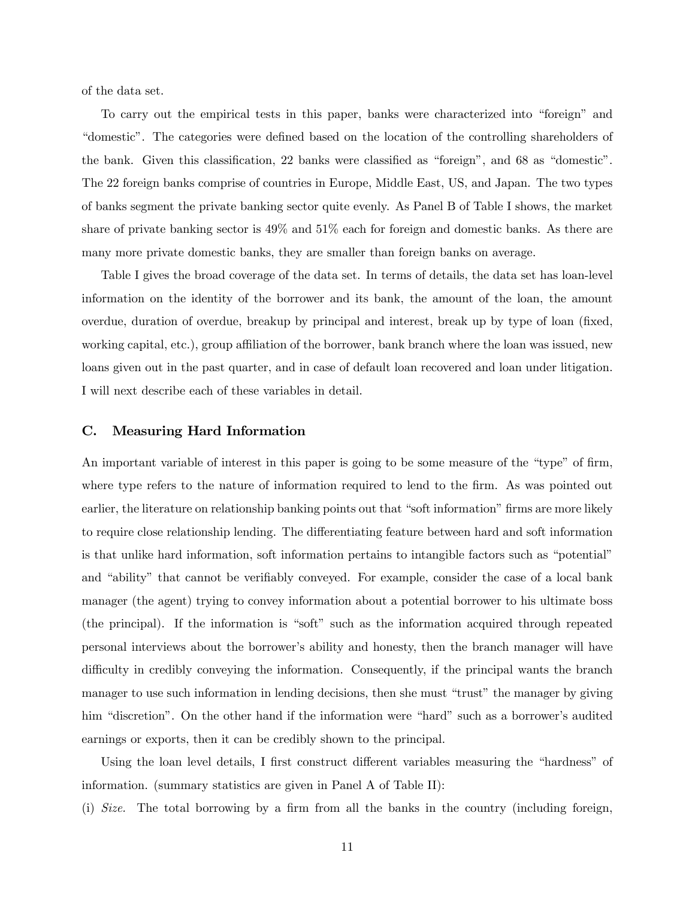of the data set.

To carry out the empirical tests in this paper, banks were characterized into "foreign" and "domestic". The categories were defined based on the location of the controlling shareholders of the bank. Given this classification, 22 banks were classified as "foreign", and 68 as "domestic". The 22 foreign banks comprise of countries in Europe, Middle East, US, and Japan. The two types of banks segment the private banking sector quite evenly. As Panel B of Table I shows, the market share of private banking sector is 49% and 51% each for foreign and domestic banks. As there are many more private domestic banks, they are smaller than foreign banks on average.

Table I gives the broad coverage of the data set. In terms of details, the data set has loan-level information on the identity of the borrower and its bank, the amount of the loan, the amount overdue, duration of overdue, breakup by principal and interest, break up by type of loan (fixed, working capital, etc.), group affiliation of the borrower, bank branch where the loan was issued, new loans given out in the past quarter, and in case of default loan recovered and loan under litigation. I will next describe each of these variables in detail.

### C. Measuring Hard Information

An important variable of interest in this paper is going to be some measure of the "type" of firm, where type refers to the nature of information required to lend to the firm. As was pointed out earlier, the literature on relationship banking points out that "soft information" firms are more likely to require close relationship lending. The differentiating feature between hard and soft information is that unlike hard information, soft information pertains to intangible factors such as "potential" and "ability" that cannot be verifiably conveyed. For example, consider the case of a local bank manager (the agent) trying to convey information about a potential borrower to his ultimate boss (the principal). If the information is "soft" such as the information acquired through repeated personal interviews about the borrower's ability and honesty, then the branch manager will have difficulty in credibly conveying the information. Consequently, if the principal wants the branch manager to use such information in lending decisions, then she must "trust" the manager by giving him "discretion". On the other hand if the information were "hard" such as a borrower's audited earnings or exports, then it can be credibly shown to the principal.

Using the loan level details, I first construct different variables measuring the "hardness" of information. (summary statistics are given in Panel A of Table II):

(i) *Size.* The total borrowing by a firm from all the banks in the country (including foreign,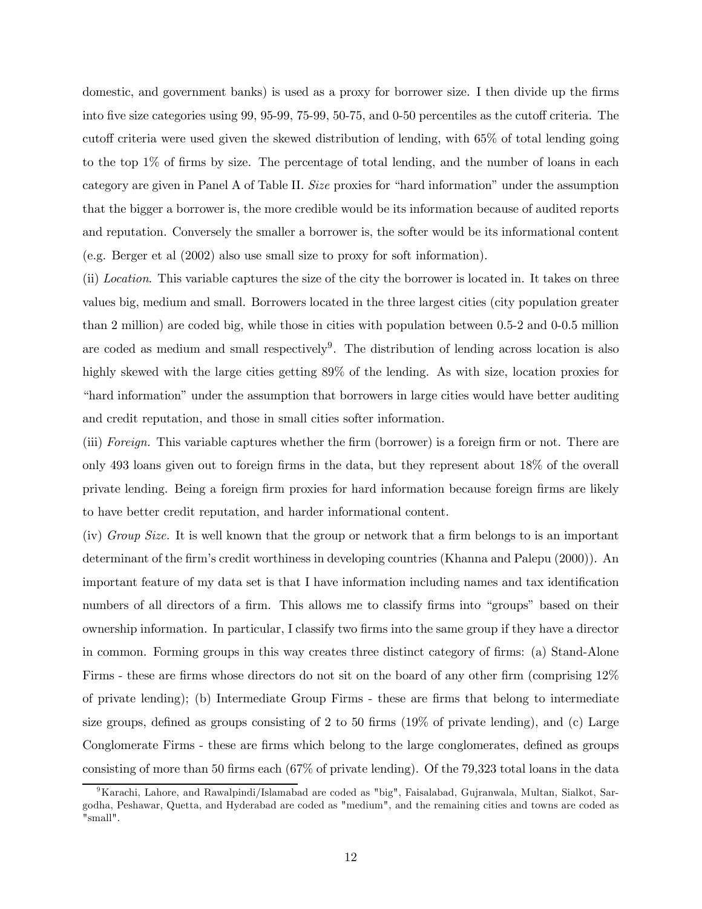domestic, and government banks) is used as a proxy for borrower size. I then divide up the firms into five size categories using 99, 95-99, 75-99, 50-75, and 0-50 percentiles as the cutoff criteria. The cutoff criteria were used given the skewed distribution of lending, with 65% of total lending going to the top 1% of firms by size. The percentage of total lending, and the number of loans in each category are given in Panel A of Table II. *Size* proxies for "hard information" under the assumption that the bigger a borrower is, the more credible would be its information because of audited reports and reputation. Conversely the smaller a borrower is, the softer would be its informational content (e.g. Berger et al (2002) also use small size to proxy for soft information).

(ii) *Location*. This variable captures the size of the city the borrower is located in. It takes on three values big, medium and small. Borrowers located in the three largest cities (city population greater than 2 million) are coded big, while those in cities with population between 0.5-2 and 0-0.5 million are coded as medium and small respectively[9]. The distribution of lending across location is also highly skewed with the large cities getting 89% of the lending. As with size, location proxies for "hard information" under the assumption that borrowers in large cities would have better auditing and credit reputation, and those in small cities softer information.

(iii) *Foreign.* This variable captures whether the firm (borrower) is a foreign firm or not. There are only 493 loans given out to foreign firms in the data, but they represent about 18% of the overall private lending. Being a foreign firm proxies for hard information because foreign firms are likely to have better credit reputation, and harder informational content.

(iv) *Group Size.* It is well known that the group or network that a firm belongs to is an important determinant of the firm's credit worthiness in developing countries (Khanna and Palepu (2000)). An important feature of my data set is that I have information including names and tax identification numbers of all directors of a firm. This allows me to classify firms into "groups" based on their ownership information. In particular, I classify two firms into the same group if they have a director in common. Forming groups in this way creates three distinct category of firms: (a) Stand-Alone Firms - these are firms whose directors do not sit on the board of any other firm (comprising 12% of private lending); (b) Intermediate Group Firms - these are firms that belong to intermediate size groups, defined as groups consisting of 2 to 50 firms (19% of private lending), and (c) Large Conglomerate Firms - these are firms which belong to the large conglomerates, defined as groups consisting of more than 50 firms each (67% of private lending). Of the 79,323 total loans in the data

[9] Karachi, Lahore, and Rawalpindi/Islamabad are coded as "big", Faisalabad, Gujranwala, Multan, Sialkot, Sargodha, Peshawar, Quetta, and Hyderabad are coded as "medium", and the remaining cities and towns are coded as "small".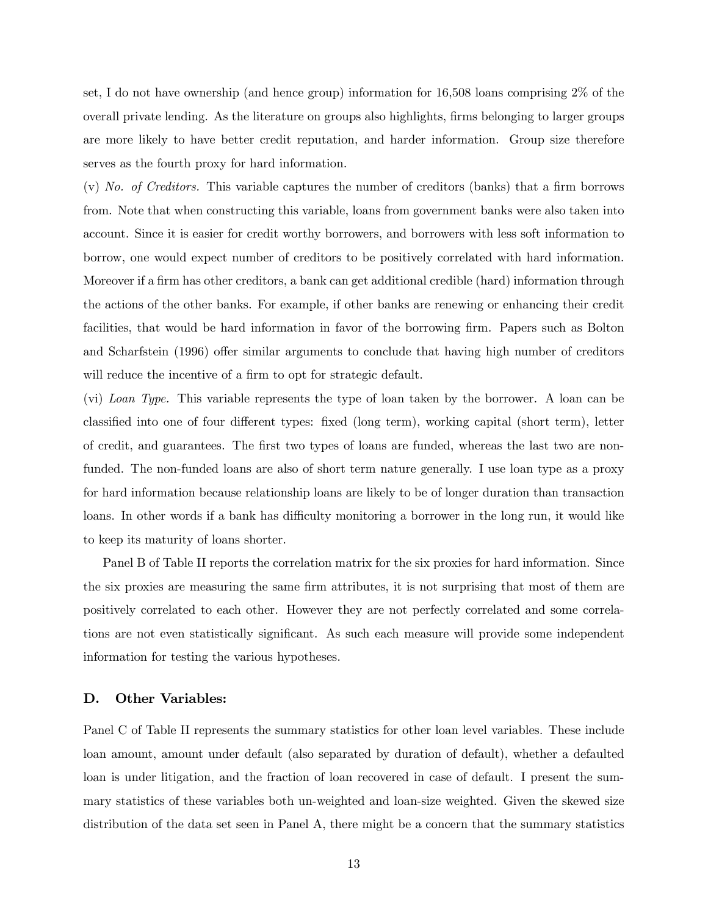set, I do not have ownership (and hence group) information for 16,508 loans comprising 2% of the overall private lending. As the literature on groups also highlights, firms belonging to larger groups are more likely to have better credit reputation, and harder information. Group size therefore serves as the fourth proxy for hard information.

(v) *No. of Creditors.* This variable captures the number of creditors (banks) that a firm borrows from. Note that when constructing this variable, loans from government banks were also taken into account. Since it is easier for credit worthy borrowers, and borrowers with less soft information to borrow, one would expect number of creditors to be positively correlated with hard information. Moreover if a firm has other creditors, a bank can get additional credible (hard) information through the actions of the other banks. For example, if other banks are renewing or enhancing their credit facilities, that would be hard information in favor of the borrowing firm. Papers such as Bolton and Scharfstein (1996) offer similar arguments to conclude that having high number of creditors will reduce the incentive of a firm to opt for strategic default.

(vi) *Loan Type.* This variable represents the type of loan taken by the borrower. A loan can be classified into one of four different types: fixed (long term), working capital (short term), letter of credit, and guarantees. The first two types of loans are funded, whereas the last two are non-funded. The non-funded loans are also of short term nature generally. I use loan type as a proxy for hard information because relationship loans are likely to be of longer duration than transaction loans. In other words if a bank has difficulty monitoring a borrower in the long run, it would like to keep its maturity of loans shorter.

Panel B of Table II reports the correlation matrix for the six proxies for hard information. Since the six proxies are measuring the same firm attributes, it is not surprising that most of them are positively correlated to each other. However they are not perfectly correlated and some correlations are not even statistically significant. As such each measure will provide some independent information for testing the various hypotheses.

### D. Other Variables:

Panel C of Table II represents the summary statistics for other loan level variables. These include loan amount, amount under default (also separated by duration of default), whether a defaulted loan is under litigation, and the fraction of loan recovered in case of default. I present the summary statistics of these variables both un-weighted and loan-size weighted. Given the skewed size distribution of the data set seen in Panel A, there might be a concern that the summary statistics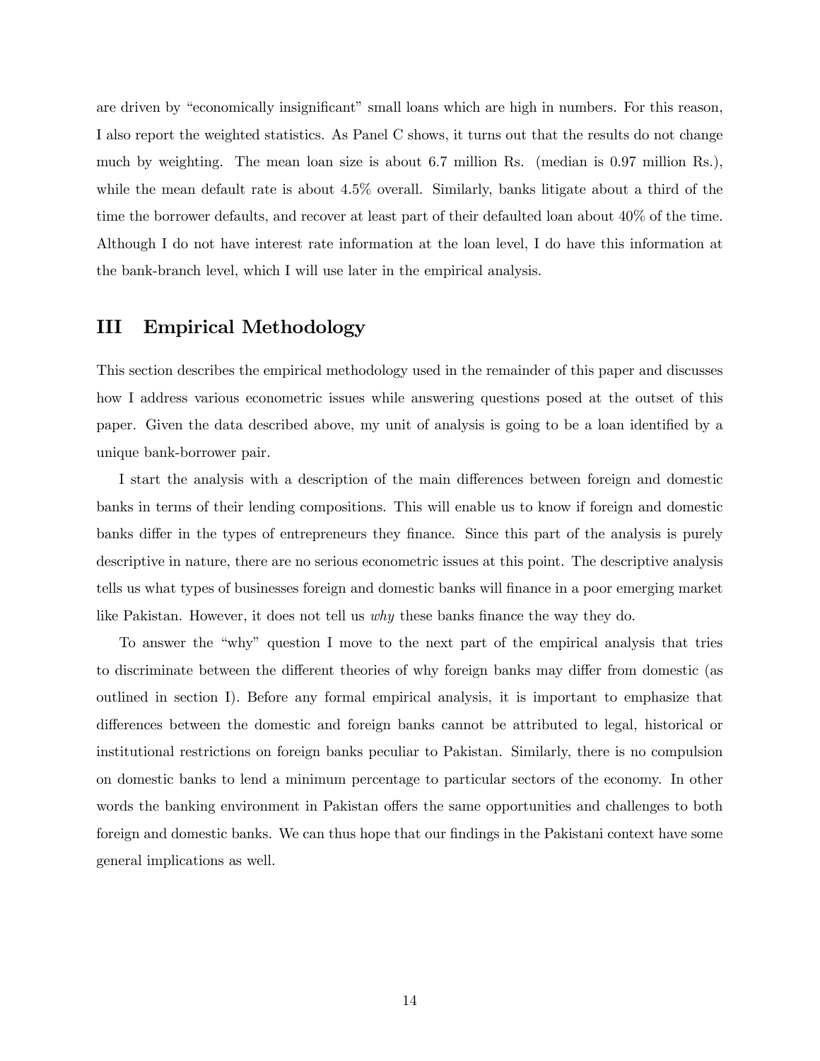are driven by "economically insignificant" small loans which are high in numbers. For this reason, I also report the weighted statistics. As Panel C shows, it turns out that the results do not change much by weighting. The mean loan size is about 6.7 million Rs. (median is 0.97 million Rs.), while the mean default rate is about 4.5% overall. Similarly, banks litigate about a third of the time the borrower defaults, and recover at least part of their defaulted loan about 40% of the time. Although I do not have interest rate information at the loan level, I do have this information at the bank-branch level, which I will use later in the empirical analysis.

## III Empirical Methodology

This section describes the empirical methodology used in the remainder of this paper and discusses how I address various econometric issues while answering questions posed at the outset of this paper. Given the data described above, my unit of analysis is going to be a loan identified by a unique bank-borrower pair.

I start the analysis with a description of the main differences between foreign and domestic banks in terms of their lending compositions. This will enable us to know if foreign and domestic banks differ in the types of entrepreneurs they finance. Since this part of the analysis is purely descriptive in nature, there are no serious econometric issues at this point. The descriptive analysis tells us what types of businesses foreign and domestic banks will finance in a poor emerging market like Pakistan. However, it does not tell us *why* these banks finance the way they do.

To answer the "why" question I move to the next part of the empirical analysis that tries to discriminate between the different theories of why foreign banks may differ from domestic (as outlined in section I). Before any formal empirical analysis, it is important to emphasize that differences between the domestic and foreign banks cannot be attributed to legal, historical or institutional restrictions on foreign banks peculiar to Pakistan. Similarly, there is no compulsion on domestic banks to lend a minimum percentage to particular sectors of the economy. In other words the banking environment in Pakistan offers the same opportunities and challenges to both foreign and domestic banks. We can thus hope that our findings in the Pakistani context have some general implications as well.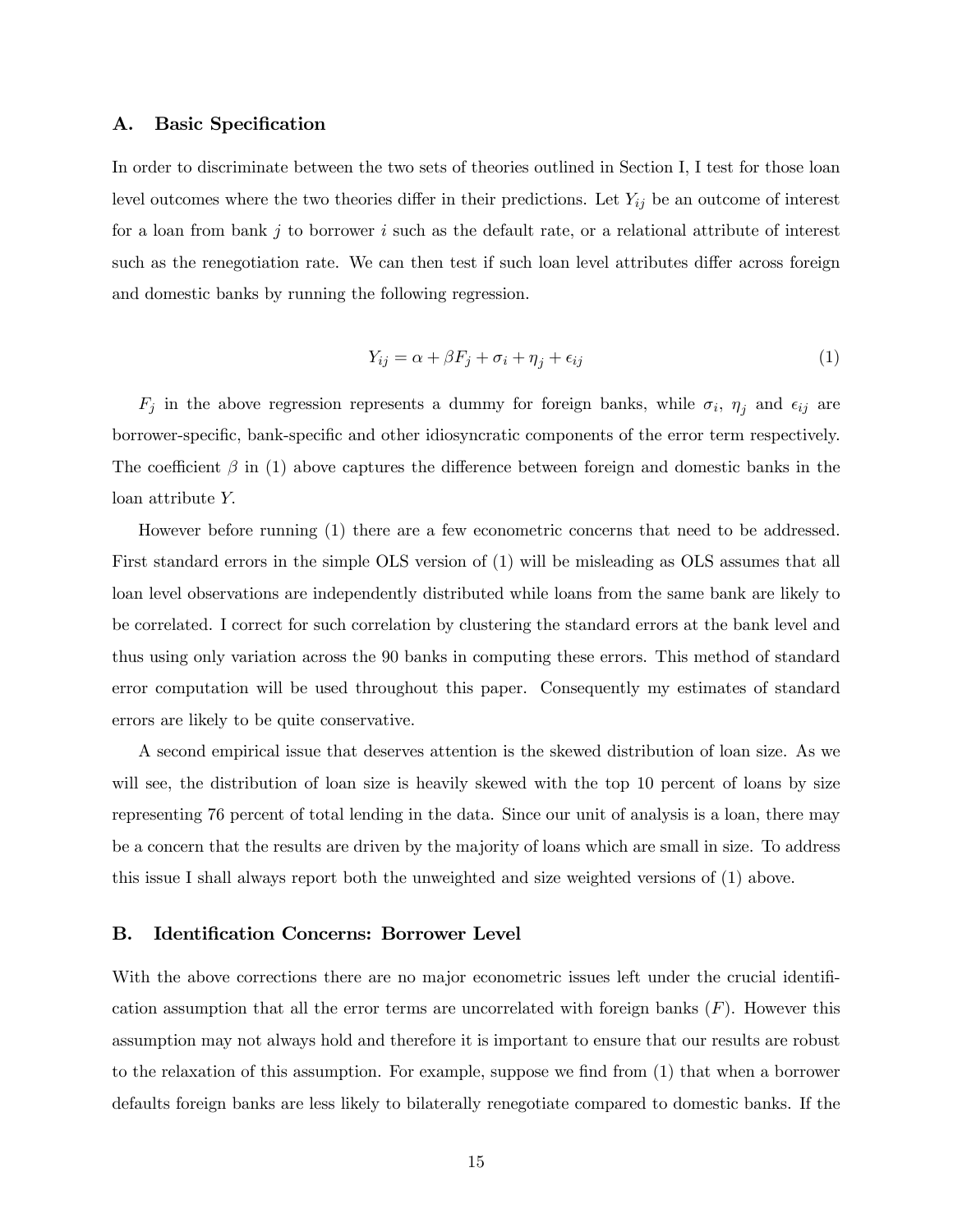### A. Basic Specification

In order to discriminate between the two sets of theories outlined in Section I, I test for those loan level outcomes where the two theories differ in their predictions. Let $Y_{ij}$ be an outcome of interest for a loan from bank $j$ to borrower $i$ such as the default rate, or a relational attribute of interest such as the renegotiation rate. We can then test if such loan level attributes differ across foreign and domestic banks by running the following regression.

$$Y_{ij} = \alpha + \beta F_j + \sigma_i + \eta_j + \epsilon_{ij} \tag{1}$$

$F_j$ in the above regression represents a dummy for foreign banks, while $\sigma_i$, $\eta_j$ and $\epsilon_{ij}$ are borrower-specific, bank-specific and other idiosyncratic components of the error term respectively. The coefficient $\beta$ in (1) above captures the difference between foreign and domestic banks in the loan attribute $Y$.

However before running (1) there are a few econometric concerns that need to be addressed. First standard errors in the simple OLS version of (1) will be misleading as OLS assumes that all loan level observations are independently distributed while loans from the same bank are likely to be correlated. I correct for such correlation by clustering the standard errors at the bank level and thus using only variation across the 90 banks in computing these errors. This method of standard error computation will be used throughout this paper. Consequently my estimates of standard errors are likely to be quite conservative.

A second empirical issue that deserves attention is the skewed distribution of loan size. As we will see, the distribution of loan size is heavily skewed with the top 10 percent of loans by size representing 76 percent of total lending in the data. Since our unit of analysis is a loan, there may be a concern that the results are driven by the majority of loans which are small in size. To address this issue I shall always report both the unweighted and size weighted versions of (1) above.

### B. Identification Concerns: Borrower Level

With the above corrections there are no major econometric issues left under the crucial identification assumption that all the error terms are uncorrelated with foreign banks ($F$). However this assumption may not always hold and therefore it is important to ensure that our results are robust to the relaxation of this assumption. For example, suppose we find from (1) that when a borrower defaults foreign banks are less likely to bilaterally renegotiate compared to domestic banks. If the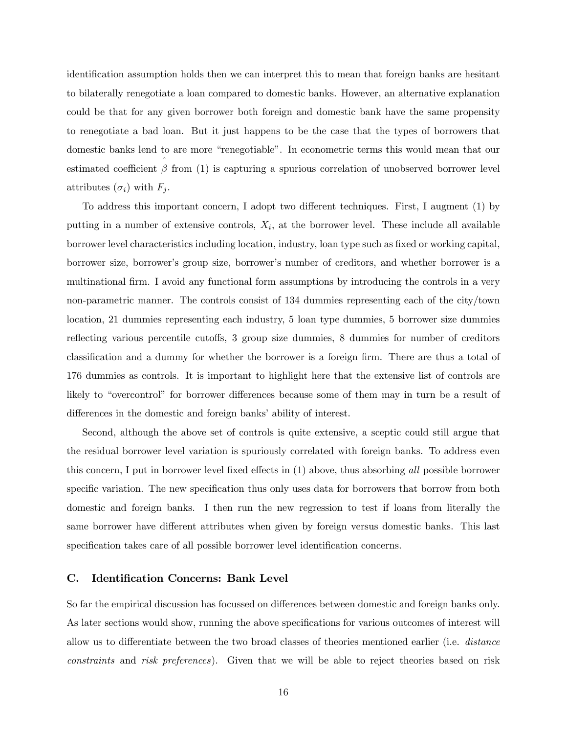identification assumption holds then we can interpret this to mean that foreign banks are hesitant to bilaterally renegotiate a loan compared to domestic banks. However, an alternative explanation could be that for any given borrower both foreign and domestic bank have the same propensity to renegotiate a bad loan. But it just happens to be the case that the types of borrowers that domestic banks lend to are more "renegotiable". In econometric terms this would mean that our estimated coefficient $\hat{\beta}$ from (1) is capturing a spurious correlation of unobserved borrower level attributes ($\sigma_i$) with $F_j$.

To address this important concern, I adopt two different techniques. First, I augment (1) by putting in a number of extensive controls, $X_i$, at the borrower level. These include all available borrower level characteristics including location, industry, loan type such as fixed or working capital, borrower size, borrower's group size, borrower's number of creditors, and whether borrower is a multinational firm. I avoid any functional form assumptions by introducing the controls in a very non-parametric manner. The controls consist of 134 dummies representing each of the city/town location, 21 dummies representing each industry, 5 loan type dummies, 5 borrower size dummies reflecting various percentile cutoffs, 3 group size dummies, 8 dummies for number of creditors classification and a dummy for whether the borrower is a foreign firm. There are thus a total of 176 dummies as controls. It is important to highlight here that the extensive list of controls are likely to "overcontrol" for borrower differences because some of them may in turn be a result of differences in the domestic and foreign banks' ability of interest.

Second, although the above set of controls is quite extensive, a sceptic could still argue that the residual borrower level variation is spuriously correlated with foreign banks. To address even this concern, I put in borrower level fixed effects in (1) above, thus absorbing *all* possible borrower specific variation. The new specification thus only uses data for borrowers that borrow from both domestic and foreign banks. I then run the new regression to test if loans from literally the same borrower have different attributes when given by foreign versus domestic banks. This last specification takes care of all possible borrower level identification concerns.

### C. Identification Concerns: Bank Level

So far the empirical discussion has focussed on differences between domestic and foreign banks only. As later sections would show, running the above specifications for various outcomes of interest will allow us to differentiate between the two broad classes of theories mentioned earlier (i.e. *distance constraints* and *risk preferences*). Given that we will be able to reject theories based on risk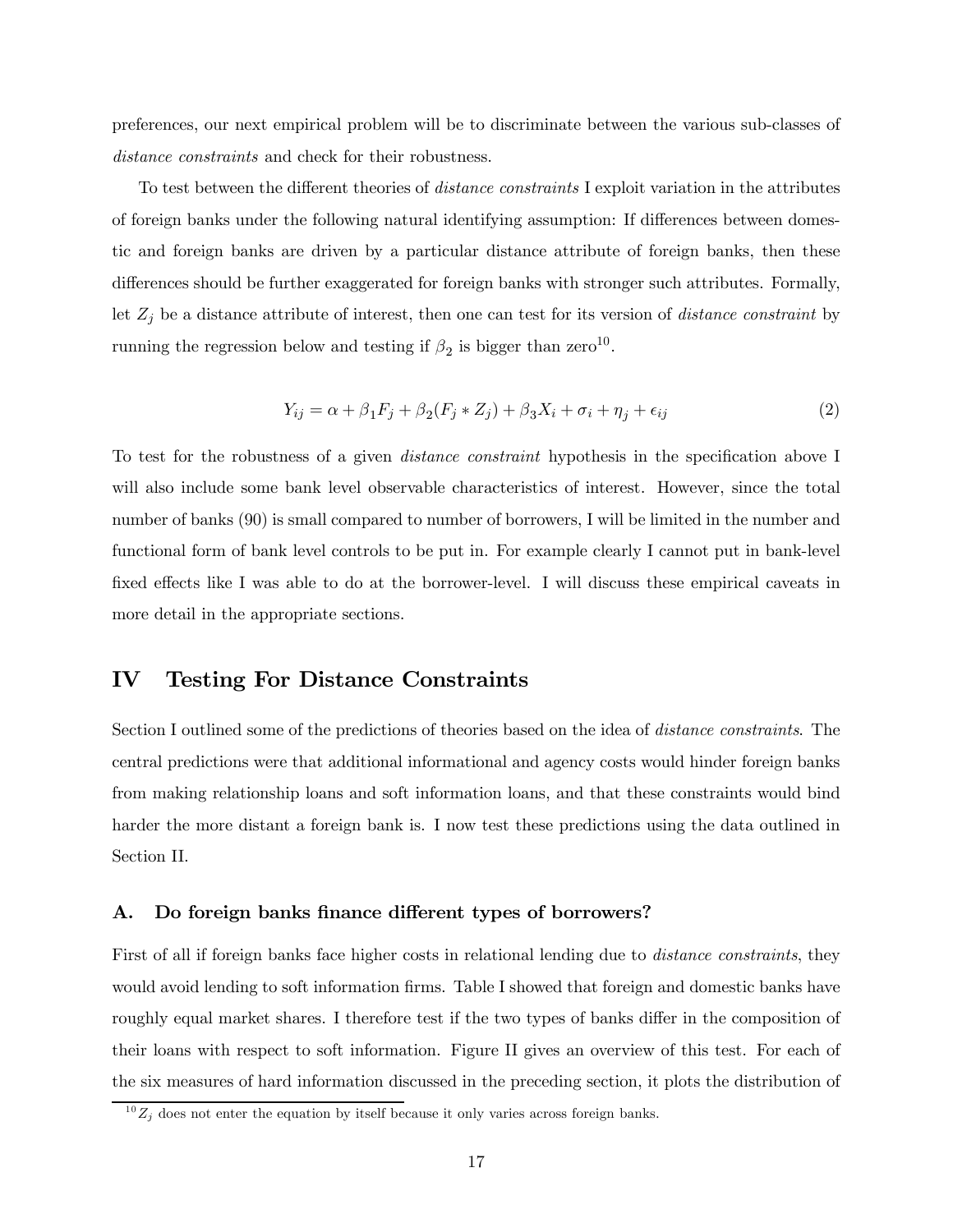preferences, our next empirical problem will be to discriminate between the various sub-classes of *distance constraints* and check for their robustness.

To test between the different theories of *distance constraints* I exploit variation in the attributes of foreign banks under the following natural identifying assumption: If differences between domestic and foreign banks are driven by a particular distance attribute of foreign banks, then these differences should be further exaggerated for foreign banks with stronger such attributes. Formally, let $Z_j$ be a distance attribute of interest, then one can test for its version of *distance constraint* by running the regression below and testing if $\beta_2$ is bigger than zero[10].

$$Y_{ij} = \alpha + \beta_1 F_j + \beta_2 (F_j * Z_j) + \beta_3 X_i + \sigma_i + \eta_j + \epsilon_{ij} \tag{2}$$

To test for the robustness of a given *distance constraint* hypothesis in the specification above I will also include some bank level observable characteristics of interest. However, since the total number of banks (90) is small compared to number of borrowers, I will be limited in the number and functional form of bank level controls to be put in. For example clearly I cannot put in bank-level fixed effects like I was able to do at the borrower-level. I will discuss these empirical caveats in more detail in the appropriate sections.

# IV Testing For Distance Constraints

Section I outlined some of the predictions of theories based on the idea of *distance constraints*. The central predictions were that additional informational and agency costs would hinder foreign banks from making relationship loans and soft information loans, and that these constraints would bind harder the more distant a foreign bank is. I now test these predictions using the data outlined in Section II.

## A. Do foreign banks finance different types of borrowers?

First of all if foreign banks face higher costs in relational lending due to *distance constraints*, they would avoid lending to soft information firms. Table I showed that foreign and domestic banks have roughly equal market shares. I therefore test if the two types of banks differ in the composition of their loans with respect to soft information. Figure II gives an overview of this test. For each of the six measures of hard information discussed in the preceding section, it plots the distribution of

[10] $Z_j$ does not enter the equation by itself because it only varies across foreign banks.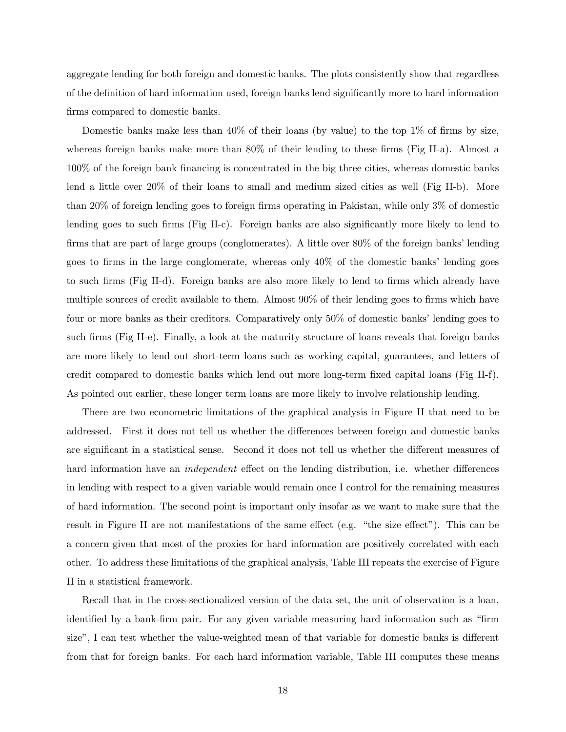aggregate lending for both foreign and domestic banks. The plots consistently show that regardless of the definition of hard information used, foreign banks lend significantly more to hard information firms compared to domestic banks.

Domestic banks make less than 40% of their loans (by value) to the top 1% of firms by size, whereas foreign banks make more than 80% of their lending to these firms (Fig II-a). Almost a 100% of the foreign bank financing is concentrated in the big three cities, whereas domestic banks lend a little over 20% of their loans to small and medium sized cities as well (Fig II-b). More than 20% of foreign lending goes to foreign firms operating in Pakistan, while only 3% of domestic lending goes to such firms (Fig II-c). Foreign banks are also significantly more likely to lend to firms that are part of large groups (conglomerates). A little over 80% of the foreign banks' lending goes to firms in the large conglomerate, whereas only 40% of the domestic banks' lending goes to such firms (Fig II-d). Foreign banks are also more likely to lend to firms which already have multiple sources of credit available to them. Almost 90% of their lending goes to firms which have four or more banks as their creditors. Comparatively only 50% of domestic banks' lending goes to such firms (Fig II-e). Finally, a look at the maturity structure of loans reveals that foreign banks are more likely to lend out short-term loans such as working capital, guarantees, and letters of credit compared to domestic banks which lend out more long-term fixed capital loans (Fig II-f). As pointed out earlier, these longer term loans are more likely to involve relationship lending.

There are two econometric limitations of the graphical analysis in Figure II that need to be addressed. First it does not tell us whether the differences between foreign and domestic banks are significant in a statistical sense. Second it does not tell us whether the different measures of hard information have an *independent* effect on the lending distribution, i.e. whether differences in lending with respect to a given variable would remain once I control for the remaining measures of hard information. The second point is important only insofar as we want to make sure that the result in Figure II are not manifestations of the same effect (e.g. "the size effect"). This can be a concern given that most of the proxies for hard information are positively correlated with each other. To address these limitations of the graphical analysis, Table III repeats the exercise of Figure II in a statistical framework.

Recall that in the cross-sectionalized version of the data set, the unit of observation is a loan, identified by a bank-firm pair. For any given variable measuring hard information such as "firm size", I can test whether the value-weighted mean of that variable for domestic banks is different from that for foreign banks. For each hard information variable, Table III computes these means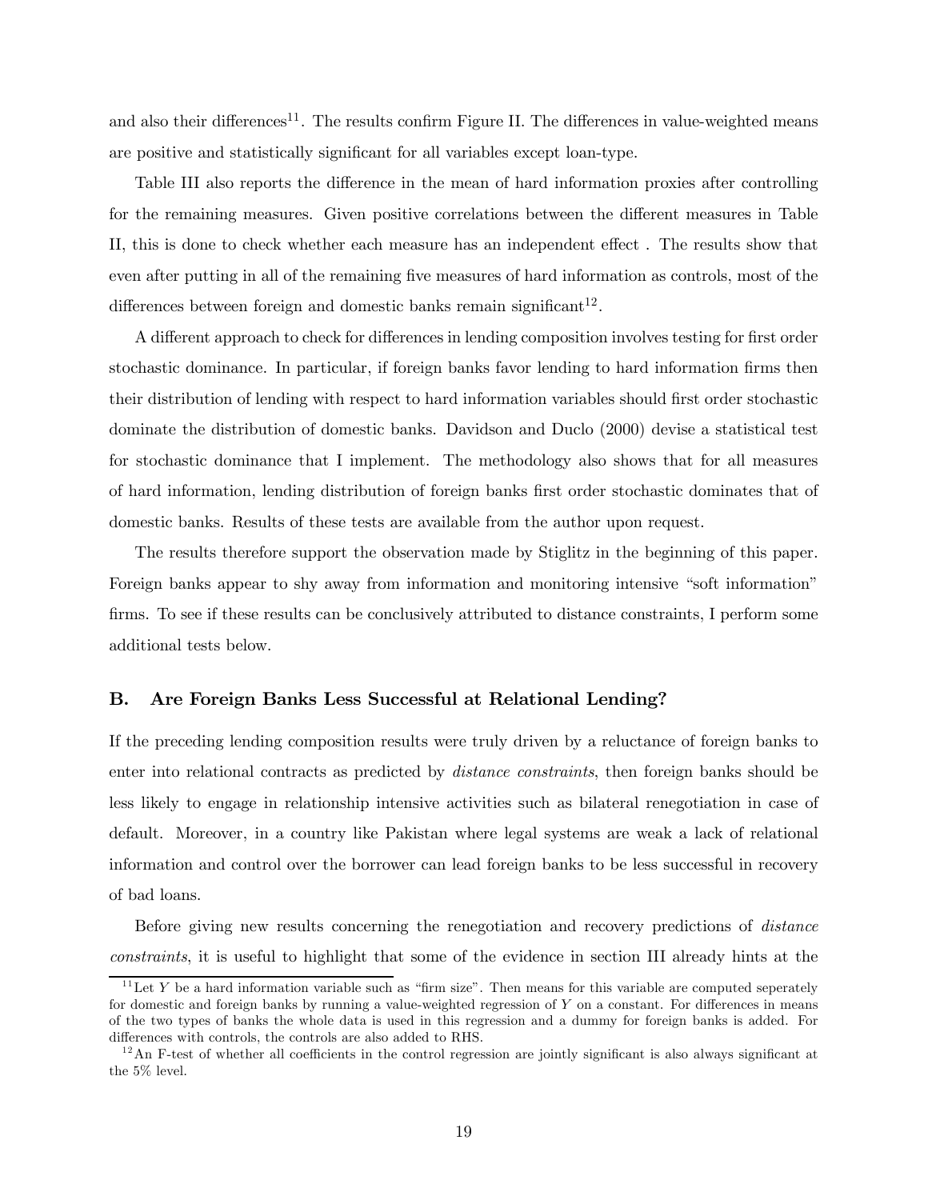and also their differences[11]. The results confirm Figure II. The differences in value-weighted means are positive and statistically significant for all variables except loan-type.

Table III also reports the difference in the mean of hard information proxies after controlling for the remaining measures. Given positive correlations between the different measures in Table II, this is done to check whether each measure has an independent effect . The results show that even after putting in all of the remaining five measures of hard information as controls, most of the differences between foreign and domestic banks remain significant[12].

A different approach to check for differences in lending composition involves testing for first order stochastic dominance. In particular, if foreign banks favor lending to hard information firms then their distribution of lending with respect to hard information variables should first order stochastic dominate the distribution of domestic banks. Davidson and Duclo (2000) devise a statistical test for stochastic dominance that I implement. The methodology also shows that for all measures of hard information, lending distribution of foreign banks first order stochastic dominates that of domestic banks. Results of these tests are available from the author upon request.

The results therefore support the observation made by Stiglitz in the beginning of this paper. Foreign banks appear to shy away from information and monitoring intensive "soft information" firms. To see if these results can be conclusively attributed to distance constraints, I perform some additional tests below.

## B. Are Foreign Banks Less Successful at Relational Lending?

If the preceding lending composition results were truly driven by a reluctance of foreign banks to enter into relational contracts as predicted by *distance constraints*, then foreign banks should be less likely to engage in relationship intensive activities such as bilateral renegotiation in case of default. Moreover, in a country like Pakistan where legal systems are weak a lack of relational information and control over the borrower can lead foreign banks to be less successful in recovery of bad loans.

Before giving new results concerning the renegotiation and recovery predictions of *distance constraints*, it is useful to highlight that some of the evidence in section III already hints at the

---

[11] Let $Y$ be a hard information variable such as "firm size". Then means for this variable are computed seperately for domestic and foreign banks by running a value-weighted regression of $Y$ on a constant. For differences in means of the two types of banks the whole data is used in this regression and a dummy for foreign banks is added. For differences with controls, the controls are also added to RHS.

[12] An F-test of whether all coefficients in the control regression are jointly significant is also always significant at the 5% level.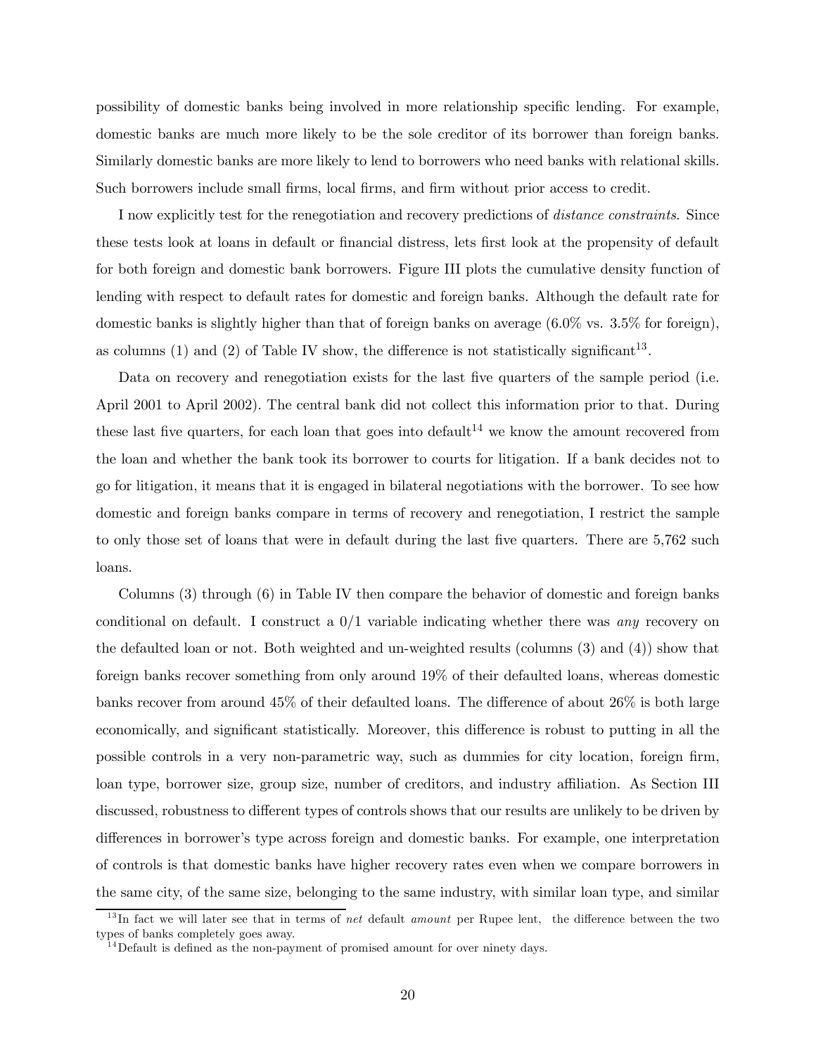possibility of domestic banks being involved in more relationship specific lending. For example, domestic banks are much more likely to be the sole creditor of its borrower than foreign banks. Similarly domestic banks are more likely to lend to borrowers who need banks with relational skills. Such borrowers include small firms, local firms, and firm without prior access to credit.

I now explicitly test for the renegotiation and recovery predictions of *distance constraints*. Since these tests look at loans in default or financial distress, lets first look at the propensity of default for both foreign and domestic bank borrowers. Figure III plots the cumulative density function of lending with respect to default rates for domestic and foreign banks. Although the default rate for domestic banks is slightly higher than that of foreign banks on average (6.0% vs. 3.5% for foreign), as columns (1) and (2) of Table IV show, the difference is not statistically significant[13].

Data on recovery and renegotiation exists for the last five quarters of the sample period (i.e. April 2001 to April 2002). The central bank did not collect this information prior to that. During these last five quarters, for each loan that goes into default[14] we know the amount recovered from the loan and whether the bank took its borrower to courts for litigation. If a bank decides not to go for litigation, it means that it is engaged in bilateral negotiations with the borrower. To see how domestic and foreign banks compare in terms of recovery and renegotiation, I restrict the sample to only those set of loans that were in default during the last five quarters. There are 5,762 such loans.

Columns (3) through (6) in Table IV then compare the behavior of domestic and foreign banks conditional on default. I construct a 0/1 variable indicating whether there was *any* recovery on the defaulted loan or not. Both weighted and un-weighted results (columns (3) and (4)) show that foreign banks recover something from only around 19% of their defaulted loans, whereas domestic banks recover from around 45% of their defaulted loans. The difference of about 26% is both large economically, and significant statistically. Moreover, this difference is robust to putting in all the possible controls in a very non-parametric way, such as dummies for city location, foreign firm, loan type, borrower size, group size, number of creditors, and industry affiliation. As Section III discussed, robustness to different types of controls shows that our results are unlikely to be driven by differences in borrower's type across foreign and domestic banks. For example, one interpretation of controls is that domestic banks have higher recovery rates even when we compare borrowers in the same city, of the same size, belonging to the same industry, with similar loan type, and similar

[13] In fact we will later see that in terms of *net* default *amount* per Rupee lent, the difference between the two types of banks completely goes away.

[14] Default is defined as the non-payment of promised amount for over ninety days.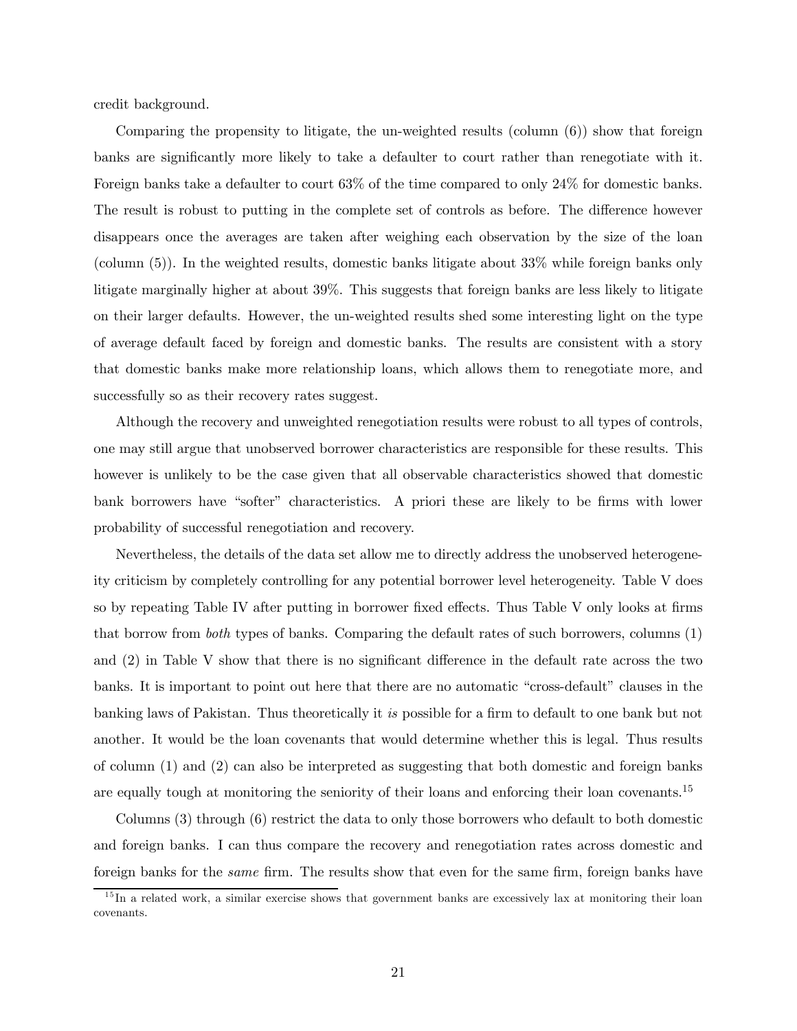credit background.

Comparing the propensity to litigate, the un-weighted results (column (6)) show that foreign banks are significantly more likely to take a defaulter to court rather than renegotiate with it. Foreign banks take a defaulter to court 63% of the time compared to only 24% for domestic banks. The result is robust to putting in the complete set of controls as before. The difference however disappears once the averages are taken after weighing each observation by the size of the loan (column (5)). In the weighted results, domestic banks litigate about 33% while foreign banks only litigate marginally higher at about 39%. This suggests that foreign banks are less likely to litigate on their larger defaults. However, the un-weighted results shed some interesting light on the type of average default faced by foreign and domestic banks. The results are consistent with a story that domestic banks make more relationship loans, which allows them to renegotiate more, and successfully so as their recovery rates suggest.

Although the recovery and unweighted renegotiation results were robust to all types of controls, one may still argue that unobserved borrower characteristics are responsible for these results. This however is unlikely to be the case given that all observable characteristics showed that domestic bank borrowers have "softer" characteristics. A priori these are likely to be firms with lower probability of successful renegotiation and recovery.

Nevertheless, the details of the data set allow me to directly address the unobserved heterogeneity criticism by completely controlling for any potential borrower level heterogeneity. Table V does so by repeating Table IV after putting in borrower fixed effects. Thus Table V only looks at firms that borrow from *both* types of banks. Comparing the default rates of such borrowers, columns (1) and (2) in Table V show that there is no significant difference in the default rate across the two banks. It is important to point out here that there are no automatic "cross-default" clauses in the banking laws of Pakistan. Thus theoretically it *is* possible for a firm to default to one bank but not another. It would be the loan covenants that would determine whether this is legal. Thus results of column (1) and (2) can also be interpreted as suggesting that both domestic and foreign banks are equally tough at monitoring the seniority of their loans and enforcing their loan covenants.[15]

Columns (3) through (6) restrict the data to only those borrowers who default to both domestic and foreign banks. I can thus compare the recovery and renegotiation rates across domestic and foreign banks for the *same* firm. The results show that even for the same firm, foreign banks have

[15] In a related work, a similar exercise shows that government banks are excessively lax at monitoring their loan covenants.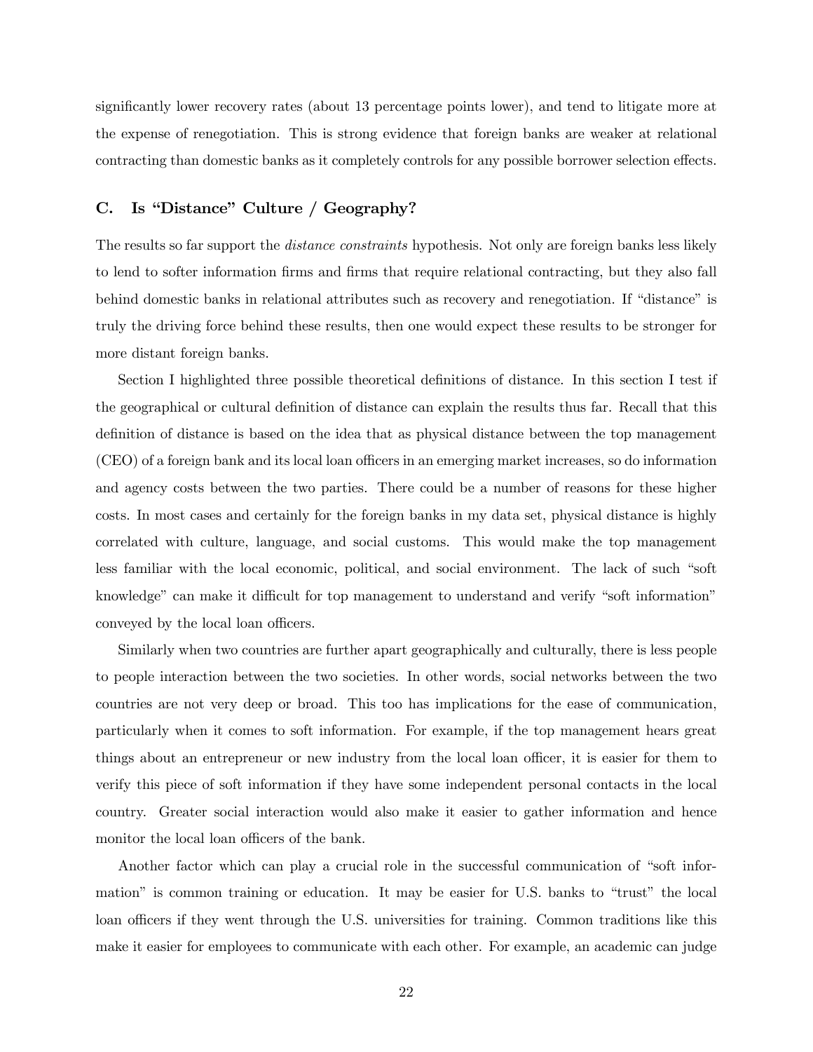significantly lower recovery rates (about 13 percentage points lower), and tend to litigate more at the expense of renegotiation. This is strong evidence that foreign banks are weaker at relational contracting than domestic banks as it completely controls for any possible borrower selection effects.

### C. Is "Distance" Culture / Geography?

The results so far support the *distance constraints* hypothesis. Not only are foreign banks less likely to lend to softer information firms and firms that require relational contracting, but they also fall behind domestic banks in relational attributes such as recovery and renegotiation. If "distance" is truly the driving force behind these results, then one would expect these results to be stronger for more distant foreign banks.

Section I highlighted three possible theoretical definitions of distance. In this section I test if the geographical or cultural definition of distance can explain the results thus far. Recall that this definition of distance is based on the idea that as physical distance between the top management (CEO) of a foreign bank and its local loan officers in an emerging market increases, so do information and agency costs between the two parties. There could be a number of reasons for these higher costs. In most cases and certainly for the foreign banks in my data set, physical distance is highly correlated with culture, language, and social customs. This would make the top management less familiar with the local economic, political, and social environment. The lack of such "soft knowledge" can make it difficult for top management to understand and verify "soft information" conveyed by the local loan officers.

Similarly when two countries are further apart geographically and culturally, there is less people to people interaction between the two societies. In other words, social networks between the two countries are not very deep or broad. This too has implications for the ease of communication, particularly when it comes to soft information. For example, if the top management hears great things about an entrepreneur or new industry from the local loan officer, it is easier for them to verify this piece of soft information if they have some independent personal contacts in the local country. Greater social interaction would also make it easier to gather information and hence monitor the local loan officers of the bank.

Another factor which can play a crucial role in the successful communication of "soft information" is common training or education. It may be easier for U.S. banks to "trust" the local loan officers if they went through the U.S. universities for training. Common traditions like this make it easier for employees to communicate with each other. For example, an academic can judge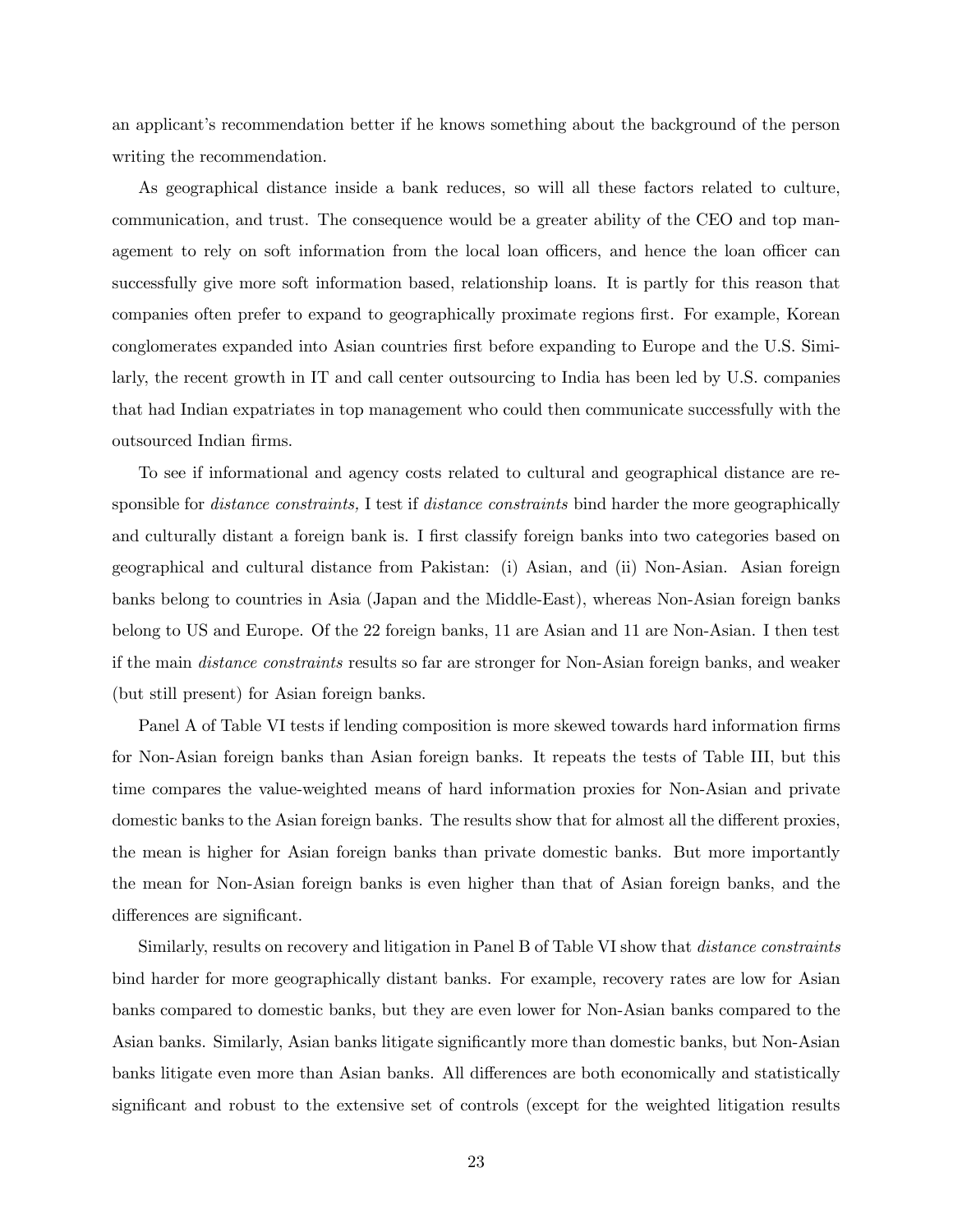an applicant's recommendation better if he knows something about the background of the person writing the recommendation.

As geographical distance inside a bank reduces, so will all these factors related to culture, communication, and trust. The consequence would be a greater ability of the CEO and top management to rely on soft information from the local loan officers, and hence the loan officer can successfully give more soft information based, relationship loans. It is partly for this reason that companies often prefer to expand to geographically proximate regions first. For example, Korean conglomerates expanded into Asian countries first before expanding to Europe and the U.S. Similarly, the recent growth in IT and call center outsourcing to India has been led by U.S. companies that had Indian expatriates in top management who could then communicate successfully with the outsourced Indian firms.

To see if informational and agency costs related to cultural and geographical distance are responsible for *distance constraints,* I test if *distance constraints* bind harder the more geographically and culturally distant a foreign bank is. I first classify foreign banks into two categories based on geographical and cultural distance from Pakistan: (i) Asian, and (ii) Non-Asian. Asian foreign banks belong to countries in Asia (Japan and the Middle-East), whereas Non-Asian foreign banks belong to US and Europe. Of the 22 foreign banks, 11 are Asian and 11 are Non-Asian. I then test if the main *distance constraints* results so far are stronger for Non-Asian foreign banks, and weaker (but still present) for Asian foreign banks.

Panel A of Table VI tests if lending composition is more skewed towards hard information firms for Non-Asian foreign banks than Asian foreign banks. It repeats the tests of Table III, but this time compares the value-weighted means of hard information proxies for Non-Asian and private domestic banks to the Asian foreign banks. The results show that for almost all the different proxies, the mean is higher for Asian foreign banks than private domestic banks. But more importantly the mean for Non-Asian foreign banks is even higher than that of Asian foreign banks, and the differences are significant.

Similarly, results on recovery and litigation in Panel B of Table VI show that *distance constraints* bind harder for more geographically distant banks. For example, recovery rates are low for Asian banks compared to domestic banks, but they are even lower for Non-Asian banks compared to the Asian banks. Similarly, Asian banks litigate significantly more than domestic banks, but Non-Asian banks litigate even more than Asian banks. All differences are both economically and statistically significant and robust to the extensive set of controls (except for the weighted litigation results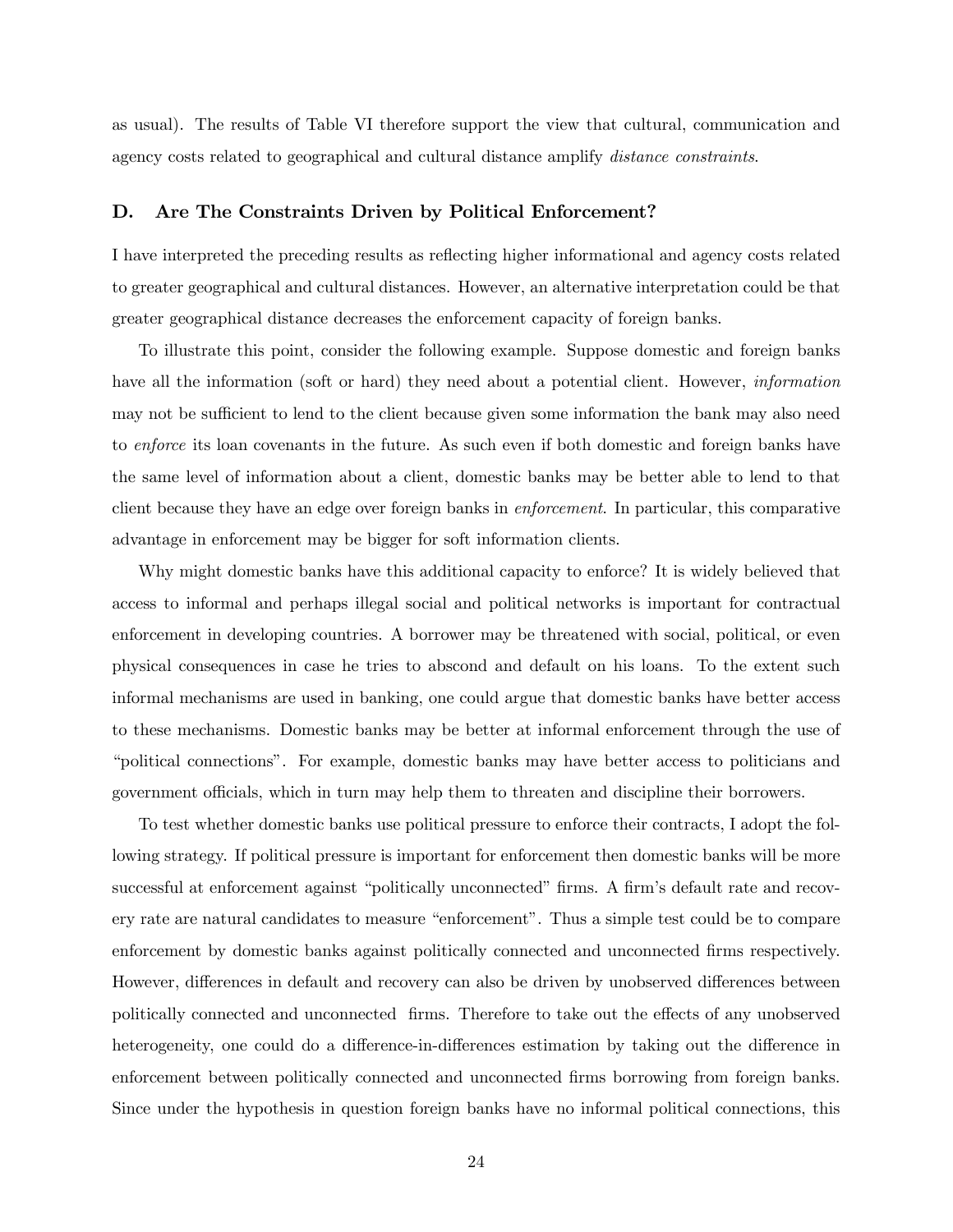as usual). The results of Table VI therefore support the view that cultural, communication and agency costs related to geographical and cultural distance amplify *distance constraints*.

### D. Are The Constraints Driven by Political Enforcement?

I have interpreted the preceding results as reflecting higher informational and agency costs related to greater geographical and cultural distances. However, an alternative interpretation could be that greater geographical distance decreases the enforcement capacity of foreign banks.

To illustrate this point, consider the following example. Suppose domestic and foreign banks have all the information (soft or hard) they need about a potential client. However, *information* may not be sufficient to lend to the client because given some information the bank may also need to *enforce* its loan covenants in the future. As such even if both domestic and foreign banks have the same level of information about a client, domestic banks may be better able to lend to that client because they have an edge over foreign banks in *enforcement*. In particular, this comparative advantage in enforcement may be bigger for soft information clients.

Why might domestic banks have this additional capacity to enforce? It is widely believed that access to informal and perhaps illegal social and political networks is important for contractual enforcement in developing countries. A borrower may be threatened with social, political, or even physical consequences in case he tries to abscond and default on his loans. To the extent such informal mechanisms are used in banking, one could argue that domestic banks have better access to these mechanisms. Domestic banks may be better at informal enforcement through the use of "political connections". For example, domestic banks may have better access to politicians and government officials, which in turn may help them to threaten and discipline their borrowers.

To test whether domestic banks use political pressure to enforce their contracts, I adopt the following strategy. If political pressure is important for enforcement then domestic banks will be more successful at enforcement against "politically unconnected" firms. A firm's default rate and recovery rate are natural candidates to measure "enforcement". Thus a simple test could be to compare enforcement by domestic banks against politically connected and unconnected firms respectively. However, differences in default and recovery can also be driven by unobserved differences between politically connected and unconnected firms. Therefore to take out the effects of any unobserved heterogeneity, one could do a difference-in-differences estimation by taking out the difference in enforcement between politically connected and unconnected firms borrowing from foreign banks. Since under the hypothesis in question foreign banks have no informal political connections, this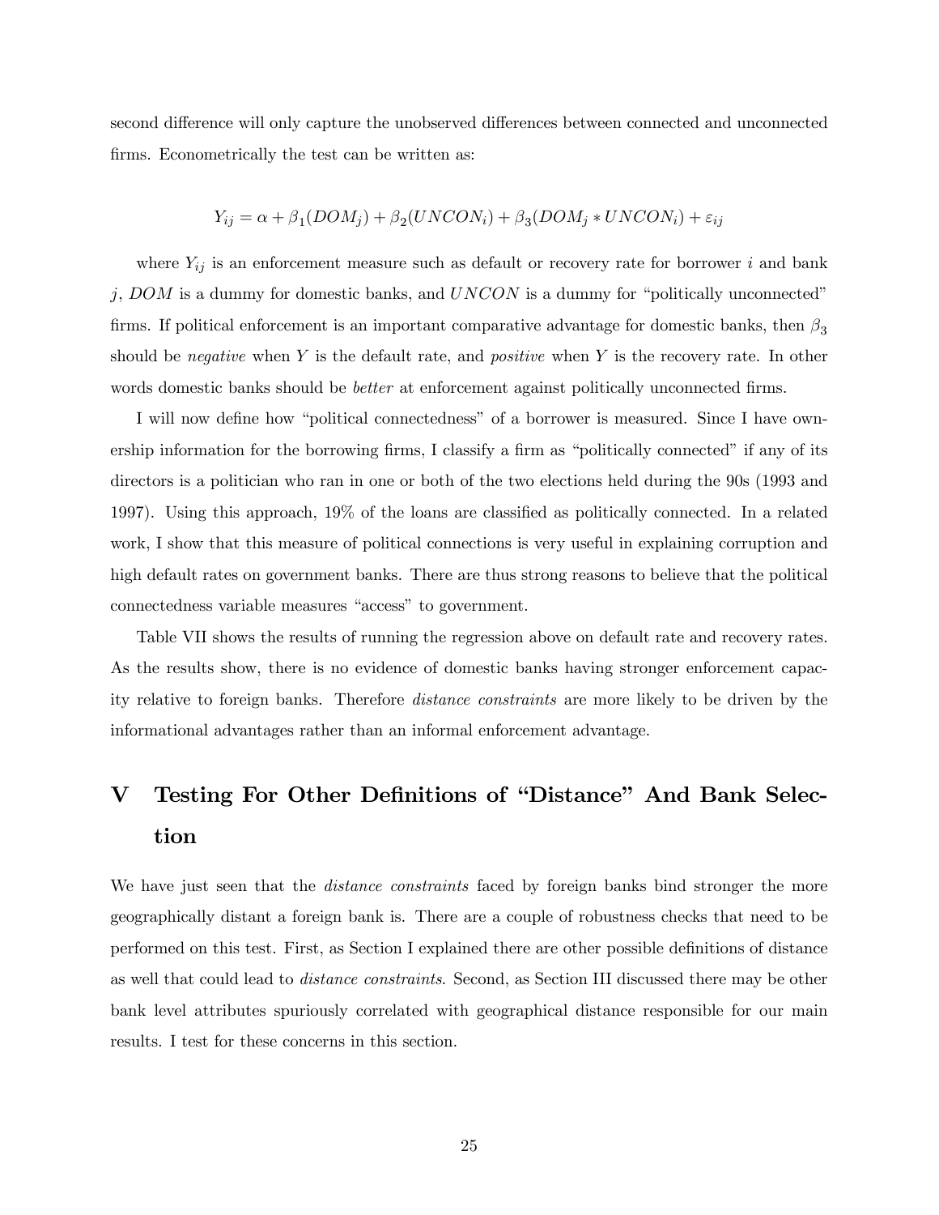second difference will only capture the unobserved differences between connected and unconnected firms. Econometrically the test can be written as:

$$Y_{ij} = \alpha + \beta_1(DOM_j) + \beta_2(UNCON_i) + \beta_3(DOM_j * UNCON_i) + \varepsilon_{ij}$$

where $Y_{ij}$ is an enforcement measure such as default or recovery rate for borrower $i$ and bank $j$, $DOM$ is a dummy for domestic banks, and $UNCON$ is a dummy for "politically unconnected" firms. If political enforcement is an important comparative advantage for domestic banks, then $\beta_3$ should be *negative* when $Y$ is the default rate, and *positive* when $Y$ is the recovery rate. In other words domestic banks should be *better* at enforcement against politically unconnected firms.

I will now define how "political connectedness" of a borrower is measured. Since I have ownership information for the borrowing firms, I classify a firm as "politically connected" if any of its directors is a politician who ran in one or both of the two elections held during the 90s (1993 and 1997). Using this approach, 19% of the loans are classified as politically connected. In a related work, I show that this measure of political connections is very useful in explaining corruption and high default rates on government banks. There are thus strong reasons to believe that the political connectedness variable measures "access" to government.

Table VII shows the results of running the regression above on default rate and recovery rates. As the results show, there is no evidence of domestic banks having stronger enforcement capacity relative to foreign banks. Therefore *distance constraints* are more likely to be driven by the informational advantages rather than an informal enforcement advantage.

# V Testing For Other Definitions of "Distance" And Bank Selection

We have just seen that the *distance constraints* faced by foreign banks bind stronger the more geographically distant a foreign bank is. There are a couple of robustness checks that need to be performed on this test. First, as Section I explained there are other possible definitions of distance as well that could lead to *distance constraints*. Second, as Section III discussed there may be other bank level attributes spuriously correlated with geographical distance responsible for our main results. I test for these concerns in this section.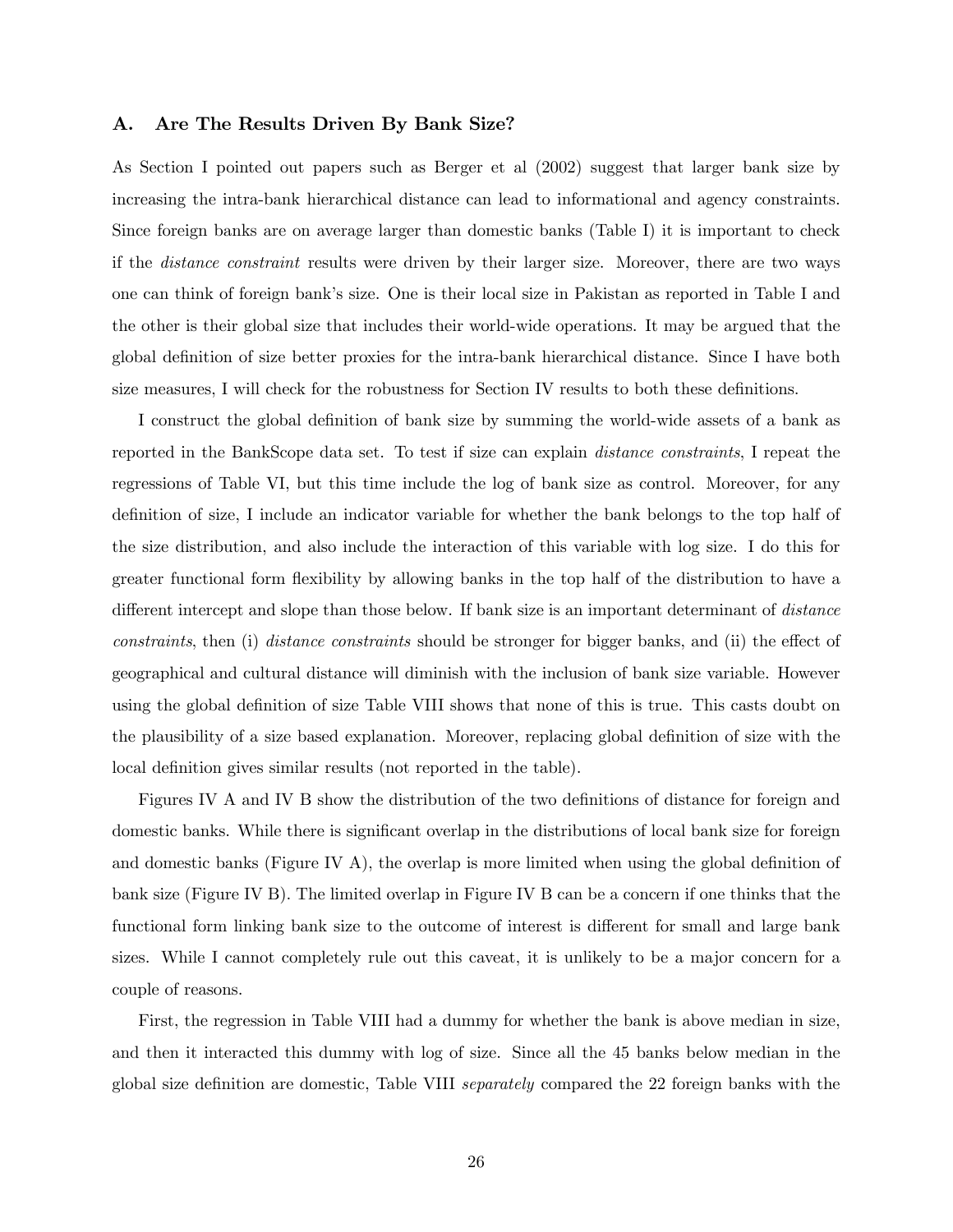### A. Are The Results Driven By Bank Size?

As Section I pointed out papers such as Berger et al (2002) suggest that larger bank size by increasing the intra-bank hierarchical distance can lead to informational and agency constraints. Since foreign banks are on average larger than domestic banks (Table I) it is important to check if the *distance constraint* results were driven by their larger size. Moreover, there are two ways one can think of foreign bank's size. One is their local size in Pakistan as reported in Table I and the other is their global size that includes their world-wide operations. It may be argued that the global definition of size better proxies for the intra-bank hierarchical distance. Since I have both size measures, I will check for the robustness for Section IV results to both these definitions.

I construct the global definition of bank size by summing the world-wide assets of a bank as reported in the BankScope data set. To test if size can explain *distance constraints*, I repeat the regressions of Table VI, but this time include the log of bank size as control. Moreover, for any definition of size, I include an indicator variable for whether the bank belongs to the top half of the size distribution, and also include the interaction of this variable with log size. I do this for greater functional form flexibility by allowing banks in the top half of the distribution to have a different intercept and slope than those below. If bank size is an important determinant of *distance constraints*, then (i) *distance constraints* should be stronger for bigger banks, and (ii) the effect of geographical and cultural distance will diminish with the inclusion of bank size variable. However using the global definition of size Table VIII shows that none of this is true. This casts doubt on the plausibility of a size based explanation. Moreover, replacing global definition of size with the local definition gives similar results (not reported in the table).

Figures IV A and IV B show the distribution of the two definitions of distance for foreign and domestic banks. While there is significant overlap in the distributions of local bank size for foreign and domestic banks (Figure IV A), the overlap is more limited when using the global definition of bank size (Figure IV B). The limited overlap in Figure IV B can be a concern if one thinks that the functional form linking bank size to the outcome of interest is different for small and large bank sizes. While I cannot completely rule out this caveat, it is unlikely to be a major concern for a couple of reasons.

First, the regression in Table VIII had a dummy for whether the bank is above median in size, and then it interacted this dummy with log of size. Since all the 45 banks below median in the global size definition are domestic, Table VIII *separately* compared the 22 foreign banks with the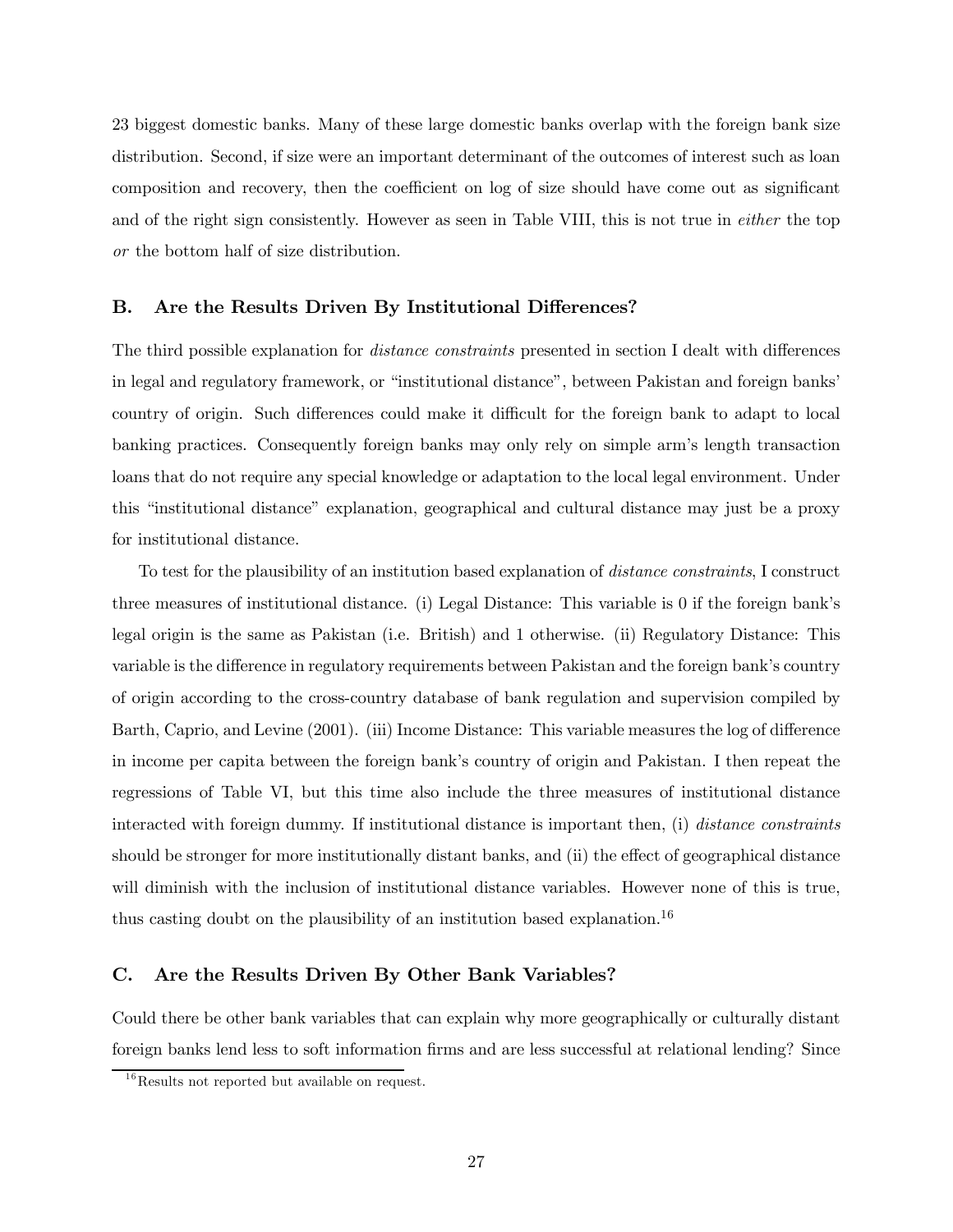23 biggest domestic banks. Many of these large domestic banks overlap with the foreign bank size distribution. Second, if size were an important determinant of the outcomes of interest such as loan composition and recovery, then the coefficient on log of size should have come out as significant and of the right sign consistently. However as seen in Table VIII, this is not true in *either* the top *or* the bottom half of size distribution.

### B. Are the Results Driven By Institutional Differences?

The third possible explanation for *distance constraints* presented in section I dealt with differences in legal and regulatory framework, or "institutional distance", between Pakistan and foreign banks' country of origin. Such differences could make it difficult for the foreign bank to adapt to local banking practices. Consequently foreign banks may only rely on simple arm's length transaction loans that do not require any special knowledge or adaptation to the local legal environment. Under this "institutional distance" explanation, geographical and cultural distance may just be a proxy for institutional distance.

To test for the plausibility of an institution based explanation of *distance constraints*, I construct three measures of institutional distance. (i) Legal Distance: This variable is 0 if the foreign bank's legal origin is the same as Pakistan (i.e. British) and 1 otherwise. (ii) Regulatory Distance: This variable is the difference in regulatory requirements between Pakistan and the foreign bank's country of origin according to the cross-country database of bank regulation and supervision compiled by Barth, Caprio, and Levine (2001). (iii) Income Distance: This variable measures the log of difference in income per capita between the foreign bank's country of origin and Pakistan. I then repeat the regressions of Table VI, but this time also include the three measures of institutional distance interacted with foreign dummy. If institutional distance is important then, (i) *distance constraints* should be stronger for more institutionally distant banks, and (ii) the effect of geographical distance will diminish with the inclusion of institutional distance variables. However none of this is true, thus casting doubt on the plausibility of an institution based explanation.[16]

### C. Are the Results Driven By Other Bank Variables?

Could there be other bank variables that can explain why more geographically or culturally distant foreign banks lend less to soft information firms and are less successful at relational lending? Since

[16] Results not reported but available on request.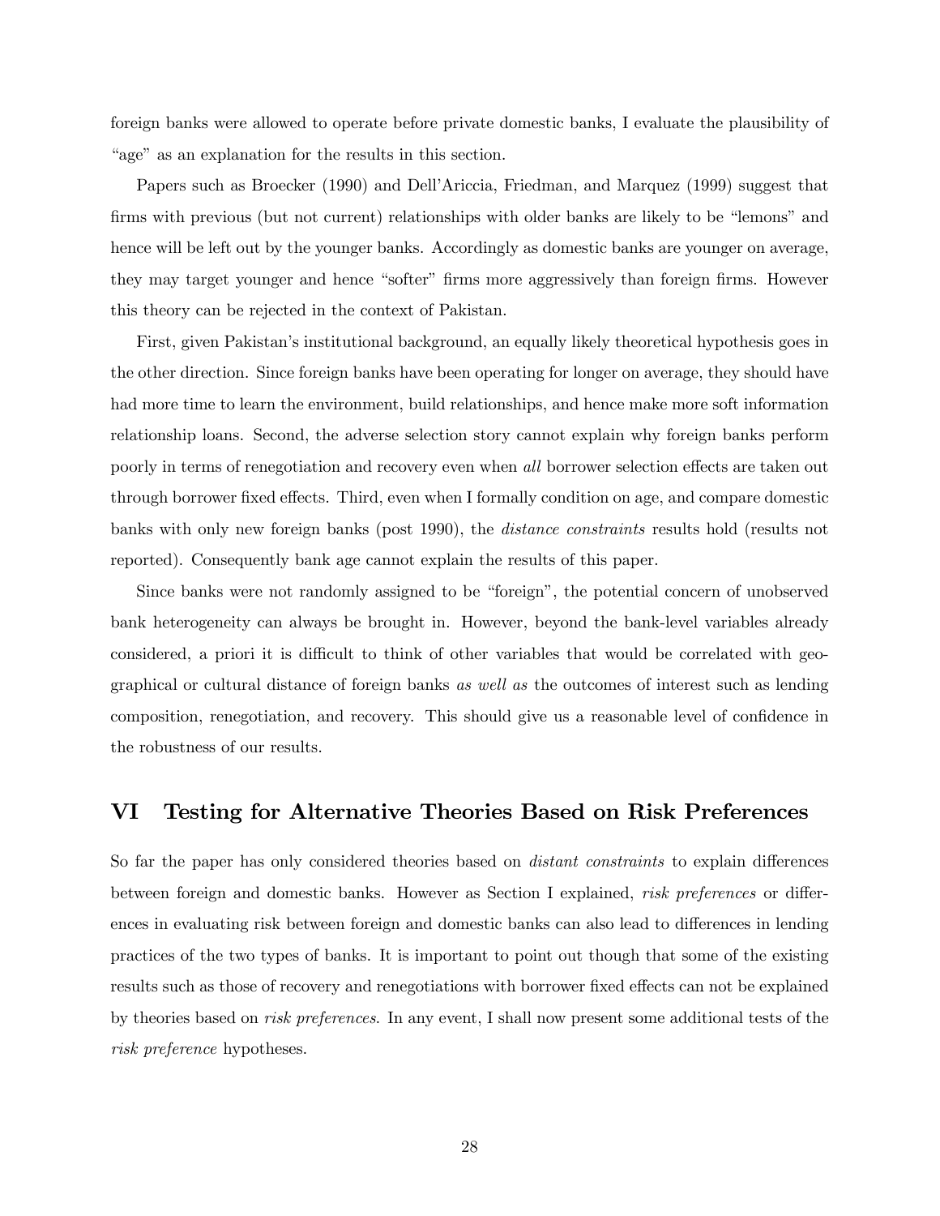foreign banks were allowed to operate before private domestic banks, I evaluate the plausibility of "age" as an explanation for the results in this section.

Papers such as Broecker (1990) and Dell'Ariccia, Friedman, and Marquez (1999) suggest that firms with previous (but not current) relationships with older banks are likely to be "lemons" and hence will be left out by the younger banks. Accordingly as domestic banks are younger on average, they may target younger and hence "softer" firms more aggressively than foreign firms. However this theory can be rejected in the context of Pakistan.

First, given Pakistan's institutional background, an equally likely theoretical hypothesis goes in the other direction. Since foreign banks have been operating for longer on average, they should have had more time to learn the environment, build relationships, and hence make more soft information relationship loans. Second, the adverse selection story cannot explain why foreign banks perform poorly in terms of renegotiation and recovery even when *all* borrower selection effects are taken out through borrower fixed effects. Third, even when I formally condition on age, and compare domestic banks with only new foreign banks (post 1990), the *distance constraints* results hold (results not reported). Consequently bank age cannot explain the results of this paper.

Since banks were not randomly assigned to be "foreign", the potential concern of unobserved bank heterogeneity can always be brought in. However, beyond the bank-level variables already considered, a priori it is difficult to think of other variables that would be correlated with geographical or cultural distance of foreign banks *as well as* the outcomes of interest such as lending composition, renegotiation, and recovery. This should give us a reasonable level of confidence in the robustness of our results.

## VI Testing for Alternative Theories Based on Risk Preferences

So far the paper has only considered theories based on *distant constraints* to explain differences between foreign and domestic banks. However as Section I explained, *risk preferences* or differences in evaluating risk between foreign and domestic banks can also lead to differences in lending practices of the two types of banks. It is important to point out though that some of the existing results such as those of recovery and renegotiations with borrower fixed effects can not be explained by theories based on *risk preferences*. In any event, I shall now present some additional tests of the *risk preference* hypotheses.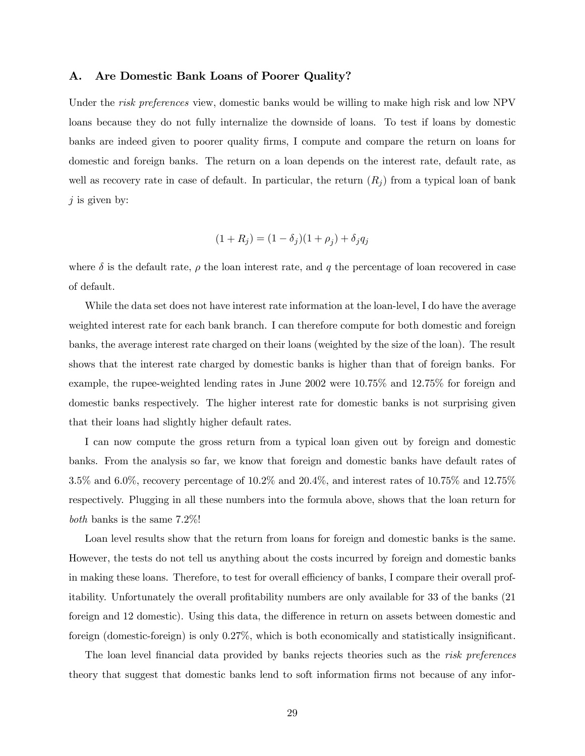### A. Are Domestic Bank Loans of Poorer Quality?

Under the *risk preferences* view, domestic banks would be willing to make high risk and low NPV loans because they do not fully internalize the downside of loans. To test if loans by domestic banks are indeed given to poorer quality firms, I compute and compare the return on loans for domestic and foreign banks. The return on a loan depends on the interest rate, default rate, as well as recovery rate in case of default. In particular, the return ($R_j$) from a typical loan of bank $j$ is given by:

$$(1 + R_j) = (1 - \delta_j)(1 + \rho_j) + \delta_j q_j$$

where $\delta$ is the default rate, $\rho$ the loan interest rate, and $q$ the percentage of loan recovered in case of default.

While the data set does not have interest rate information at the loan-level, I do have the average weighted interest rate for each bank branch. I can therefore compute for both domestic and foreign banks, the average interest rate charged on their loans (weighted by the size of the loan). The result shows that the interest rate charged by domestic banks is higher than that of foreign banks. For example, the rupee-weighted lending rates in June 2002 were 10.75% and 12.75% for foreign and domestic banks respectively. The higher interest rate for domestic banks is not surprising given that their loans had slightly higher default rates.

I can now compute the gross return from a typical loan given out by foreign and domestic banks. From the analysis so far, we know that foreign and domestic banks have default rates of 3.5% and 6.0%, recovery percentage of 10.2% and 20.4%, and interest rates of 10.75% and 12.75% respectively. Plugging in all these numbers into the formula above, shows that the loan return for *both* banks is the same 7.2%!

Loan level results show that the return from loans for foreign and domestic banks is the same. However, the tests do not tell us anything about the costs incurred by foreign and domestic banks in making these loans. Therefore, to test for overall efficiency of banks, I compare their overall profitability. Unfortunately the overall profitability numbers are only available for 33 of the banks (21 foreign and 12 domestic). Using this data, the difference in return on assets between domestic and foreign (domestic-foreign) is only 0.27%, which is both economically and statistically insignificant.

The loan level financial data provided by banks rejects theories such as the *risk preferences* theory that suggest that domestic banks lend to soft information firms not because of any infor-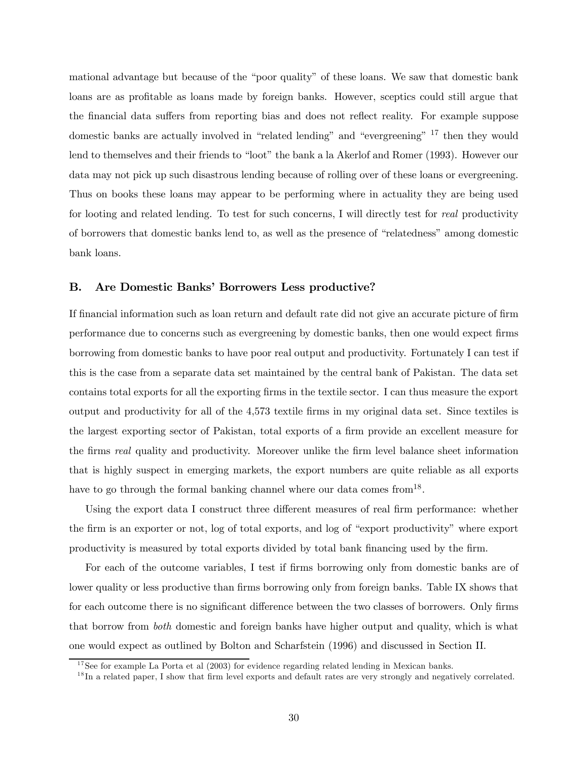mational advantage but because of the "poor quality" of these loans. We saw that domestic bank loans are as profitable as loans made by foreign banks. However, sceptics could still argue that the financial data suffers from reporting bias and does not reflect reality. For example suppose domestic banks are actually involved in "related lending" and "evergreening" [17] then they would lend to themselves and their friends to "loot" the bank a la Akerlof and Romer (1993). However our data may not pick up such disastrous lending because of rolling over of these loans or evergreening. Thus on books these loans may appear to be performing where in actuality they are being used for looting and related lending. To test for such concerns, I will directly test for *real* productivity of borrowers that domestic banks lend to, as well as the presence of "relatedness" among domestic bank loans.

## B. Are Domestic Banks' Borrowers Less productive?

If financial information such as loan return and default rate did not give an accurate picture of firm performance due to concerns such as evergreening by domestic banks, then one would expect firms borrowing from domestic banks to have poor real output and productivity. Fortunately I can test if this is the case from a separate data set maintained by the central bank of Pakistan. The data set contains total exports for all the exporting firms in the textile sector. I can thus measure the export output and productivity for all of the 4,573 textile firms in my original data set. Since textiles is the largest exporting sector of Pakistan, total exports of a firm provide an excellent measure for the firms *real* quality and productivity. Moreover unlike the firm level balance sheet information that is highly suspect in emerging markets, the export numbers are quite reliable as all exports have to go through the formal banking channel where our data comes from[18].

Using the export data I construct three different measures of real firm performance: whether the firm is an exporter or not, log of total exports, and log of "export productivity" where export productivity is measured by total exports divided by total bank financing used by the firm.

For each of the outcome variables, I test if firms borrowing only from domestic banks are of lower quality or less productive than firms borrowing only from foreign banks. Table IX shows that for each outcome there is no significant difference between the two classes of borrowers. Only firms that borrow from *both* domestic and foreign banks have higher output and quality, which is what one would expect as outlined by Bolton and Scharfstein (1996) and discussed in Section II.

[17] See for example La Porta et al (2003) for evidence regarding related lending in Mexican banks.

[18] In a related paper, I show that firm level exports and default rates are very strongly and negatively correlated.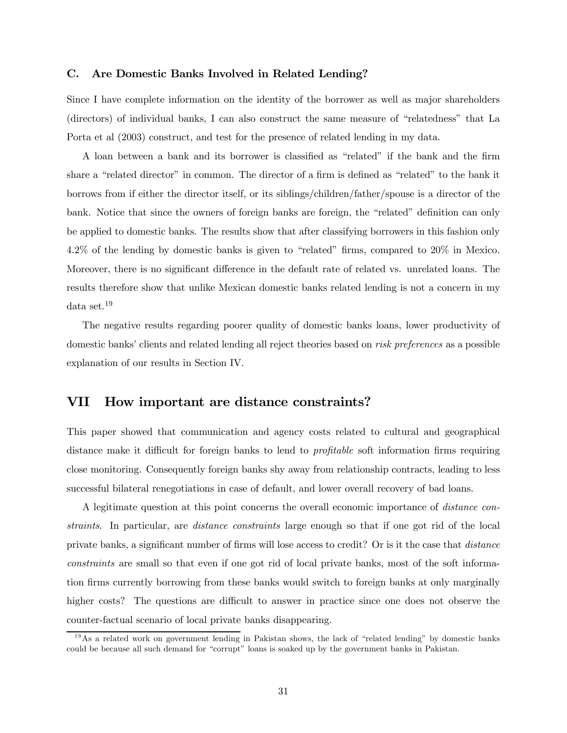### C. Are Domestic Banks Involved in Related Lending?

Since I have complete information on the identity of the borrower as well as major shareholders (directors) of individual banks, I can also construct the same measure of "relatedness" that La Porta et al (2003) construct, and test for the presence of related lending in my data.

A loan between a bank and its borrower is classified as "related" if the bank and the firm share a "related director" in common. The director of a firm is defined as "related" to the bank it borrows from if either the director itself, or its siblings/children/father/spouse is a director of the bank. Notice that since the owners of foreign banks are foreign, the "related" definition can only be applied to domestic banks. The results show that after classifying borrowers in this fashion only 4.2% of the lending by domestic banks is given to "related" firms, compared to 20% in Mexico. Moreover, there is no significant difference in the default rate of related vs. unrelated loans. The results therefore show that unlike Mexican domestic banks related lending is not a concern in my data set.[19]

The negative results regarding poorer quality of domestic banks loans, lower productivity of domestic banks' clients and related lending all reject theories based on *risk preferences* as a possible explanation of our results in Section IV.

## VII How important are distance constraints?

This paper showed that communication and agency costs related to cultural and geographical distance make it difficult for foreign banks to lend to *profitable* soft information firms requiring close monitoring. Consequently foreign banks shy away from relationship contracts, leading to less successful bilateral renegotiations in case of default, and lower overall recovery of bad loans.

A legitimate question at this point concerns the overall economic importance of *distance constraints*. In particular, are *distance constraints* large enough so that if one got rid of the local private banks, a significant number of firms will lose access to credit? Or is it the case that *distance constraints* are small so that even if one got rid of local private banks, most of the soft information firms currently borrowing from these banks would switch to foreign banks at only marginally higher costs? The questions are difficult to answer in practice since one does not observe the counter-factual scenario of local private banks disappearing.

[19] As a related work on government lending in Pakistan shows, the lack of "related lending" by domestic banks could be because all such demand for "corrupt" loans is soaked up by the government banks in Pakistan.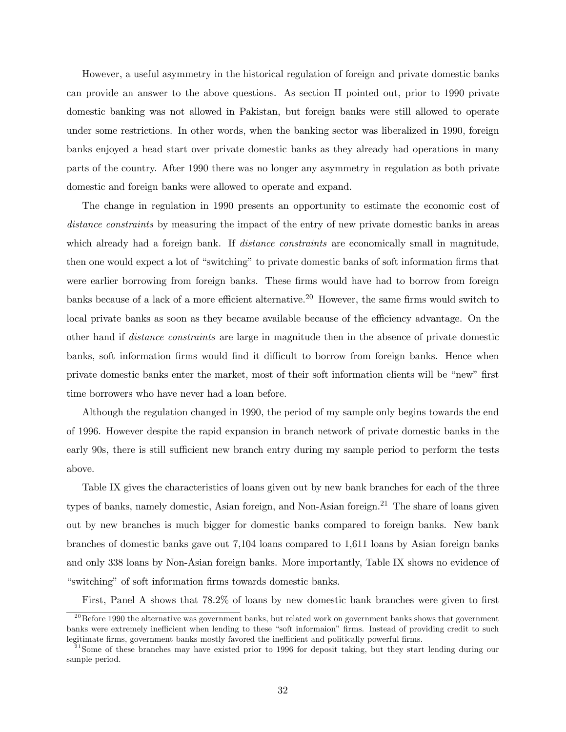However, a useful asymmetry in the historical regulation of foreign and private domestic banks can provide an answer to the above questions. As section II pointed out, prior to 1990 private domestic banking was not allowed in Pakistan, but foreign banks were still allowed to operate under some restrictions. In other words, when the banking sector was liberalized in 1990, foreign banks enjoyed a head start over private domestic banks as they already had operations in many parts of the country. After 1990 there was no longer any asymmetry in regulation as both private domestic and foreign banks were allowed to operate and expand.

The change in regulation in 1990 presents an opportunity to estimate the economic cost of *distance constraints* by measuring the impact of the entry of new private domestic banks in areas which already had a foreign bank. If *distance constraints* are economically small in magnitude, then one would expect a lot of "switching" to private domestic banks of soft information firms that were earlier borrowing from foreign banks. These firms would have had to borrow from foreign banks because of a lack of a more efficient alternative.[20] However, the same firms would switch to local private banks as soon as they became available because of the efficiency advantage. On the other hand if *distance constraints* are large in magnitude then in the absence of private domestic banks, soft information firms would find it difficult to borrow from foreign banks. Hence when private domestic banks enter the market, most of their soft information clients will be "new" first time borrowers who have never had a loan before.

Although the regulation changed in 1990, the period of my sample only begins towards the end of 1996. However despite the rapid expansion in branch network of private domestic banks in the early 90s, there is still sufficient new branch entry during my sample period to perform the tests above.

Table IX gives the characteristics of loans given out by new bank branches for each of the three types of banks, namely domestic, Asian foreign, and Non-Asian foreign.[21] The share of loans given out by new branches is much bigger for domestic banks compared to foreign banks. New bank branches of domestic banks gave out 7,104 loans compared to 1,611 loans by Asian foreign banks and only 338 loans by Non-Asian foreign banks. More importantly, Table IX shows no evidence of "switching" of soft information firms towards domestic banks.

First, Panel A shows that 78.2% of loans by new domestic bank branches were given to first

[20] Before 1990 the alternative was government banks, but related work on government banks shows that government banks were extremely inefficient when lending to these "soft informaion" firms. Instead of providing credit to such legitimate firms, government banks mostly favored the inefficient and politically powerful firms.

[21] Some of these branches may have existed prior to 1996 for deposit taking, but they start lending during our sample period.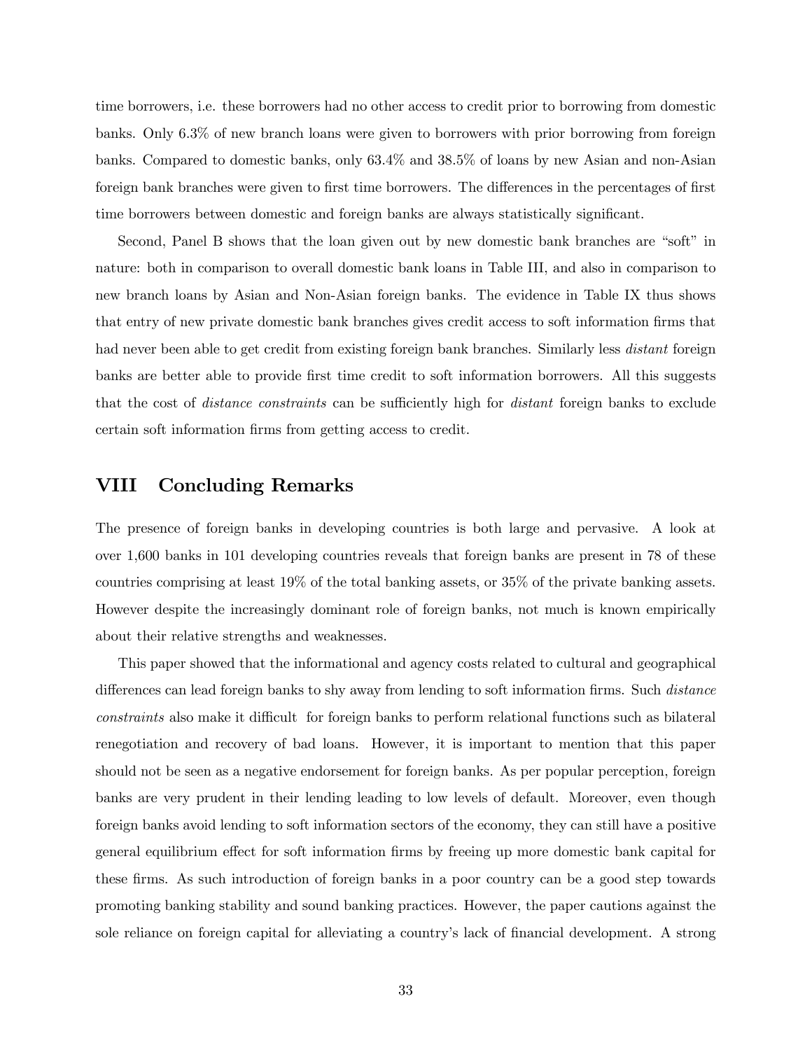time borrowers, i.e. these borrowers had no other access to credit prior to borrowing from domestic banks. Only 6.3% of new branch loans were given to borrowers with prior borrowing from foreign banks. Compared to domestic banks, only 63.4% and 38.5% of loans by new Asian and non-Asian foreign bank branches were given to first time borrowers. The differences in the percentages of first time borrowers between domestic and foreign banks are always statistically significant.

Second, Panel B shows that the loan given out by new domestic bank branches are "soft" in nature: both in comparison to overall domestic bank loans in Table III, and also in comparison to new branch loans by Asian and Non-Asian foreign banks. The evidence in Table IX thus shows that entry of new private domestic bank branches gives credit access to soft information firms that had never been able to get credit from existing foreign bank branches. Similarly less *distant* foreign banks are better able to provide first time credit to soft information borrowers. All this suggests that the cost of *distance constraints* can be sufficiently high for *distant* foreign banks to exclude certain soft information firms from getting access to credit.

## VIII Concluding Remarks

The presence of foreign banks in developing countries is both large and pervasive. A look at over 1,600 banks in 101 developing countries reveals that foreign banks are present in 78 of these countries comprising at least 19% of the total banking assets, or 35% of the private banking assets. However despite the increasingly dominant role of foreign banks, not much is known empirically about their relative strengths and weaknesses.

This paper showed that the informational and agency costs related to cultural and geographical differences can lead foreign banks to shy away from lending to soft information firms. Such *distance constraints* also make it difficult for foreign banks to perform relational functions such as bilateral renegotiation and recovery of bad loans. However, it is important to mention that this paper should not be seen as a negative endorsement for foreign banks. As per popular perception, foreign banks are very prudent in their lending leading to low levels of default. Moreover, even though foreign banks avoid lending to soft information sectors of the economy, they can still have a positive general equilibrium effect for soft information firms by freeing up more domestic bank capital for these firms. As such introduction of foreign banks in a poor country can be a good step towards promoting banking stability and sound banking practices. However, the paper cautions against the sole reliance on foreign capital for alleviating a country's lack of financial development. A strong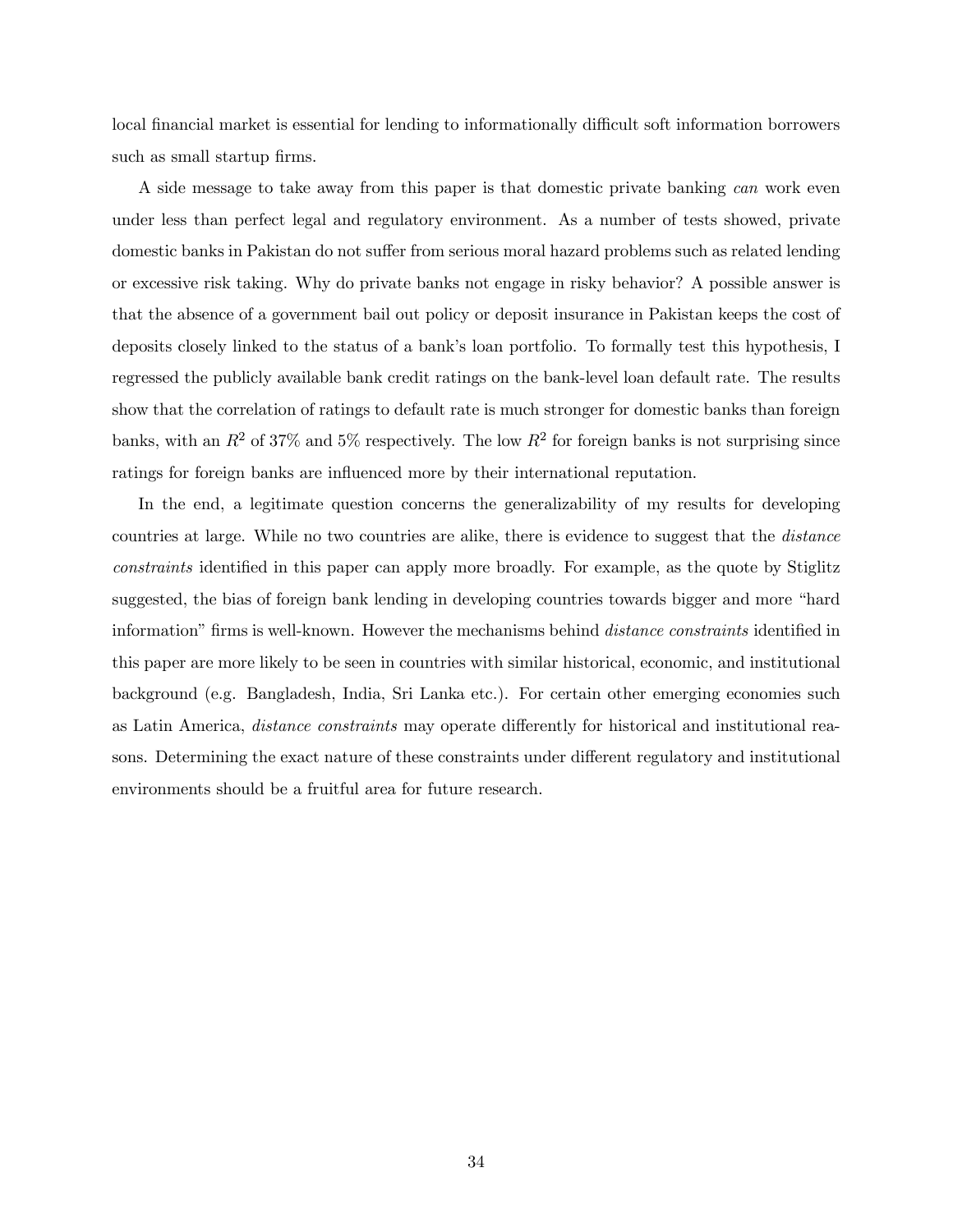local financial market is essential for lending to informationally difficult soft information borrowers such as small startup firms.

A side message to take away from this paper is that domestic private banking *can* work even under less than perfect legal and regulatory environment. As a number of tests showed, private domestic banks in Pakistan do not suffer from serious moral hazard problems such as related lending or excessive risk taking. Why do private banks not engage in risky behavior? A possible answer is that the absence of a government bail out policy or deposit insurance in Pakistan keeps the cost of deposits closely linked to the status of a bank's loan portfolio. To formally test this hypothesis, I regressed the publicly available bank credit ratings on the bank-level loan default rate. The results show that the correlation of ratings to default rate is much stronger for domestic banks than foreign banks, with an $R^2$ of 37% and 5% respectively. The low $R^2$ for foreign banks is not surprising since ratings for foreign banks are influenced more by their international reputation.

In the end, a legitimate question concerns the generalizability of my results for developing countries at large. While no two countries are alike, there is evidence to suggest that the *distance constraints* identified in this paper can apply more broadly. For example, as the quote by Stiglitz suggested, the bias of foreign bank lending in developing countries towards bigger and more "hard information" firms is well-known. However the mechanisms behind *distance constraints* identified in this paper are more likely to be seen in countries with similar historical, economic, and institutional background (e.g. Bangladesh, India, Sri Lanka etc.). For certain other emerging economies such as Latin America, *distance constraints* may operate differently for historical and institutional reasons. Determining the exact nature of these constraints under different regulatory and institutional environments should be a fruitful area for future research.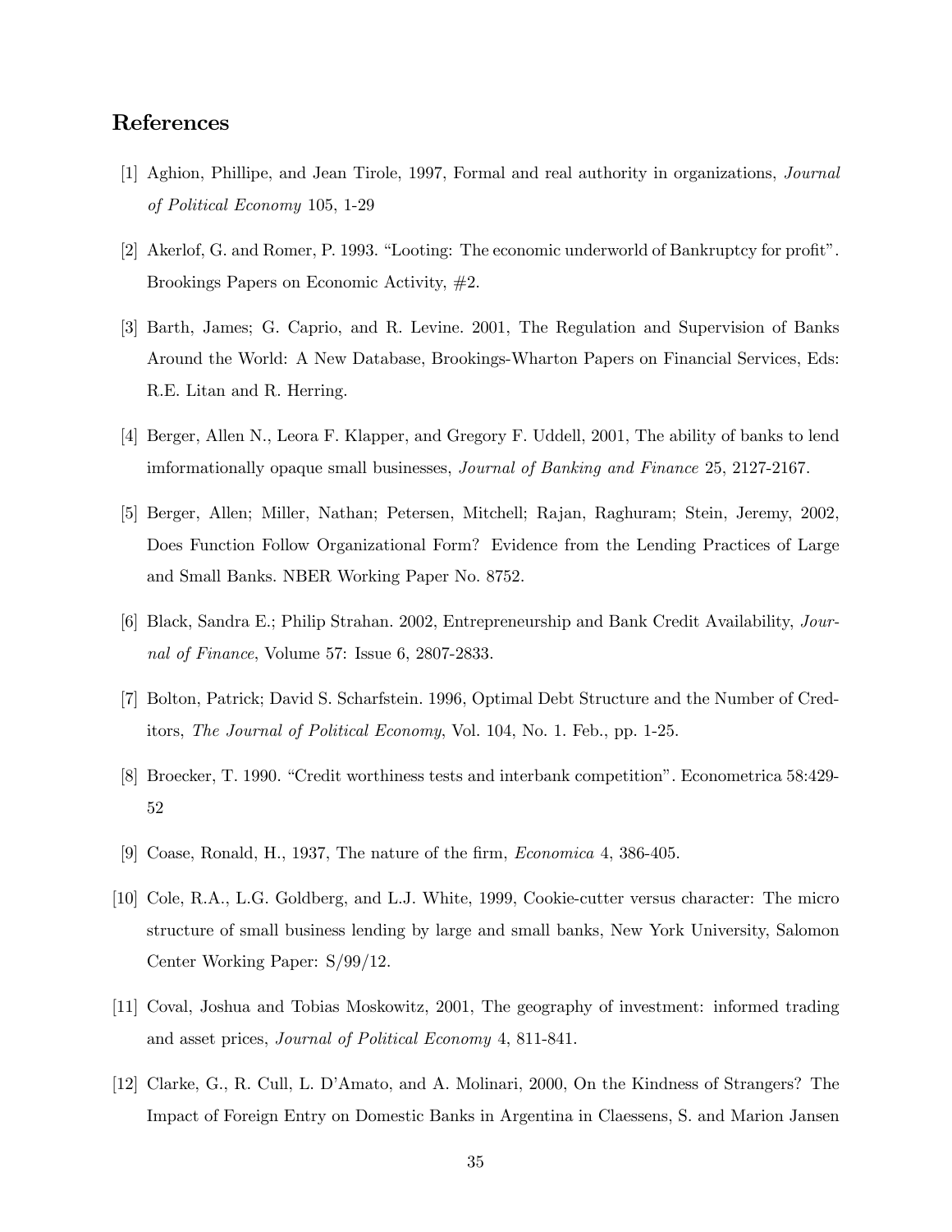# References

[1] Aghion, Phillipe, and Jean Tirole, 1997, Formal and real authority in organizations, *Journal of Political Economy* 105, 1-29

[2] Akerlof, G. and Romer, P. 1993. "Looting: The economic underworld of Bankruptcy for profit". Brookings Papers on Economic Activity, #2.

[3] Barth, James; G. Caprio, and R. Levine. 2001, The Regulation and Supervision of Banks Around the World: A New Database, Brookings-Wharton Papers on Financial Services, Eds: R.E. Litan and R. Herring.

[4] Berger, Allen N., Leora F. Klapper, and Gregory F. Uddell, 2001, The ability of banks to lend imformationally opaque small businesses, *Journal of Banking and Finance* 25, 2127-2167.

[5] Berger, Allen; Miller, Nathan; Petersen, Mitchell; Rajan, Raghuram; Stein, Jeremy, 2002, Does Function Follow Organizational Form? Evidence from the Lending Practices of Large and Small Banks. NBER Working Paper No. 8752.

[6] Black, Sandra E.; Philip Strahan. 2002, Entrepreneurship and Bank Credit Availability, *Journal of Finance*, Volume 57: Issue 6, 2807-2833.

[7] Bolton, Patrick; David S. Scharfstein. 1996, Optimal Debt Structure and the Number of Creditors, *The Journal of Political Economy*, Vol. 104, No. 1. Feb., pp. 1-25.

[8] Broecker, T. 1990. "Credit worthiness tests and interbank competition". Econometrica 58:429-52

[9] Coase, Ronald, H., 1937, The nature of the firm, *Economica* 4, 386-405.

[10] Cole, R.A., L.G. Goldberg, and L.J. White, 1999, Cookie-cutter versus character: The micro structure of small business lending by large and small banks, New York University, Salomon Center Working Paper: S/99/12.

[11] Coval, Joshua and Tobias Moskowitz, 2001, The geography of investment: informed trading and asset prices, *Journal of Political Economy* 4, 811-841.

[12] Clarke, G., R. Cull, L. D'Amato, and A. Molinari, 2000, On the Kindness of Strangers? The Impact of Foreign Entry on Domestic Banks in Argentina in Claessens, S. and Marion Jansen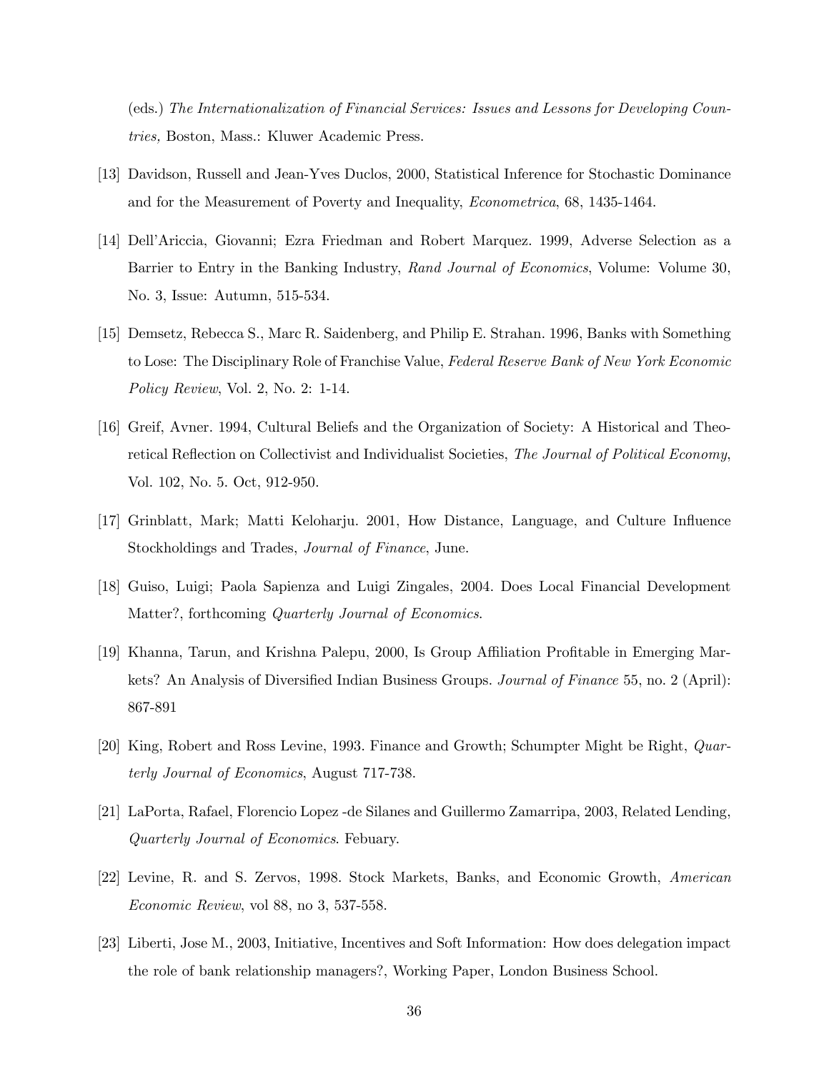(eds.) *The Internationalization of Financial Services: Issues and Lessons for Developing Countries,* Boston, Mass.: Kluwer Academic Press.

[13] Davidson, Russell and Jean-Yves Duclos, 2000, Statistical Inference for Stochastic Dominance and for the Measurement of Poverty and Inequality, *Econometrica*, 68, 1435-1464.

[14] Dell'Ariccia, Giovanni; Ezra Friedman and Robert Marquez. 1999, Adverse Selection as a Barrier to Entry in the Banking Industry, *Rand Journal of Economics*, Volume: Volume 30, No. 3, Issue: Autumn, 515-534.

[15] Demsetz, Rebecca S., Marc R. Saidenberg, and Philip E. Strahan. 1996, Banks with Something to Lose: The Disciplinary Role of Franchise Value, *Federal Reserve Bank of New York Economic Policy Review*, Vol. 2, No. 2: 1-14.

[16] Greif, Avner. 1994, Cultural Beliefs and the Organization of Society: A Historical and Theoretical Reflection on Collectivist and Individualist Societies, *The Journal of Political Economy*, Vol. 102, No. 5. Oct, 912-950.

[17] Grinblatt, Mark; Matti Keloharju. 2001, How Distance, Language, and Culture Influence Stockholdings and Trades, *Journal of Finance*, June.

[18] Guiso, Luigi; Paola Sapienza and Luigi Zingales, 2004. Does Local Financial Development Matter?, forthcoming *Quarterly Journal of Economics*.

[19] Khanna, Tarun, and Krishna Palepu, 2000, Is Group Affiliation Profitable in Emerging Markets? An Analysis of Diversified Indian Business Groups. *Journal of Finance* 55, no. 2 (April): 867-891

[20] King, Robert and Ross Levine, 1993. Finance and Growth; Schumpter Might be Right, *Quarterly Journal of Economics*, August 717-738.

[21] LaPorta, Rafael, Florencio Lopez -de Silanes and Guillermo Zamarripa, 2003, Related Lending, *Quarterly Journal of Economics*. Febuary.

[22] Levine, R. and S. Zervos, 1998. Stock Markets, Banks, and Economic Growth, *American Economic Review*, vol 88, no 3, 537-558.

[23] Liberti, Jose M., 2003, Initiative, Incentives and Soft Information: How does delegation impact the role of bank relationship managers?, Working Paper, London Business School.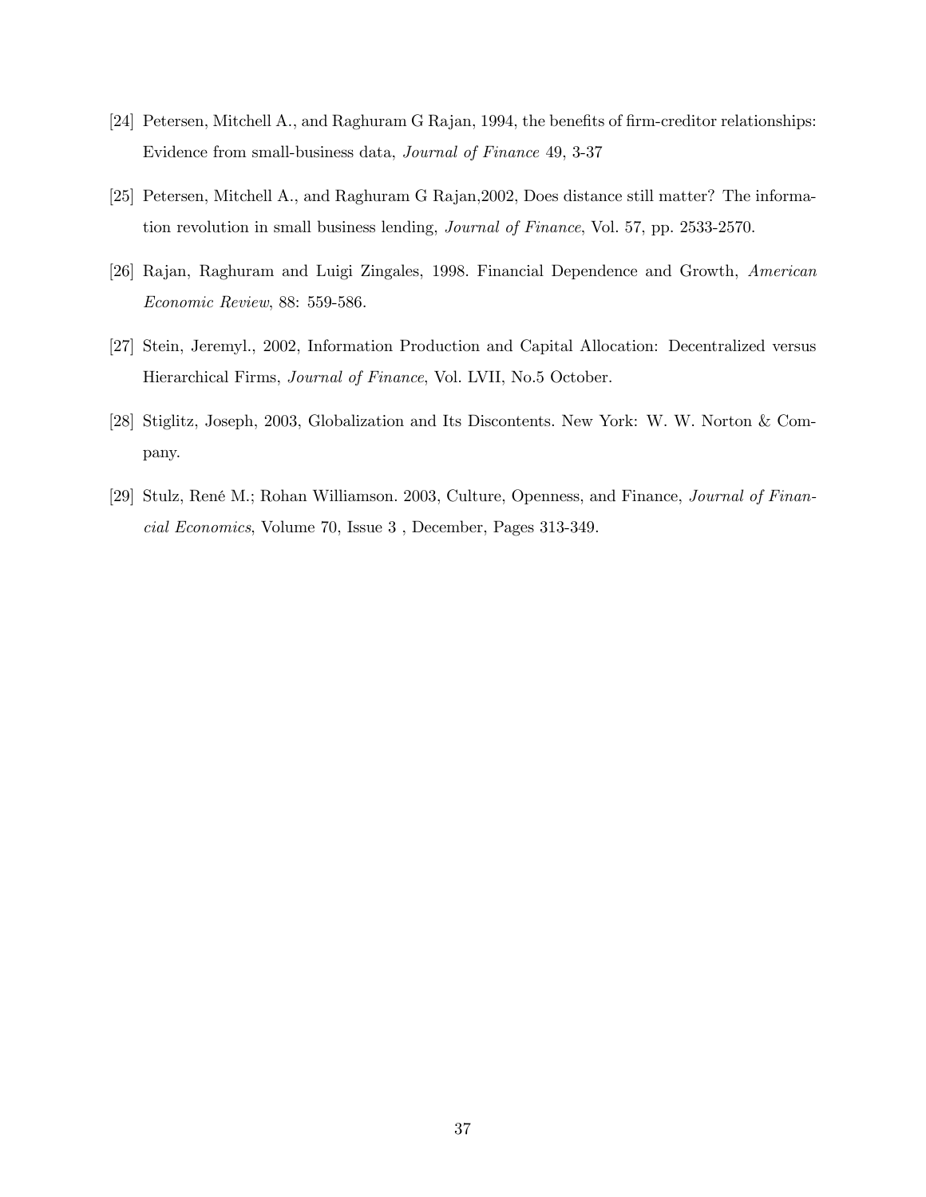[24] Petersen, Mitchell A., and Raghuram G Rajan, 1994, the benefits of firm-creditor relationships: Evidence from small-business data, *Journal of Finance* 49, 3-37

[25] Petersen, Mitchell A., and Raghuram G Rajan,2002, Does distance still matter? The information revolution in small business lending, *Journal of Finance*, Vol. 57, pp. 2533-2570.

[26] Rajan, Raghuram and Luigi Zingales, 1998. Financial Dependence and Growth, *American Economic Review*, 88: 559-586.

[27] Stein, Jeremyl., 2002, Information Production and Capital Allocation: Decentralized versus Hierarchical Firms, *Journal of Finance*, Vol. LVII, No.5 October.

[28] Stiglitz, Joseph, 2003, Globalization and Its Discontents. New York: W. W. Norton & Company.

[29] Stulz, René M.; Rohan Williamson. 2003, Culture, Openness, and Finance, *Journal of Financial Economics*, Volume 70, Issue 3 , December, Pages 313-349.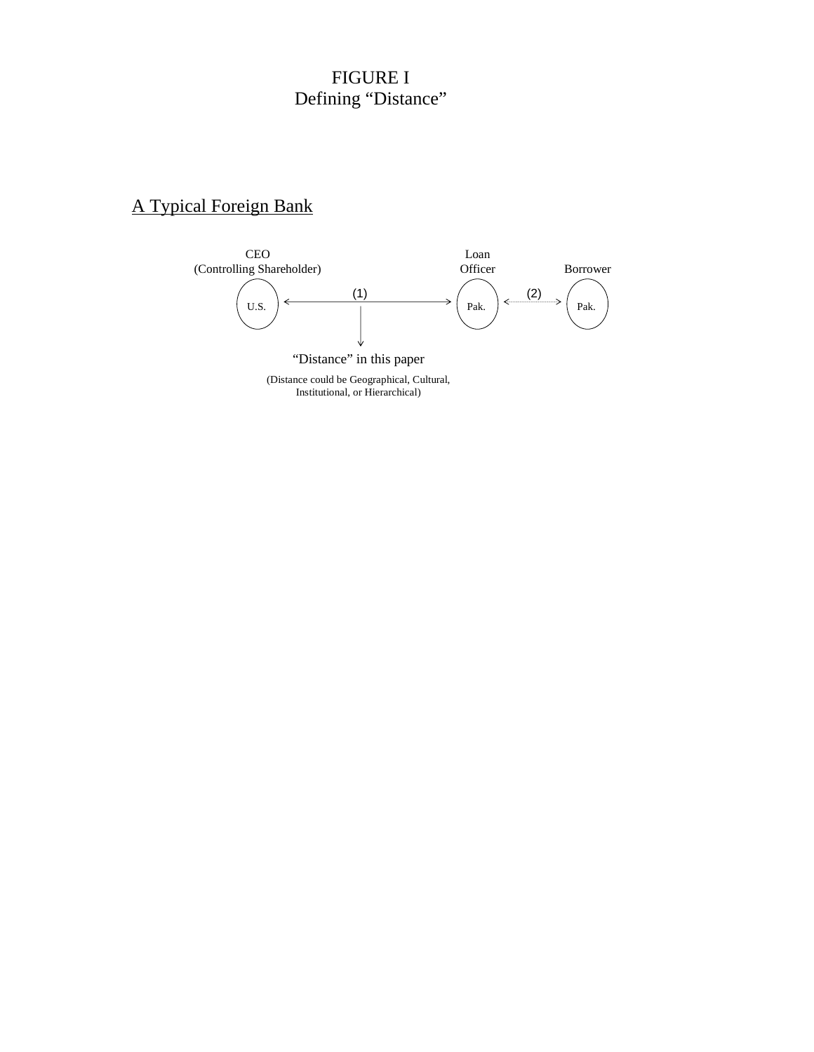# FIGURE I
## Defining "Distance"

A Typical Foreign Bank

CEO
(Controlling Shareholder)

U.S.

(1)

Loan
Officer

Pak.

(2)

Borrower

Pak.

"Distance" in this paper

(Distance could be Geographical, Cultural, Institutional, or Hierarchical)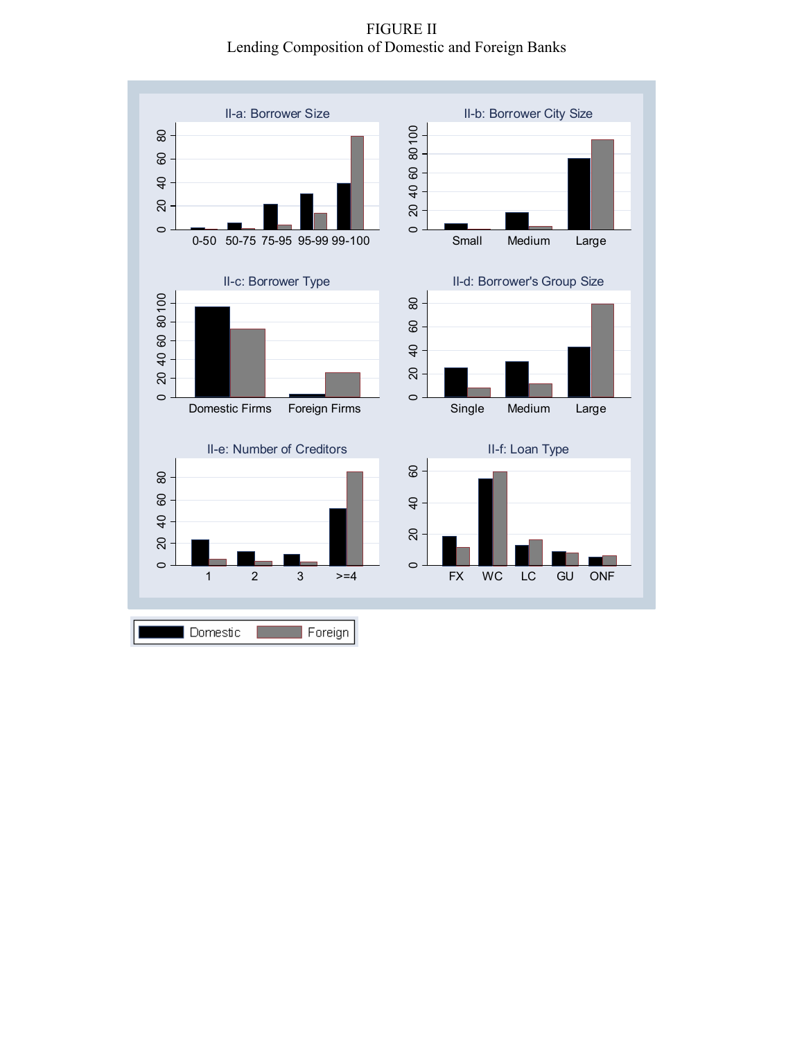FIGURE II

Lending Composition of Domestic and Foreign Banks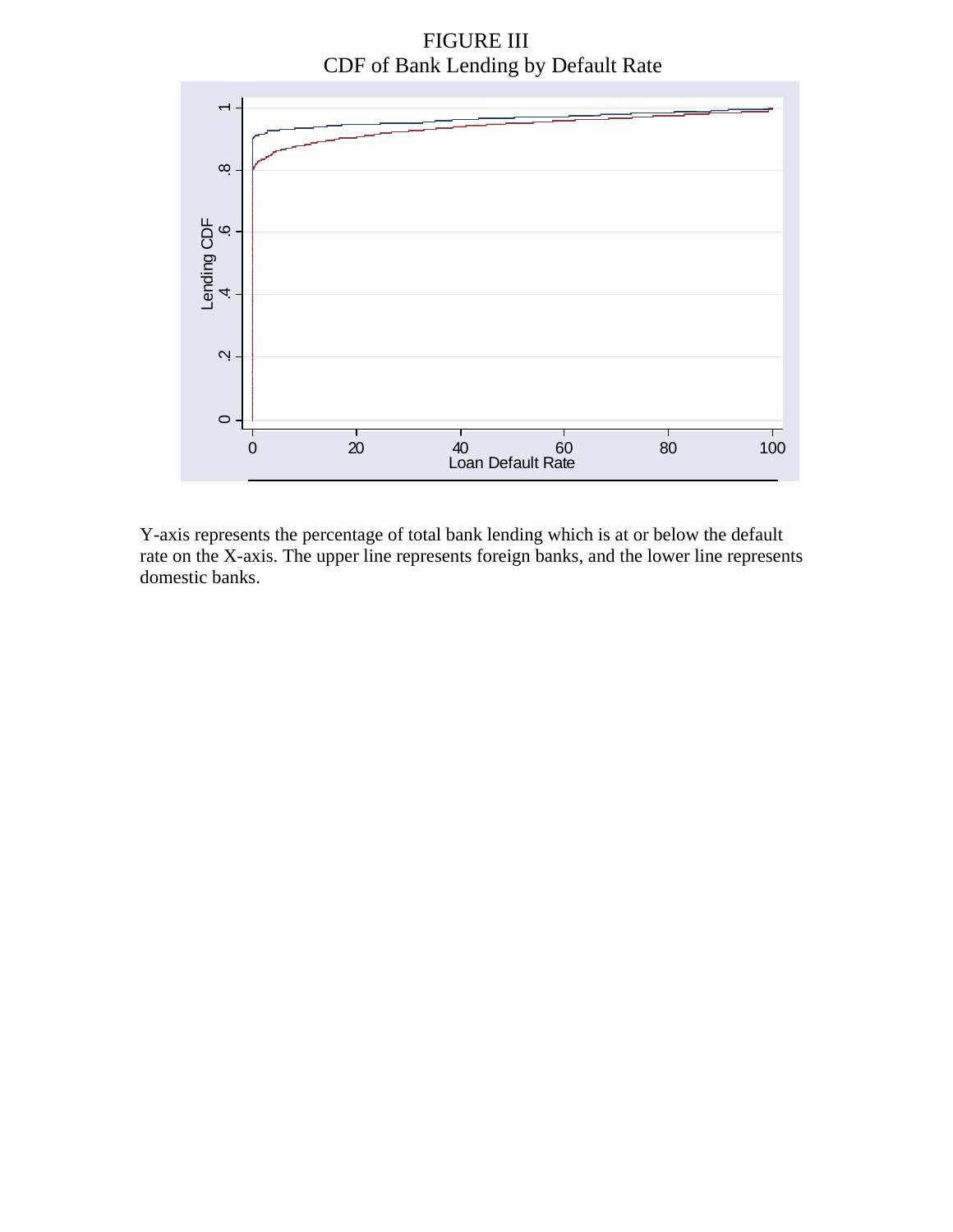FIGURE III
CDF of Bank Lending by Default Rate

Y-axis represents the percentage of total bank lending which is at or below the default rate on the X-axis. The upper line represents foreign banks, and the lower line represents domestic banks.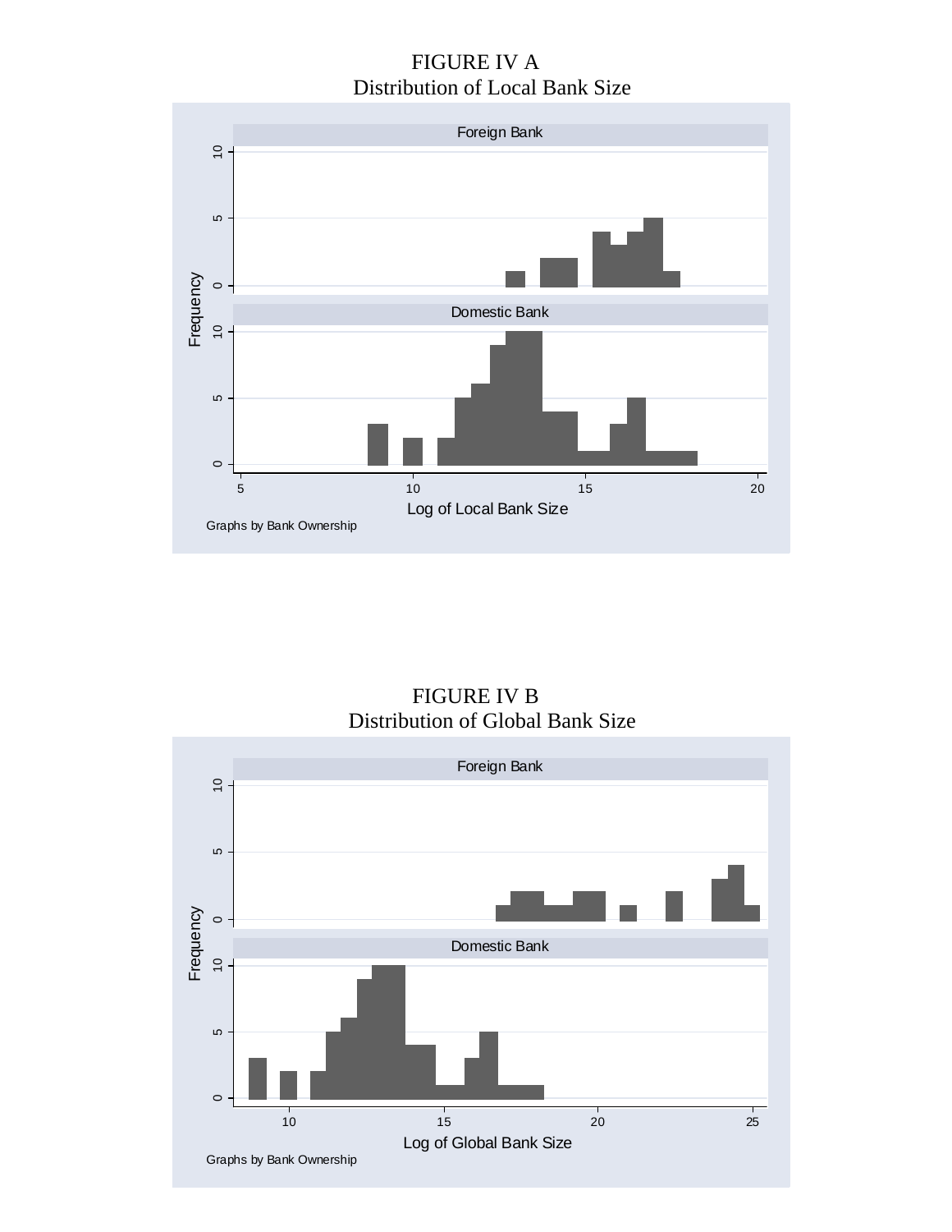FIGURE IV A
Distribution of Local Bank Size

Foreign Bank

Domestic Bank

Frequency

Log of Local Bank Size

Graphs by Bank Ownership

FIGURE IV B
Distribution of Global Bank Size

Foreign Bank

Domestic Bank

Frequency

Log of Global Bank Size

Graphs by Bank Ownership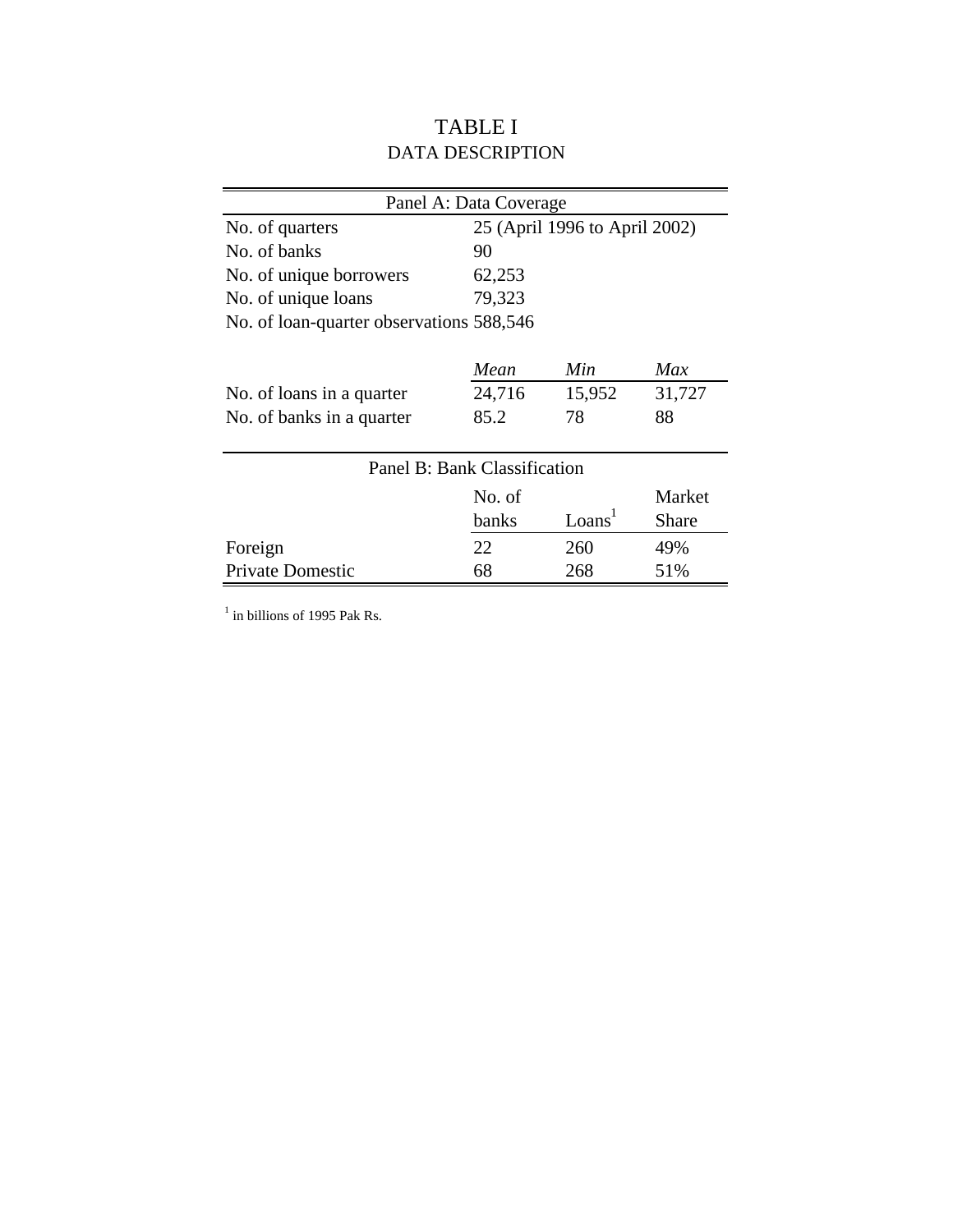# TABLE I
## DATA DESCRIPTION

| Panel A: Data Coverage | | | |
|---|---|---|---|
| No. of quarters | 25 (April 1996 to April 2002) | | |
| No. of banks | 90 | | |
| No. of unique borrowers | 62,253 | | |
| No. of unique loans | 79,323 | | |
| No. of loan-quarter observations | 588,546 | | |
| | *Mean* | *Min* | *Max* |
| No. of loans in a quarter | 24,716 | 15,952 | 31,727 |
| No. of banks in a quarter | 85.2 | 78 | 88 |

| Panel B: Bank Classification | | | |
|---|---|---|---|
| | No. of banks | Loans[1] | Market Share |
| Foreign | 22 | 260 | 49% |
| Private Domestic | 68 | 268 | 51% |

[1] in billions of 1995 Pak Rs.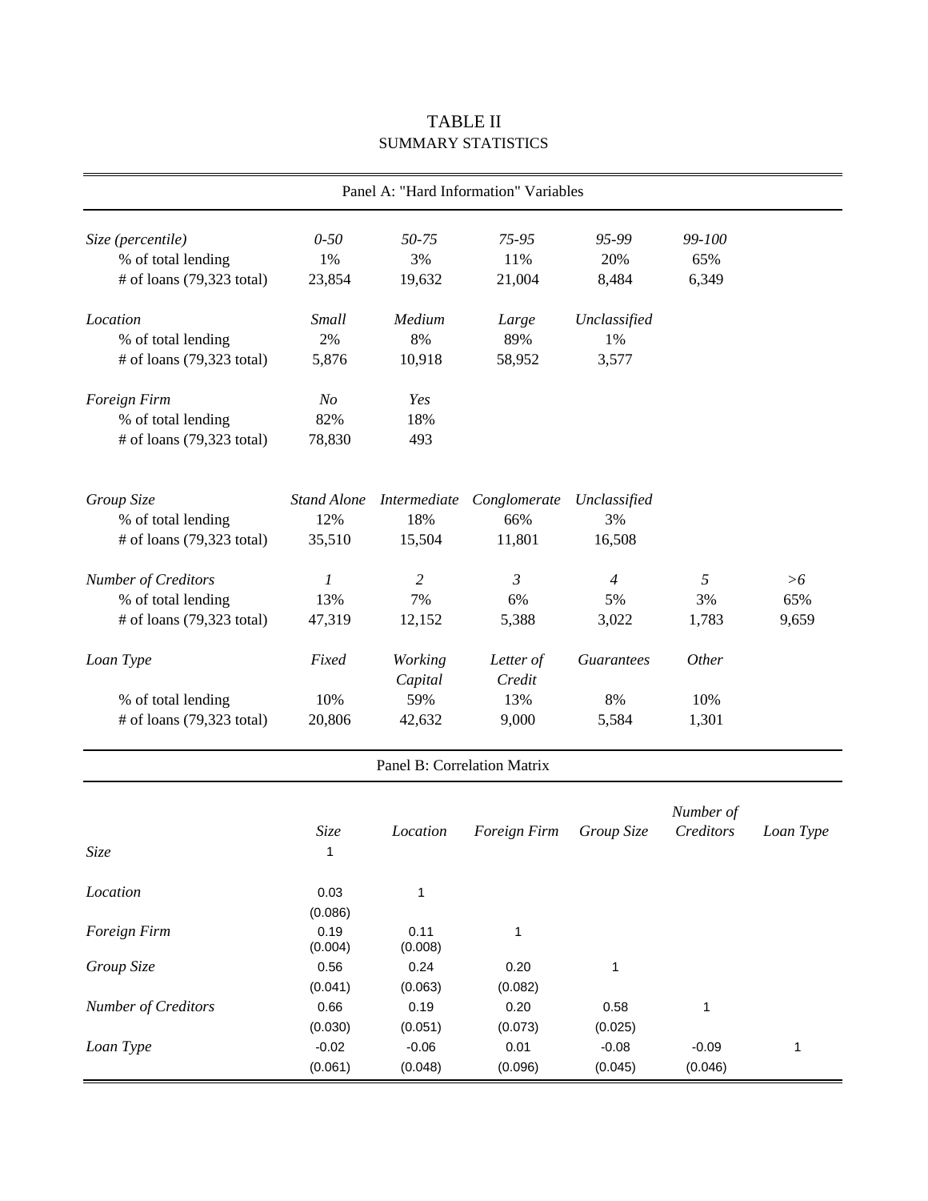# TABLE II

## SUMMARY STATISTICS

Panel A: "Hard Information" Variables

| *Size (percentile)* | *0-50* | *50-75* | *75-95* | *95-99* | *99-100* | |
|---|---|---|---|---|---|---|
| % of total lending | 1% | 3% | 11% | 20% | 65% | |
| # of loans (79,323 total) | 23,854 | 19,632 | 21,004 | 8,484 | 6,349 | |
| *Location* | *Small* | *Medium* | *Large* | *Unclassified* | | |
| % of total lending | 2% | 8% | 89% | 1% | | |
| # of loans (79,323 total) | 5,876 | 10,918 | 58,952 | 3,577 | | |
| *Foreign Firm* | *No* | *Yes* | | | | |
| % of total lending | 82% | 18% | | | | |
| # of loans (79,323 total) | 78,830 | 493 | | | | |
| *Group Size* | *Stand Alone* | *Intermediate* | *Conglomerate* | *Unclassified* | | |
| % of total lending | 12% | 18% | 66% | 3% | | |
| # of loans (79,323 total) | 35,510 | 15,504 | 11,801 | 16,508 | | |
| *Number of Creditors* | *1* | *2* | *3* | *4* | *5* | *>6* |
| % of total lending | 13% | 7% | 6% | 5% | 3% | 65% |
| # of loans (79,323 total) | 47,319 | 12,152 | 5,388 | 3,022 | 1,783 | 9,659 |
| *Loan Type* | *Fixed* | *Working Capital* | *Letter of Credit* | *Guarantees* | *Other* | |
| % of total lending | 10% | 59% | 13% | 8% | 10% | |
| # of loans (79,323 total) | 20,806 | 42,632 | 9,000 | 5,584 | 1,301 | |

Panel B: Correlation Matrix

| | *Size* | *Location* | *Foreign Firm* | *Group Size* | *Number of Creditors* | *Loan Type* |
|---|---|---|---|---|---|---|
| *Size* | 1 | | | | | |
| *Location* | 0.03 | 1 | | | | |
| | (0.086) | | | | | |
| *Foreign Firm* | 0.19 | 0.11 | 1 | | | |
| | (0.004) | (0.008) | | | | |
| *Group Size* | 0.56 | 0.24 | 0.20 | 1 | | |
| | (0.041) | (0.063) | (0.082) | | | |
| *Number of Creditors* | 0.66 | 0.19 | 0.20 | 0.58 | 1 | |
| | (0.030) | (0.051) | (0.073) | (0.025) | | |
| *Loan Type* | -0.02 | -0.06 | 0.01 | -0.08 | -0.09 | 1 |
| | (0.061) | (0.048) | (0.096) | (0.045) | (0.046) | |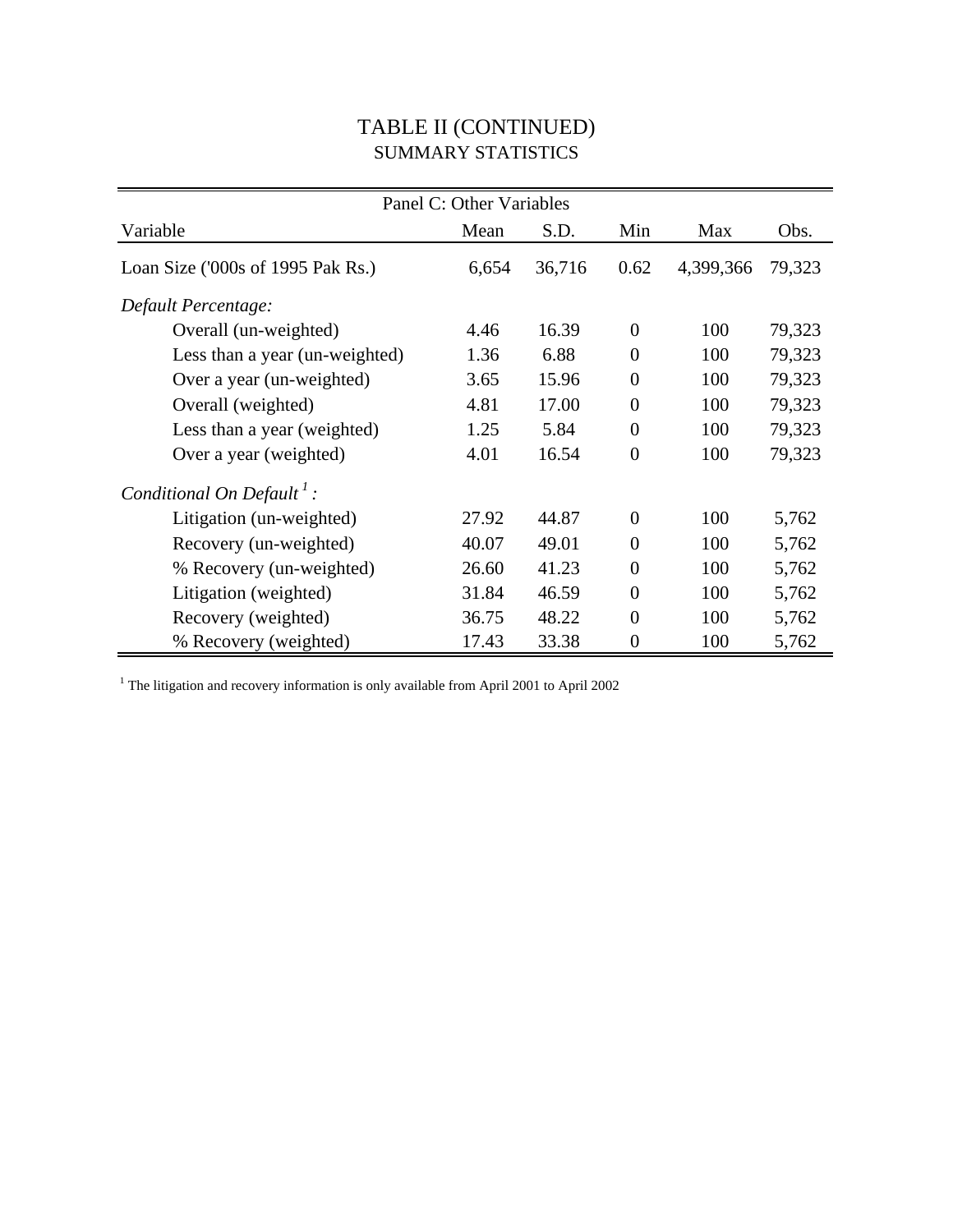# TABLE II (CONTINUED)

## SUMMARY STATISTICS

| Panel C: Other Variables | | | | | |
|---|---|---|---|---|---|
| Variable | Mean | S.D. | Min | Max | Obs. |
| Loan Size ('000s of 1995 Pak Rs.) | 6,654 | 36,716 | 0.62 | 4,399,366 | 79,323 |
| *Default Percentage:* | | | | | |
| Overall (un-weighted) | 4.46 | 16.39 | 0 | 100 | 79,323 |
| Less than a year (un-weighted) | 1.36 | 6.88 | 0 | 100 | 79,323 |
| Over a year (un-weighted) | 3.65 | 15.96 | 0 | 100 | 79,323 |
| Overall (weighted) | 4.81 | 17.00 | 0 | 100 | 79,323 |
| Less than a year (weighted) | 1.25 | 5.84 | 0 | 100 | 79,323 |
| Over a year (weighted) | 4.01 | 16.54 | 0 | 100 | 79,323 |
| *Conditional On Default [1] :* | | | | | |
| Litigation (un-weighted) | 27.92 | 44.87 | 0 | 100 | 5,762 |
| Recovery (un-weighted) | 40.07 | 49.01 | 0 | 100 | 5,762 |
| % Recovery (un-weighted) | 26.60 | 41.23 | 0 | 100 | 5,762 |
| Litigation (weighted) | 31.84 | 46.59 | 0 | 100 | 5,762 |
| Recovery (weighted) | 36.75 | 48.22 | 0 | 100 | 5,762 |
| % Recovery (weighted) | 17.43 | 33.38 | 0 | 100 | 5,762 |

[1] The litigation and recovery information is only available from April 2001 to April 2002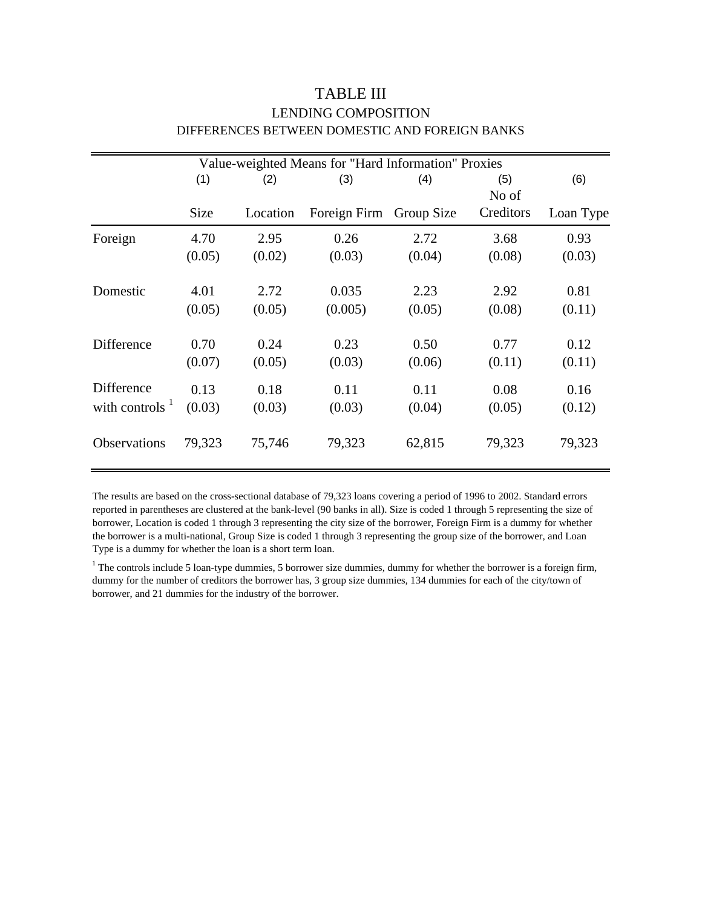# TABLE III

## LENDING COMPOSITION

### DIFFERENCES BETWEEN DOMESTIC AND FOREIGN BANKS

| | Value-weighted Means for "Hard Information" Proxies | | | | | |
|---|---|---|---|---|---|---|
| | (1) | (2) | (3) | (4) | (5) | (6) |
| | Size | Location | Foreign Firm | Group Size | No of Creditors | Loan Type |
| Foreign | 4.70 | 2.95 | 0.26 | 2.72 | 3.68 | 0.93 |
| | (0.05) | (0.02) | (0.03) | (0.04) | (0.08) | (0.03) |
| Domestic | 4.01 | 2.72 | 0.035 | 2.23 | 2.92 | 0.81 |
| | (0.05) | (0.05) | (0.005) | (0.05) | (0.08) | (0.11) |
| Difference | 0.70 | 0.24 | 0.23 | 0.50 | 0.77 | 0.12 |
| | (0.07) | (0.05) | (0.03) | (0.06) | (0.11) | (0.11) |
| Difference with controls [1] | 0.13 | 0.18 | 0.11 | 0.11 | 0.08 | 0.16 |
| | (0.03) | (0.03) | (0.03) | (0.04) | (0.05) | (0.12) |
| Observations | 79,323 | 75,746 | 79,323 | 62,815 | 79,323 | 79,323 |

The results are based on the cross-sectional database of 79,323 loans covering a period of 1996 to 2002. Standard errors reported in parentheses are clustered at the bank-level (90 banks in all). Size is coded 1 through 5 representing the size of borrower, Location is coded 1 through 3 representing the city size of the borrower, Foreign Firm is a dummy for whether the borrower is a multi-national, Group Size is coded 1 through 3 representing the group size of the borrower, and Loan Type is a dummy for whether the loan is a short term loan.

[1] The controls include 5 loan-type dummies, 5 borrower size dummies, dummy for whether the borrower is a foreign firm, dummy for the number of creditors the borrower has, 3 group size dummies, 134 dummies for each of the city/town of borrower, and 21 dummies for the industry of the borrower.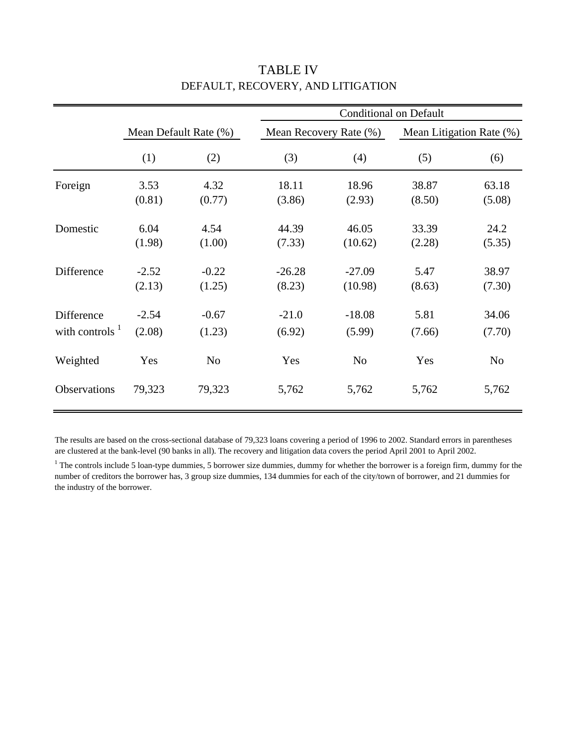# TABLE IV

## DEFAULT, RECOVERY, AND LITIGATION

| | Mean Default Rate (%) | | Conditional on Default: Mean Recovery Rate (%) | | Conditional on Default: Mean Litigation Rate (%) | |
|---|---|---|---|---|---|---|
| | (1) | (2) | (3) | (4) | (5) | (6) |
| Foreign | 3.53 | 4.32 | 18.11 | 18.96 | 38.87 | 63.18 |
| | (0.81) | (0.77) | (3.86) | (2.93) | (8.50) | (5.08) |
| Domestic | 6.04 | 4.54 | 44.39 | 46.05 | 33.39 | 24.2 |
| | (1.98) | (1.00) | (7.33) | (10.62) | (2.28) | (5.35) |
| Difference | -2.52 | -0.22 | -26.28 | -27.09 | 5.47 | 38.97 |
| | (2.13) | (1.25) | (8.23) | (10.98) | (8.63) | (7.30) |
| Difference with controls [1] | -2.54 | -0.67 | -21.0 | -18.08 | 5.81 | 34.06 |
| | (2.08) | (1.23) | (6.92) | (5.99) | (7.66) | (7.70) |
| Weighted | Yes | No | Yes | No | Yes | No |
| Observations | 79,323 | 79,323 | 5,762 | 5,762 | 5,762 | 5,762 |

The results are based on the cross-sectional database of 79,323 loans covering a period of 1996 to 2002. Standard errors in parentheses are clustered at the bank-level (90 banks in all). The recovery and litigation data covers the period April 2001 to April 2002.

[1] The controls include 5 loan-type dummies, 5 borrower size dummies, dummy for whether the borrower is a foreign firm, dummy for the number of creditors the borrower has, 3 group size dummies, 134 dummies for each of the city/town of borrower, and 21 dummies for the industry of the borrower.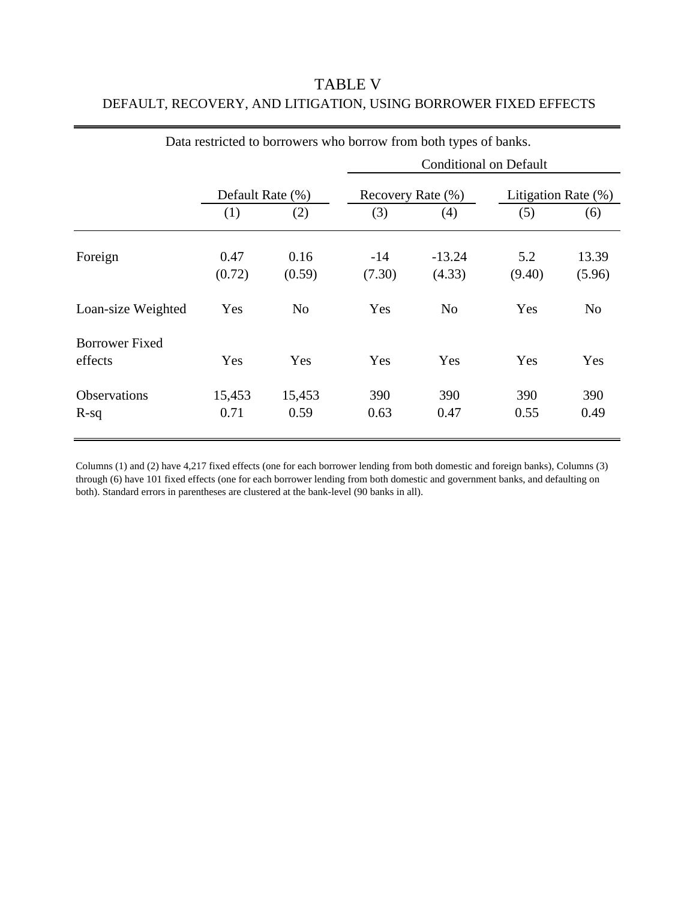# TABLE V

## DEFAULT, RECOVERY, AND LITIGATION, USING BORROWER FIXED EFFECTS

Data restricted to borrowers who borrow from both types of banks.

| | Default Rate (%) | | Conditional on Default: Recovery Rate (%) | | Conditional on Default: Litigation Rate (%) | |
|---|---|---|---|---|---|---|
| | (1) | (2) | (3) | (4) | (5) | (6) |
| Foreign | 0.47 | 0.16 | -14 | -13.24 | 5.2 | 13.39 |
| | (0.72) | (0.59) | (7.30) | (4.33) | (9.40) | (5.96) |
| Loan-size Weighted | Yes | No | Yes | No | Yes | No |
| Borrower Fixed effects | Yes | Yes | Yes | Yes | Yes | Yes |
| Observations | 15,453 | 15,453 | 390 | 390 | 390 | 390 |
| R-sq | 0.71 | 0.59 | 0.63 | 0.47 | 0.55 | 0.49 |

Columns (1) and (2) have 4,217 fixed effects (one for each borrower lending from both domestic and foreign banks), Columns (3) through (6) have 101 fixed effects (one for each borrower lending from both domestic and government banks, and defaulting on both). Standard errors in parentheses are clustered at the bank-level (90 banks in all).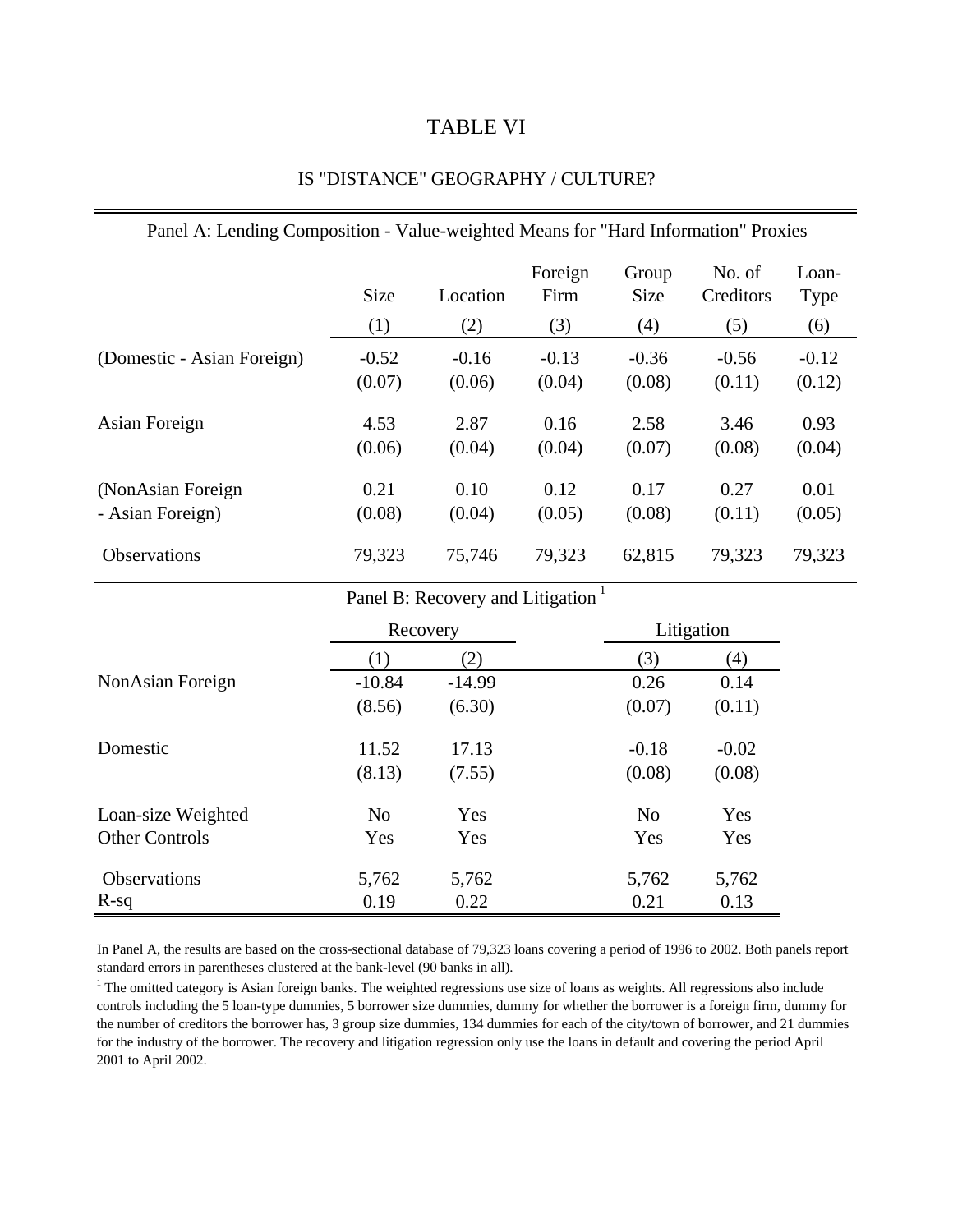# TABLE VI

## IS "DISTANCE" GEOGRAPHY / CULTURE?

Panel A: Lending Composition - Value-weighted Means for "Hard Information" Proxies

| | Size | Location | Foreign Firm | Group Size | No. of Creditors | Loan-Type |
|---|---|---|---|---|---|---|
| | (1) | (2) | (3) | (4) | (5) | (6) |
| (Domestic - Asian Foreign) | -0.52 | -0.16 | -0.13 | -0.36 | -0.56 | -0.12 |
| | (0.07) | (0.06) | (0.04) | (0.08) | (0.11) | (0.12) |
| Asian Foreign | 4.53 | 2.87 | 0.16 | 2.58 | 3.46 | 0.93 |
| | (0.06) | (0.04) | (0.04) | (0.07) | (0.08) | (0.04) |
| (NonAsian Foreign - Asian Foreign) | 0.21 | 0.10 | 0.12 | 0.17 | 0.27 | 0.01 |
| | (0.08) | (0.04) | (0.05) | (0.08) | (0.11) | (0.05) |
| Observations | 79,323 | 75,746 | 79,323 | 62,815 | 79,323 | 79,323 |

Panel B: Recovery and Litigation [1]

| | Recovery | | Litigation | |
|---|---|---|---|---|
| | (1) | (2) | (3) | (4) |
| NonAsian Foreign | -10.84 | -14.99 | 0.26 | 0.14 |
| | (8.56) | (6.30) | (0.07) | (0.11) |
| Domestic | 11.52 | 17.13 | -0.18 | -0.02 |
| | (8.13) | (7.55) | (0.08) | (0.08) |
| Loan-size Weighted | No | Yes | No | Yes |
| Other Controls | Yes | Yes | Yes | Yes |
| Observations | 5,762 | 5,762 | 5,762 | 5,762 |
| R-sq | 0.19 | 0.22 | 0.21 | 0.13 |

In Panel A, the results are based on the cross-sectional database of 79,323 loans covering a period of 1996 to 2002. Both panels report standard errors in parentheses clustered at the bank-level (90 banks in all).

[1] The omitted category is Asian foreign banks. The weighted regressions use size of loans as weights. All regressions also include controls including the 5 loan-type dummies, 5 borrower size dummies, dummy for whether the borrower is a foreign firm, dummy for the number of creditors the borrower has, 3 group size dummies, 134 dummies for each of the city/town of borrower, and 21 dummies for the industry of the borrower. The recovery and litigation regression only use the loans in default and covering the period April 2001 to April 2002.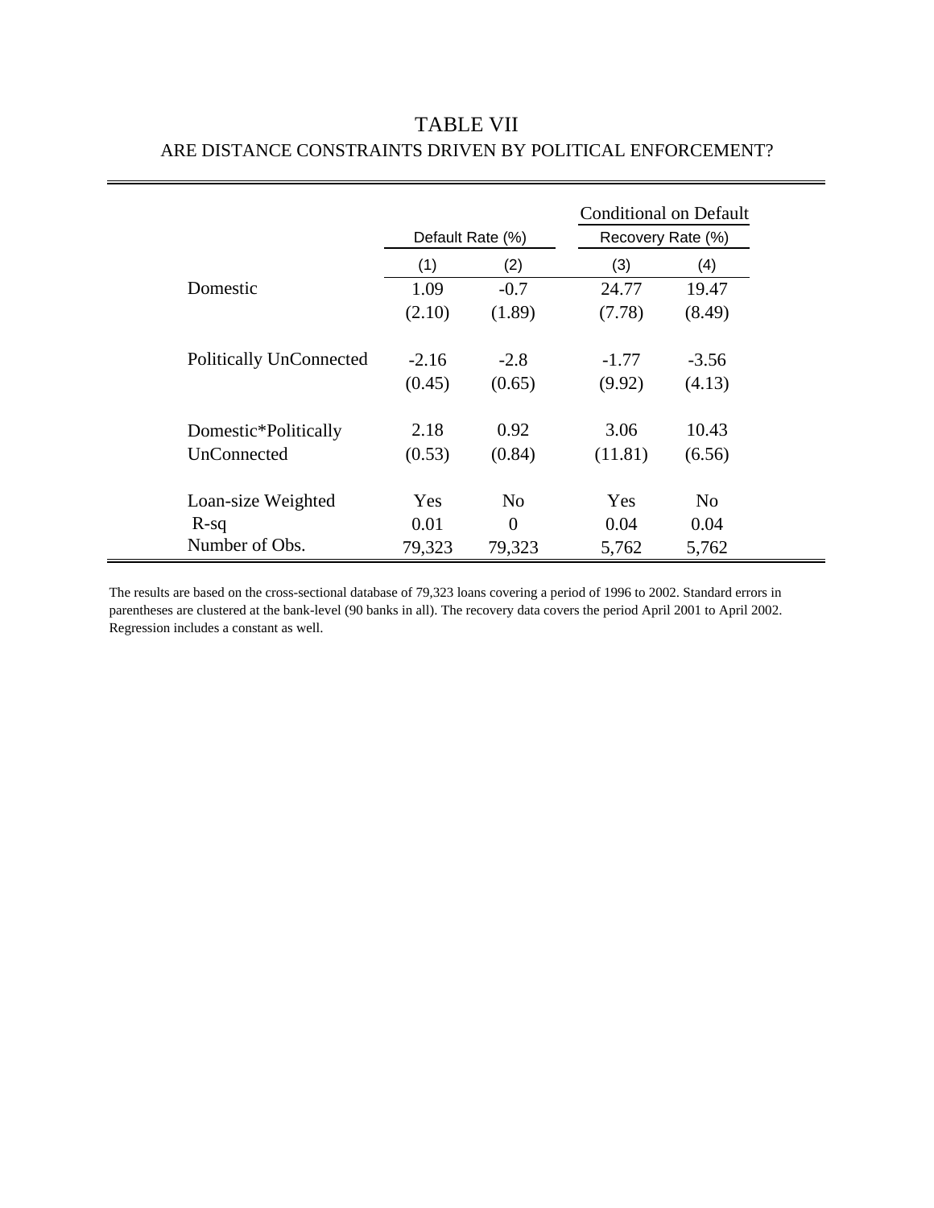# TABLE VII

## ARE DISTANCE CONSTRAINTS DRIVEN BY POLITICAL ENFORCEMENT?

| | Default Rate (%) | | Conditional on Default Recovery Rate (%) | |
|---|---|---|---|---|
| | (1) | (2) | (3) | (4) |
| Domestic | 1.09 | -0.7 | 24.77 | 19.47 |
| | (2.10) | (1.89) | (7.78) | (8.49) |
| Politically UnConnected | -2.16 | -2.8 | -1.77 | -3.56 |
| | (0.45) | (0.65) | (9.92) | (4.13) |
| Domestic*Politically UnConnected | 2.18 | 0.92 | 3.06 | 10.43 |
| | (0.53) | (0.84) | (11.81) | (6.56) |
| Loan-size Weighted | Yes | No | Yes | No |
| R-sq | 0.01 | 0 | 0.04 | 0.04 |
| Number of Obs. | 79,323 | 79,323 | 5,762 | 5,762 |

The results are based on the cross-sectional database of 79,323 loans covering a period of 1996 to 2002. Standard errors in parentheses are clustered at the bank-level (90 banks in all). The recovery data covers the period April 2001 to April 2002. Regression includes a constant as well.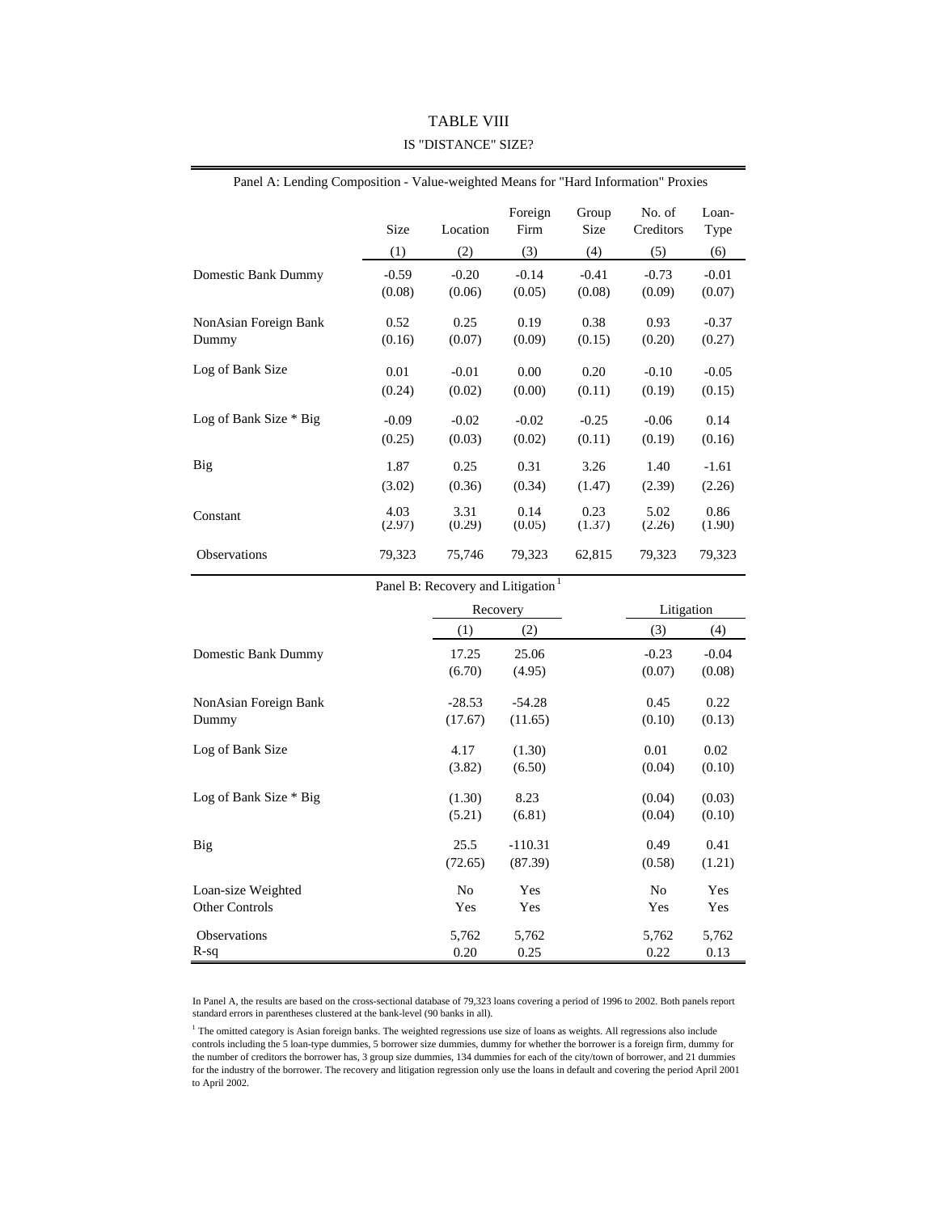# TABLE VIII

## IS "DISTANCE" SIZE?

Panel A: Lending Composition - Value-weighted Means for "Hard Information" Proxies

| | Size | Location | Foreign Firm | Group Size | No. of Creditors | Loan-Type |
|---|---|---|---|---|---|---|
| | (1) | (2) | (3) | (4) | (5) | (6) |
| Domestic Bank Dummy | -0.59 | -0.20 | -0.14 | -0.41 | -0.73 | -0.01 |
| | (0.08) | (0.06) | (0.05) | (0.08) | (0.09) | (0.07) |
| NonAsian Foreign Bank Dummy | 0.52 | 0.25 | 0.19 | 0.38 | 0.93 | -0.37 |
| | (0.16) | (0.07) | (0.09) | (0.15) | (0.20) | (0.27) |
| Log of Bank Size | 0.01 | -0.01 | 0.00 | 0.20 | -0.10 | -0.05 |
| | (0.24) | (0.02) | (0.00) | (0.11) | (0.19) | (0.15) |
| Log of Bank Size * Big | -0.09 | -0.02 | -0.02 | -0.25 | -0.06 | 0.14 |
| | (0.25) | (0.03) | (0.02) | (0.11) | (0.19) | (0.16) |
| Big | 1.87 | 0.25 | 0.31 | 3.26 | 1.40 | -1.61 |
| | (3.02) | (0.36) | (0.34) | (1.47) | (2.39) | (2.26) |
| Constant | 4.03 | 3.31 | 0.14 | 0.23 | 5.02 | 0.86 |
| | (2.97) | (0.29) | (0.05) | (1.37) | (2.26) | (1.90) |
| Observations | 79,323 | 75,746 | 79,323 | 62,815 | 79,323 | 79,323 |

Panel B: Recovery and Litigation[1]

| | Recovery | | Litigation | |
|---|---|---|---|---|
| | (1) | (2) | (3) | (4) |
| Domestic Bank Dummy | 17.25 | 25.06 | -0.23 | -0.04 |
| | (6.70) | (4.95) | (0.07) | (0.08) |
| NonAsian Foreign Bank Dummy | -28.53 | -54.28 | 0.45 | 0.22 |
| | (17.67) | (11.65) | (0.10) | (0.13) |
| Log of Bank Size | 4.17 | (1.30) | 0.01 | 0.02 |
| | (3.82) | (6.50) | (0.04) | (0.10) |
| Log of Bank Size * Big | (1.30) | 8.23 | (0.04) | (0.03) |
| | (5.21) | (6.81) | (0.04) | (0.10) |
| Big | 25.5 | -110.31 | 0.49 | 0.41 |
| | (72.65) | (87.39) | (0.58) | (1.21) |
| Loan-size Weighted | No | Yes | No | Yes |
| Other Controls | Yes | Yes | Yes | Yes |
| Observations | 5,762 | 5,762 | 5,762 | 5,762 |
| R-sq | 0.20 | 0.25 | 0.22 | 0.13 |

In Panel A, the results are based on the cross-sectional database of 79,323 loans covering a period of 1996 to 2002. Both panels report standard errors in parentheses clustered at the bank-level (90 banks in all).

[1] The omitted category is Asian foreign banks. The weighted regressions use size of loans as weights. All regressions also include controls including the 5 loan-type dummies, 5 borrower size dummies, dummy for whether the borrower is a foreign firm, dummy for the number of creditors the borrower has, 3 group size dummies, 134 dummies for each of the city/town of borrower, and 21 dummies for the industry of the borrower. The recovery and litigation regression only use the loans in default and covering the period April 2001 to April 2002.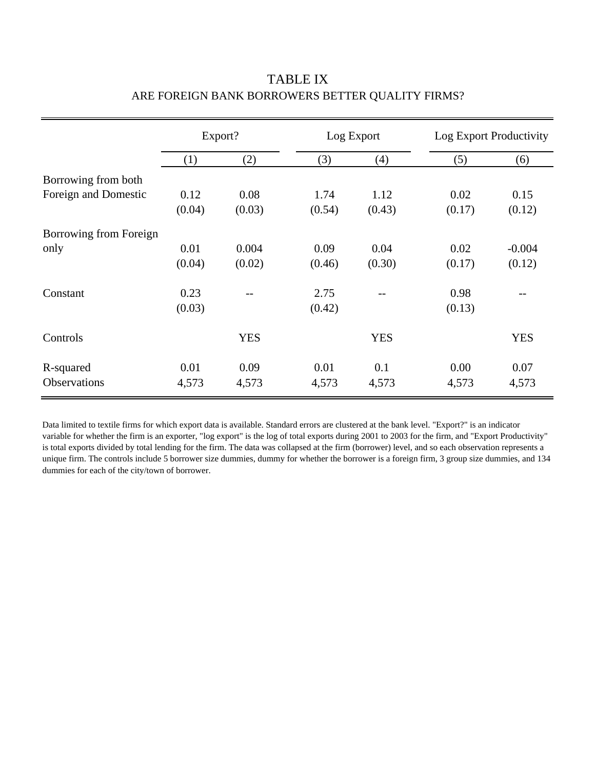# TABLE IX
## ARE FOREIGN BANK BORROWERS BETTER QUALITY FIRMS?

| | Export? | | Log Export | | Log Export Productivity | |
|---|---|---|---|---|---|---|
| | (1) | (2) | (3) | (4) | (5) | (6) |
| Borrowing from both Foreign and Domestic | 0.12 | 0.08 | 1.74 | 1.12 | 0.02 | 0.15 |
| | (0.04) | (0.03) | (0.54) | (0.43) | (0.17) | (0.12) |
| Borrowing from Foreign only | 0.01 | 0.004 | 0.09 | 0.04 | 0.02 | -0.004 |
| | (0.04) | (0.02) | (0.46) | (0.30) | (0.17) | (0.12) |
| Constant | 0.23 | -- | 2.75 | -- | 0.98 | -- |
| | (0.03) | | (0.42) | | (0.13) | |
| Controls | | YES | | YES | | YES |
| R-squared | 0.01 | 0.09 | 0.01 | 0.1 | 0.00 | 0.07 |
| Observations | 4,573 | 4,573 | 4,573 | 4,573 | 4,573 | 4,573 |

Data limited to textile firms for which export data is available. Standard errors are clustered at the bank level. "Export?" is an indicator variable for whether the firm is an exporter, "log export" is the log of total exports during 2001 to 2003 for the firm, and "Export Productivity" is total exports divided by total lending for the firm. The data was collapsed at the firm (borrower) level, and so each observation represents a unique firm. The controls include 5 borrower size dummies, dummy for whether the borrower is a foreign firm, 3 group size dummies, and 134 dummies for each of the city/town of borrower.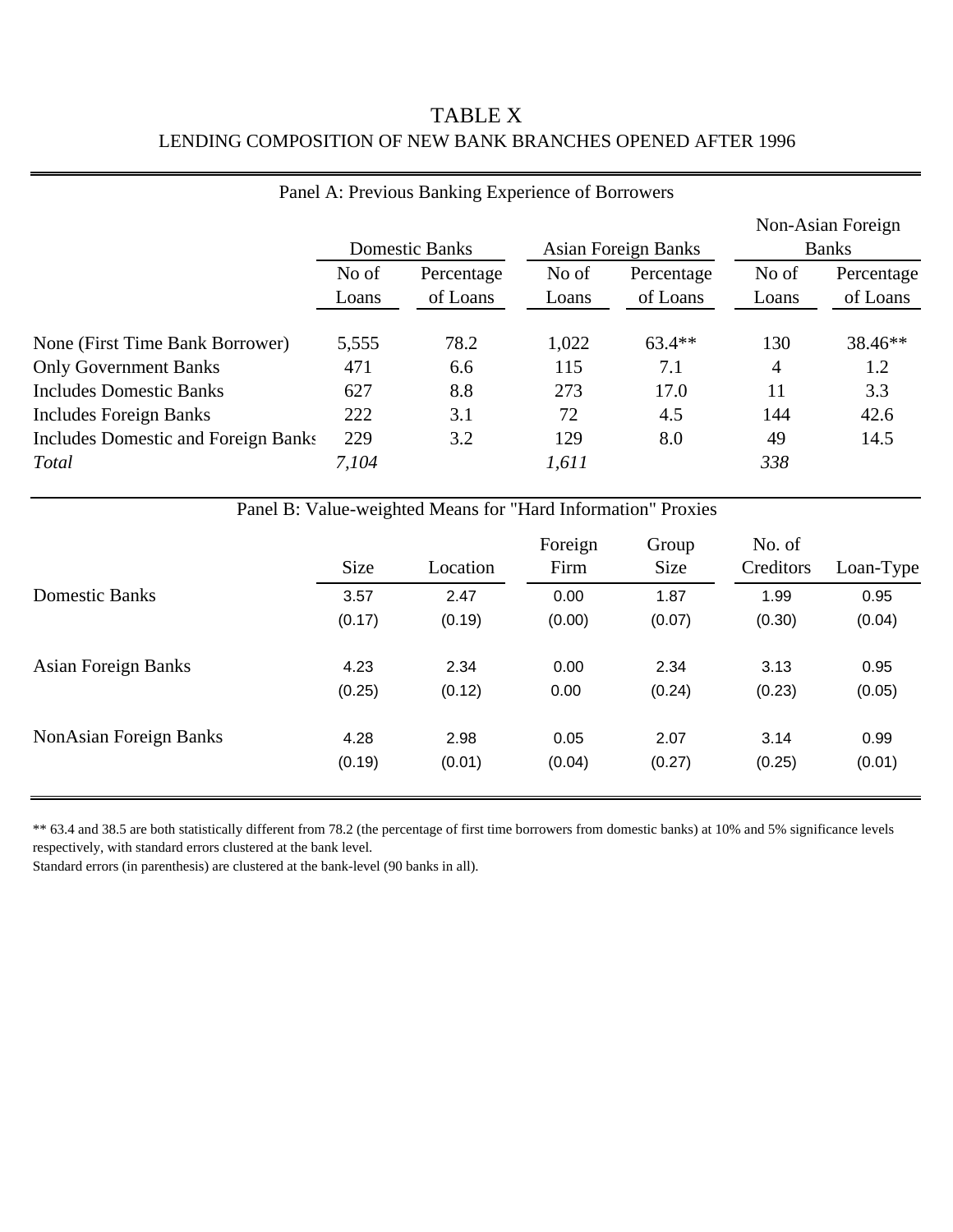# TABLE X

## LENDING COMPOSITION OF NEW BANK BRANCHES OPENED AFTER 1996

Panel A: Previous Banking Experience of Borrowers

| | Domestic Banks | | Asian Foreign Banks | | Non-Asian Foreign Banks | |
|---|---|---|---|---|---|---|
| | No of Loans | Percentage of Loans | No of Loans | Percentage of Loans | No of Loans | Percentage of Loans |
| None (First Time Bank Borrower) | 5,555 | 78.2 | 1,022 | 63.4** | 130 | 38.46** |
| Only Government Banks | 471 | 6.6 | 115 | 7.1 | 4 | 1.2 |
| Includes Domestic Banks | 627 | 8.8 | 273 | 17.0 | 11 | 3.3 |
| Includes Foreign Banks | 222 | 3.1 | 72 | 4.5 | 144 | 42.6 |
| Includes Domestic and Foreign Banks | 229 | 3.2 | 129 | 8.0 | 49 | 14.5 |
| *Total* | *7,104* | | *1,611* | | *338* | |

Panel B: Value-weighted Means for "Hard Information" Proxies

| | Size | Location | Foreign Firm | Group Size | No. of Creditors | Loan-Type |
|---|---|---|---|---|---|---|
| Domestic Banks | 3.57 | 2.47 | 0.00 | 1.87 | 1.99 | 0.95 |
| | (0.17) | (0.19) | (0.00) | (0.07) | (0.30) | (0.04) |
| Asian Foreign Banks | 4.23 | 2.34 | 0.00 | 2.34 | 3.13 | 0.95 |
| | (0.25) | (0.12) | 0.00 | (0.24) | (0.23) | (0.05) |
| NonAsian Foreign Banks | 4.28 | 2.98 | 0.05 | 2.07 | 3.14 | 0.99 |
| | (0.19) | (0.01) | (0.04) | (0.27) | (0.25) | (0.01) |

** 63.4 and 38.5 are both statistically different from 78.2 (the percentage of first time borrowers from domestic banks) at 10% and 5% significance levels respectively, with standard errors clustered at the bank level.
Standard errors (in parenthesis) are clustered at the bank-level (90 banks in all).